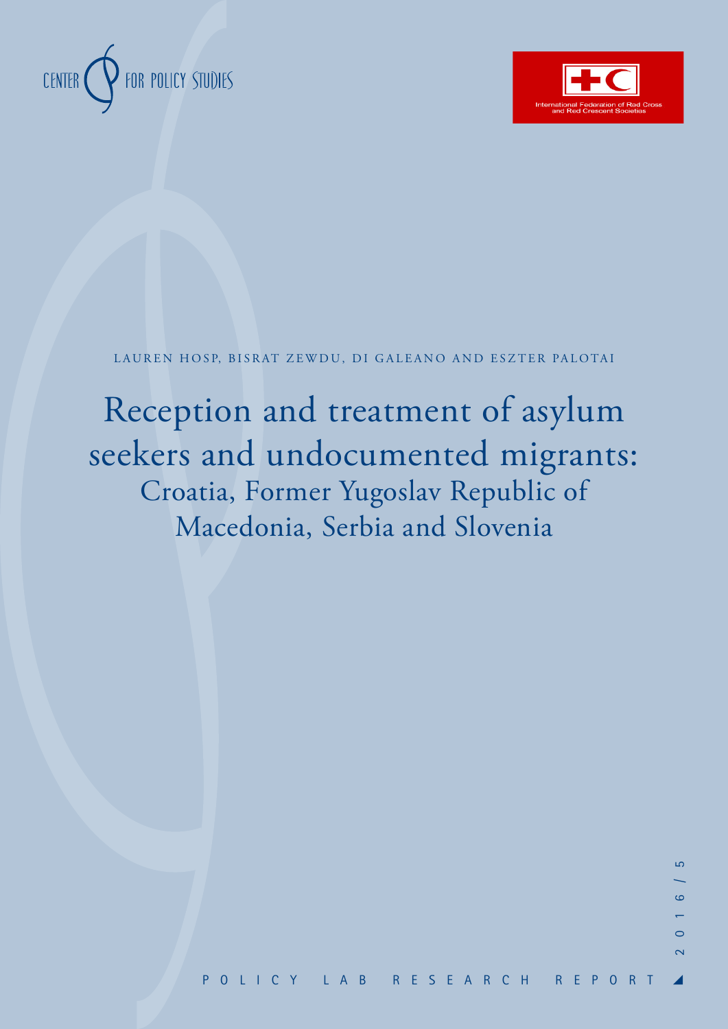CENTER FOR POLICY STUDIES

International Federation of Red Cross and Red Crescent Societies

LAUREN HOSP, BISRAT ZEWDU, DI GALEANO AND ESZTER PALOTAI

# Reception and treatment of asylum seekers and undocumented migrants:

## Croatia, Former Yugoslav Republic of Macedonia, Serbia and Slovenia

2016/5

POLICY LAB RESEARCH REPORT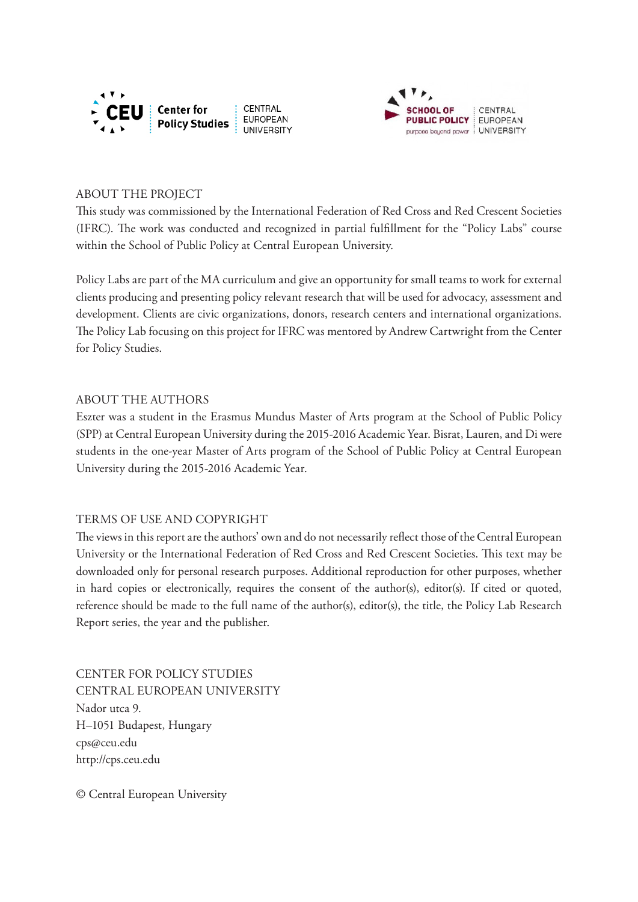CEU Center for Policy Studies | CENTRAL EUROPEAN UNIVERSITY

SCHOOL OF PUBLIC POLICY | purpose beyond power | CENTRAL EUROPEAN UNIVERSITY

## ABOUT THE PROJECT

This study was commissioned by the International Federation of Red Cross and Red Crescent Societies (IFRC). The work was conducted and recognized in partial fulfillment for the "Policy Labs" course within the School of Public Policy at Central European University.

Policy Labs are part of the MA curriculum and give an opportunity for small teams to work for external clients producing and presenting policy relevant research that will be used for advocacy, assessment and development. Clients are civic organizations, donors, research centers and international organizations. The Policy Lab focusing on this project for IFRC was mentored by Andrew Cartwright from the Center for Policy Studies.

## ABOUT THE AUTHORS

Eszter was a student in the Erasmus Mundus Master of Arts program at the School of Public Policy (SPP) at Central European University during the 2015-2016 Academic Year. Bisrat, Lauren, and Di were students in the one-year Master of Arts program of the School of Public Policy at Central European University during the 2015-2016 Academic Year.

## TERMS OF USE AND COPYRIGHT

The views in this report are the authors' own and do not necessarily reflect those of the Central European University or the International Federation of Red Cross and Red Crescent Societies. This text may be downloaded only for personal research purposes. Additional reproduction for other purposes, whether in hard copies or electronically, requires the consent of the author(s), editor(s). If cited or quoted, reference should be made to the full name of the author(s), editor(s), the title, the Policy Lab Research Report series, the year and the publisher.

CENTER FOR POLICY STUDIES
CENTRAL EUROPEAN UNIVERSITY
Nador utca 9.
H–1051 Budapest, Hungary
cps@ceu.edu
http://cps.ceu.edu

© Central European University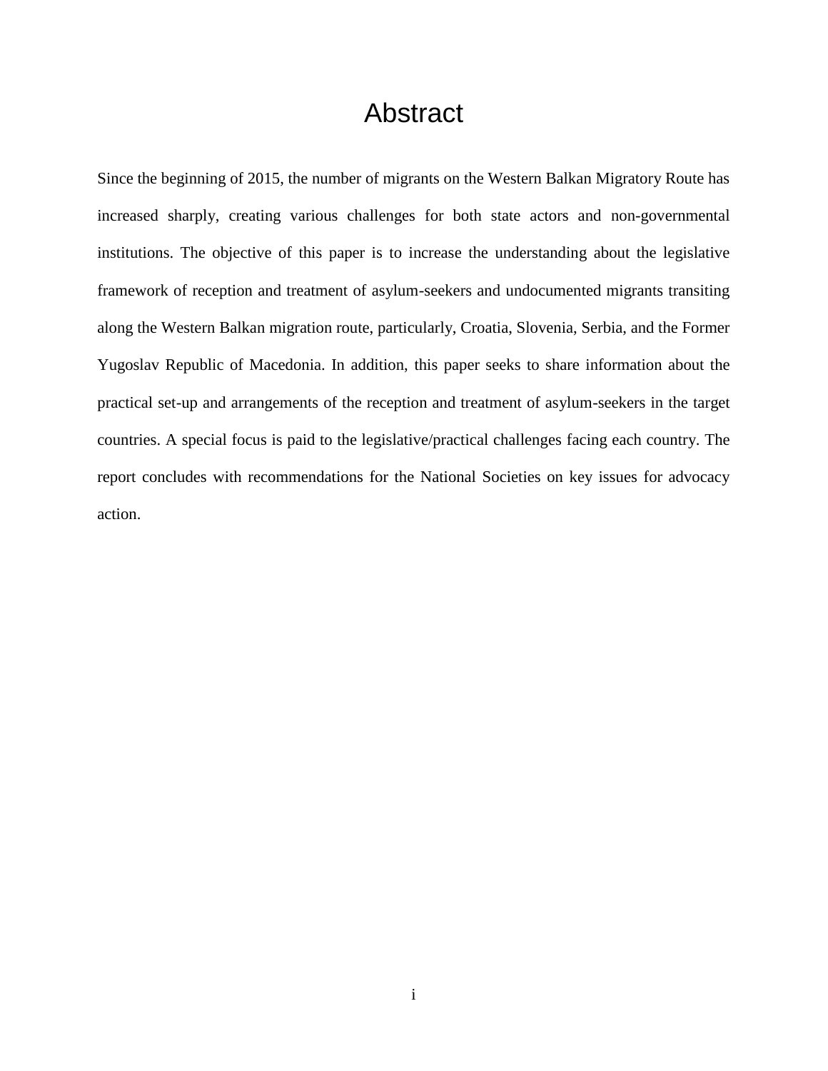# Abstract

Since the beginning of 2015, the number of migrants on the Western Balkan Migratory Route has increased sharply, creating various challenges for both state actors and non-governmental institutions. The objective of this paper is to increase the understanding about the legislative framework of reception and treatment of asylum-seekers and undocumented migrants transiting along the Western Balkan migration route, particularly, Croatia, Slovenia, Serbia, and the Former Yugoslav Republic of Macedonia. In addition, this paper seeks to share information about the practical set-up and arrangements of the reception and treatment of asylum-seekers in the target countries. A special focus is paid to the legislative/practical challenges facing each country. The report concludes with recommendations for the National Societies on key issues for advocacy action.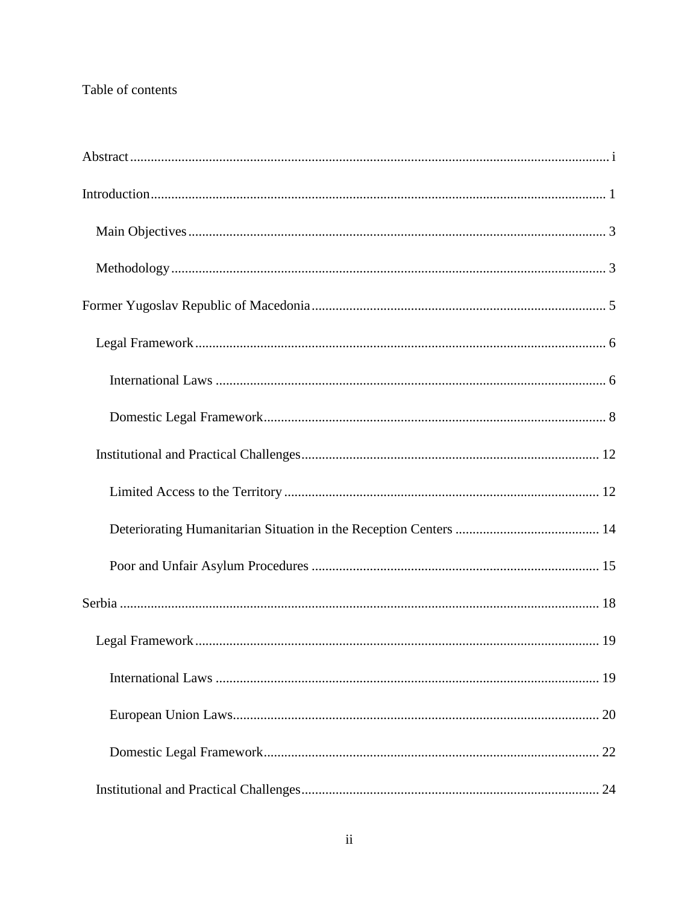Table of contents

Abstract ........ i

Introduction ........ 1

- Main Objectives ........ 3
- Methodology ........ 3

Former Yugoslav Republic of Macedonia ........ 5

- Legal Framework ........ 6
  - International Laws ........ 6
  - Domestic Legal Framework ........ 8
- Institutional and Practical Challenges ........ 12
  - Limited Access to the Territory ........ 12
  - Deteriorating Humanitarian Situation in the Reception Centers ........ 14
  - Poor and Unfair Asylum Procedures ........ 15

Serbia ........ 18

- Legal Framework ........ 19
  - International Laws ........ 19
  - European Union Laws ........ 20
  - Domestic Legal Framework ........ 22
- Institutional and Practical Challenges ........ 24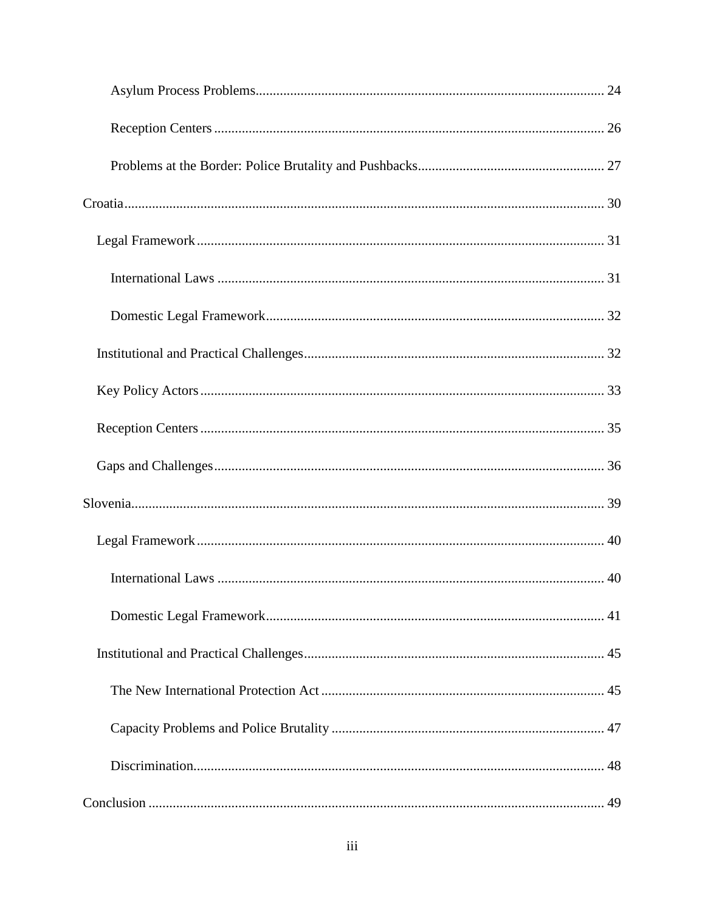- Asylum Process Problems .......... 24
- Reception Centers .......... 26
- Problems at the Border: Police Brutality and Pushbacks .......... 27

Croatia .......... 30

- Legal Framework .......... 31
  - International Laws .......... 31
  - Domestic Legal Framework .......... 32
- Institutional and Practical Challenges .......... 32
- Key Policy Actors .......... 33
- Reception Centers .......... 35
- Gaps and Challenges .......... 36

Slovenia .......... 39

- Legal Framework .......... 40
  - International Laws .......... 40
  - Domestic Legal Framework .......... 41
- Institutional and Practical Challenges .......... 45
  - The New International Protection Act .......... 45
  - Capacity Problems and Police Brutality .......... 47
  - Discrimination .......... 48

Conclusion .......... 49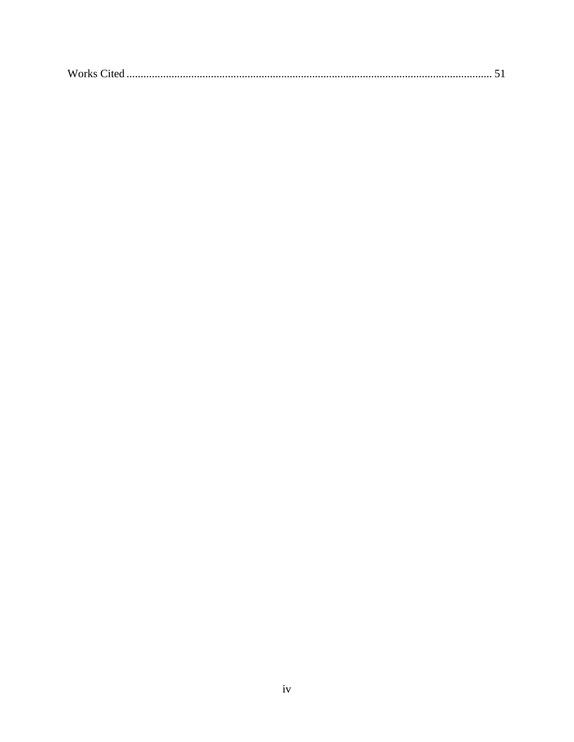Works Cited ..................................................................................................................... 51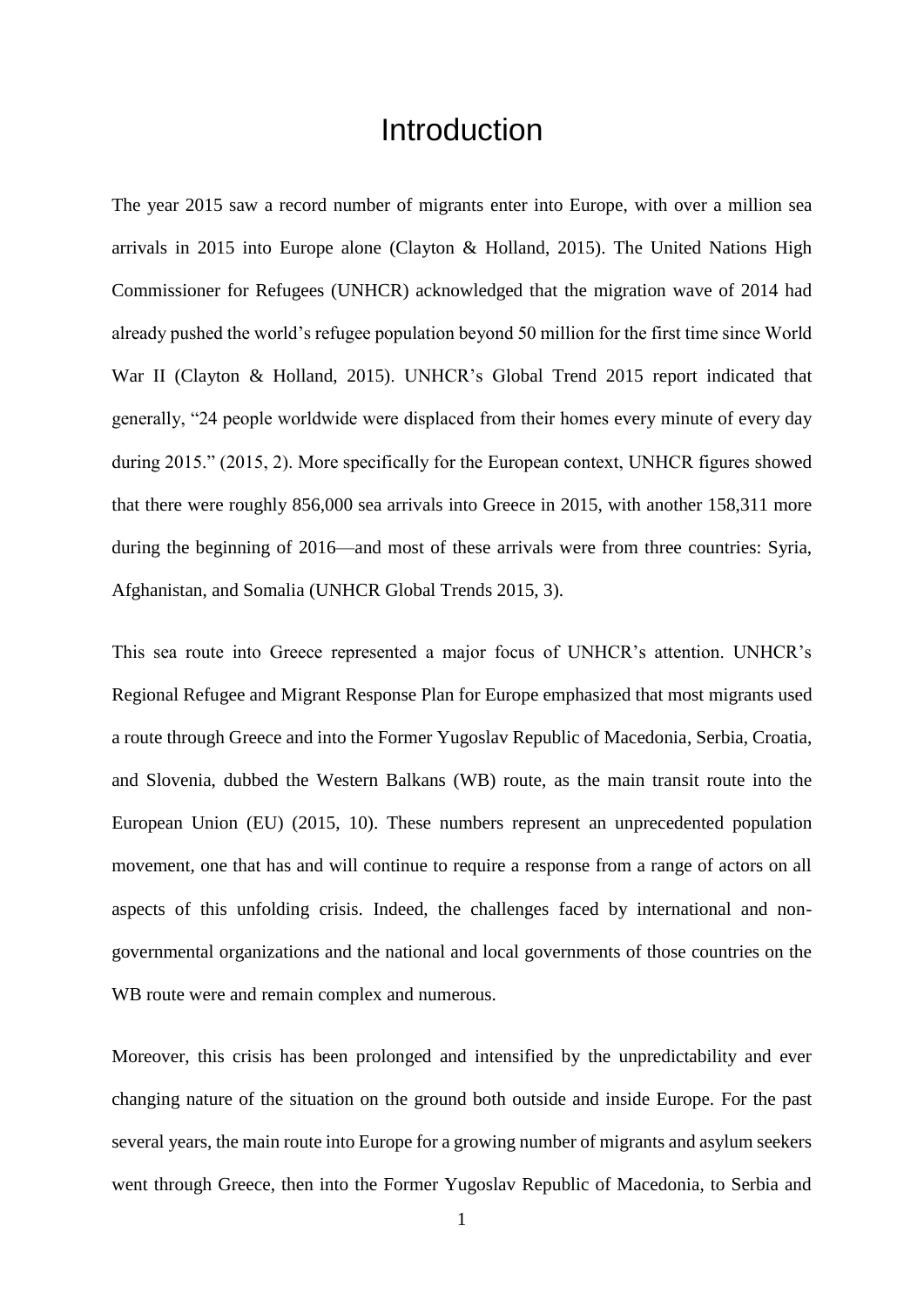# Introduction

The year 2015 saw a record number of migrants enter into Europe, with over a million sea arrivals in 2015 into Europe alone (Clayton & Holland, 2015). The United Nations High Commissioner for Refugees (UNHCR) acknowledged that the migration wave of 2014 had already pushed the world's refugee population beyond 50 million for the first time since World War II (Clayton & Holland, 2015). UNHCR's Global Trend 2015 report indicated that generally, "24 people worldwide were displaced from their homes every minute of every day during 2015." (2015, 2). More specifically for the European context, UNHCR figures showed that there were roughly 856,000 sea arrivals into Greece in 2015, with another 158,311 more during the beginning of 2016—and most of these arrivals were from three countries: Syria, Afghanistan, and Somalia (UNHCR Global Trends 2015, 3).

This sea route into Greece represented a major focus of UNHCR's attention. UNHCR's Regional Refugee and Migrant Response Plan for Europe emphasized that most migrants used a route through Greece and into the Former Yugoslav Republic of Macedonia, Serbia, Croatia, and Slovenia, dubbed the Western Balkans (WB) route, as the main transit route into the European Union (EU) (2015, 10). These numbers represent an unprecedented population movement, one that has and will continue to require a response from a range of actors on all aspects of this unfolding crisis. Indeed, the challenges faced by international and non-governmental organizations and the national and local governments of those countries on the WB route were and remain complex and numerous.

Moreover, this crisis has been prolonged and intensified by the unpredictability and ever changing nature of the situation on the ground both outside and inside Europe. For the past several years, the main route into Europe for a growing number of migrants and asylum seekers went through Greece, then into the Former Yugoslav Republic of Macedonia, to Serbia and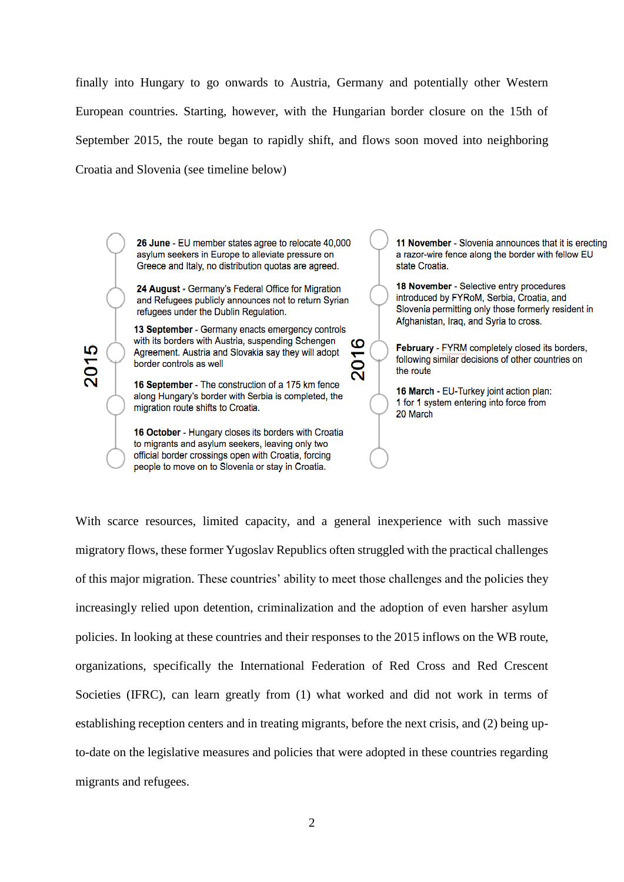finally into Hungary to go onwards to Austria, Germany and potentially other Western European countries. Starting, however, with the Hungarian border closure on the 15th of September 2015, the route began to rapidly shift, and flows soon moved into neighboring Croatia and Slovenia (see timeline below)

**2015**

- **26 June** - EU member states agree to relocate 40,000 asylum seekers in Europe to alleviate pressure on Greece and Italy, no distribution quotas are agreed.
- **24 August** - Germany's Federal Office for Migration and Refugees publicly announces not to return Syrian refugees under the Dublin Regulation.
- **13 September** - Germany enacts emergency controls with its borders with Austria, suspending Schengen Agreement. Austria and Slovakia say they will adopt border controls as well
- **16 September** - The construction of a 175 km fence along Hungary's border with Serbia is completed, the migration route shifts to Croatia.
- **16 October** - Hungary closes its borders with Croatia to migrants and asylum seekers, leaving only two official border crossings open with Croatia, forcing people to move on to Slovenia or stay in Croatia.
- **11 November** - Slovenia announces that it is erecting a razor-wire fence along the border with fellow EU state Croatia.
- **18 November** - Selective entry procedures introduced by FYRoM, Serbia, Croatia, and Slovenia permitting only those formerly resident in Afghanistan, Iraq, and Syria to cross.

**2016**

- **February** - FYRM completely closed its borders, following similar decisions of other countries on the route
- **16 March** - EU-Turkey joint action plan: 1 for 1 system entering into force from 20 March

With scarce resources, limited capacity, and a general inexperience with such massive migratory flows, these former Yugoslav Republics often struggled with the practical challenges of this major migration. These countries' ability to meet those challenges and the policies they increasingly relied upon detention, criminalization and the adoption of even harsher asylum policies. In looking at these countries and their responses to the 2015 inflows on the WB route, organizations, specifically the International Federation of Red Cross and Red Crescent Societies (IFRC), can learn greatly from (1) what worked and did not work in terms of establishing reception centers and in treating migrants, before the next crisis, and (2) being up-to-date on the legislative measures and policies that were adopted in these countries regarding migrants and refugees.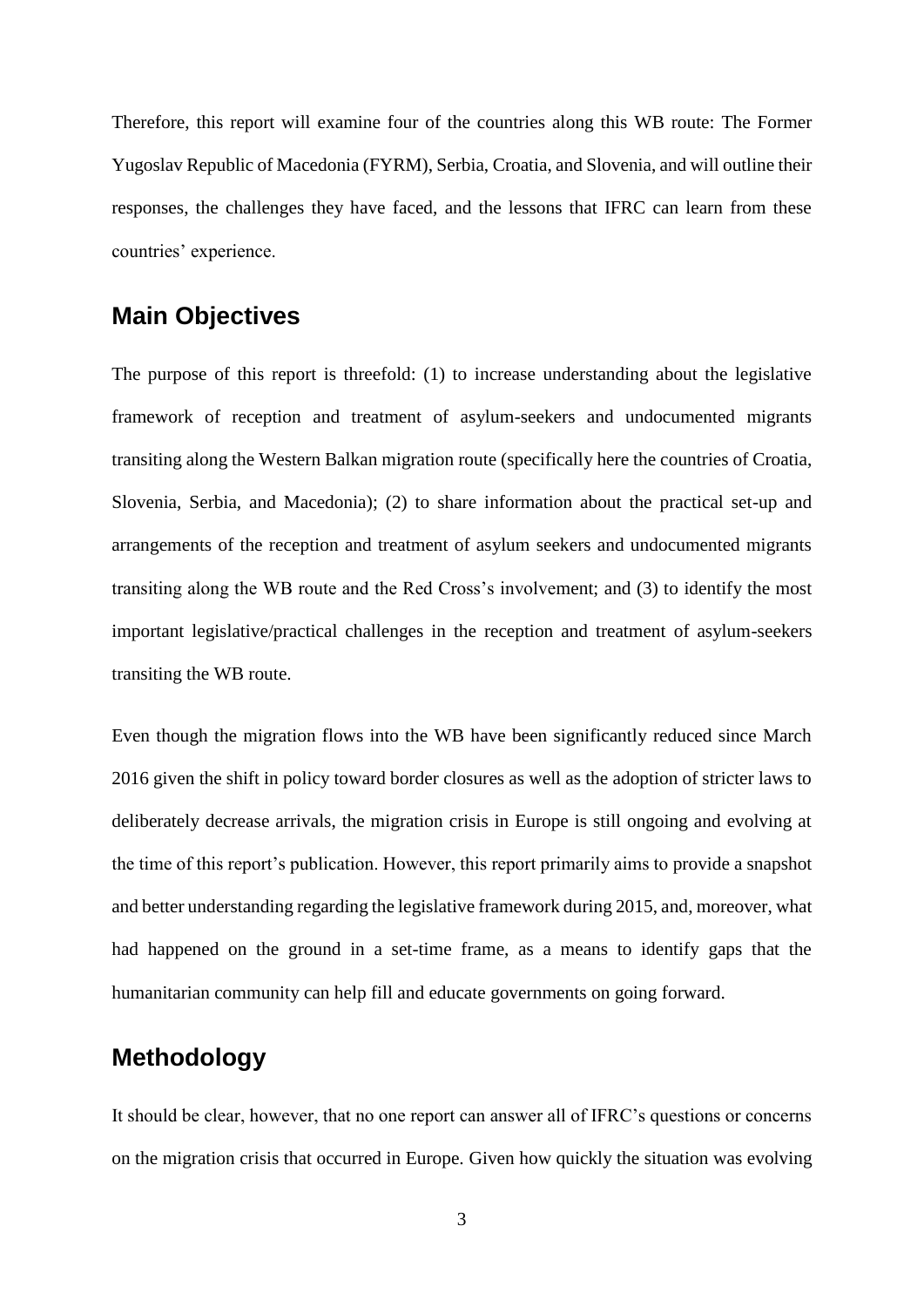Therefore, this report will examine four of the countries along this WB route: The Former Yugoslav Republic of Macedonia (FYRM), Serbia, Croatia, and Slovenia, and will outline their responses, the challenges they have faced, and the lessons that IFRC can learn from these countries' experience.

## Main Objectives

The purpose of this report is threefold: (1) to increase understanding about the legislative framework of reception and treatment of asylum-seekers and undocumented migrants transiting along the Western Balkan migration route (specifically here the countries of Croatia, Slovenia, Serbia, and Macedonia); (2) to share information about the practical set-up and arrangements of the reception and treatment of asylum seekers and undocumented migrants transiting along the WB route and the Red Cross's involvement; and (3) to identify the most important legislative/practical challenges in the reception and treatment of asylum-seekers transiting the WB route.

Even though the migration flows into the WB have been significantly reduced since March 2016 given the shift in policy toward border closures as well as the adoption of stricter laws to deliberately decrease arrivals, the migration crisis in Europe is still ongoing and evolving at the time of this report's publication. However, this report primarily aims to provide a snapshot and better understanding regarding the legislative framework during 2015, and, moreover, what had happened on the ground in a set-time frame, as a means to identify gaps that the humanitarian community can help fill and educate governments on going forward.

## Methodology

It should be clear, however, that no one report can answer all of IFRC's questions or concerns on the migration crisis that occurred in Europe. Given how quickly the situation was evolving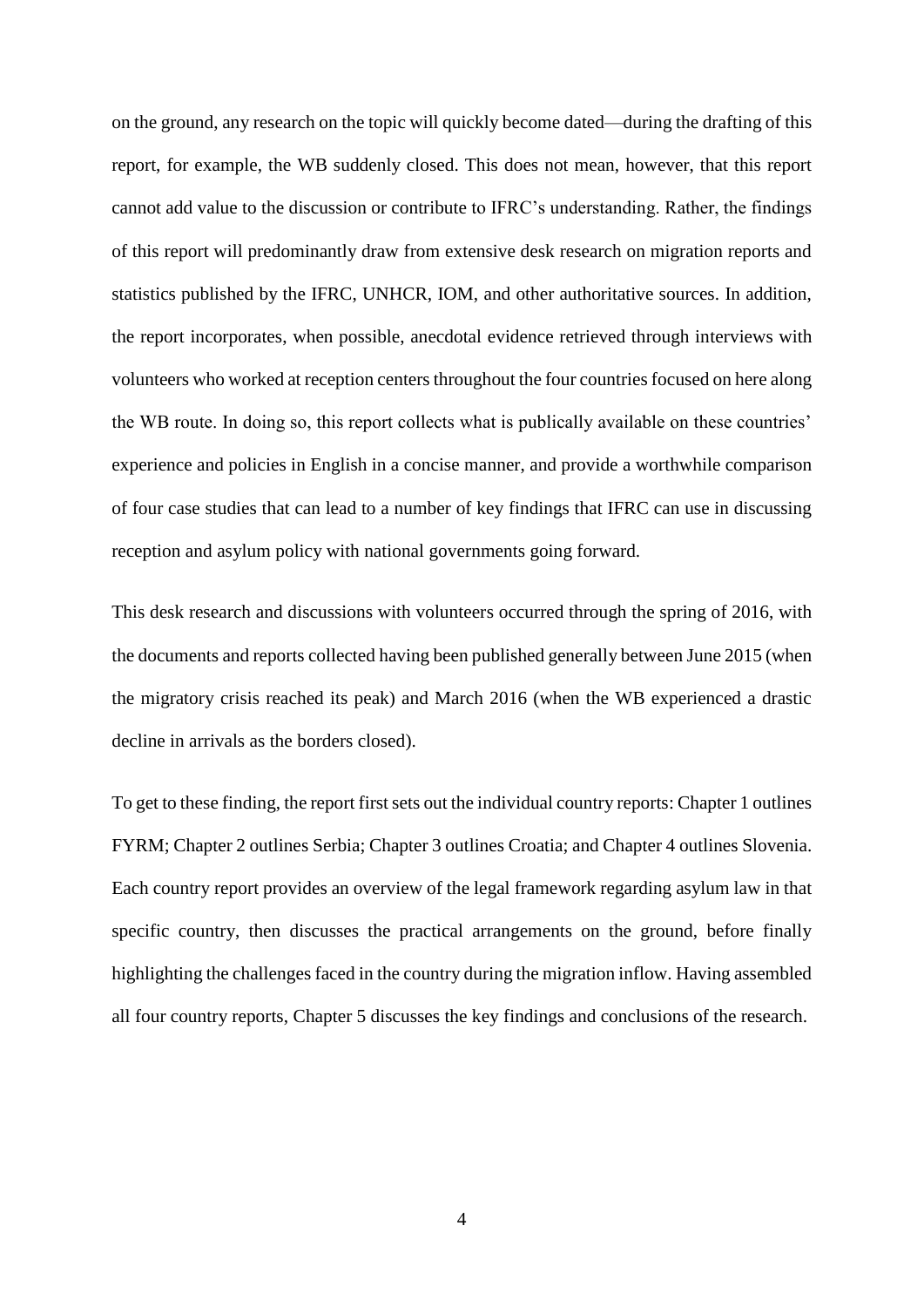on the ground, any research on the topic will quickly become dated—during the drafting of this report, for example, the WB suddenly closed. This does not mean, however, that this report cannot add value to the discussion or contribute to IFRC's understanding. Rather, the findings of this report will predominantly draw from extensive desk research on migration reports and statistics published by the IFRC, UNHCR, IOM, and other authoritative sources. In addition, the report incorporates, when possible, anecdotal evidence retrieved through interviews with volunteers who worked at reception centers throughout the four countries focused on here along the WB route. In doing so, this report collects what is publically available on these countries' experience and policies in English in a concise manner, and provide a worthwhile comparison of four case studies that can lead to a number of key findings that IFRC can use in discussing reception and asylum policy with national governments going forward.

This desk research and discussions with volunteers occurred through the spring of 2016, with the documents and reports collected having been published generally between June 2015 (when the migratory crisis reached its peak) and March 2016 (when the WB experienced a drastic decline in arrivals as the borders closed).

To get to these finding, the report first sets out the individual country reports: Chapter 1 outlines FYRM; Chapter 2 outlines Serbia; Chapter 3 outlines Croatia; and Chapter 4 outlines Slovenia. Each country report provides an overview of the legal framework regarding asylum law in that specific country, then discusses the practical arrangements on the ground, before finally highlighting the challenges faced in the country during the migration inflow. Having assembled all four country reports, Chapter 5 discusses the key findings and conclusions of the research.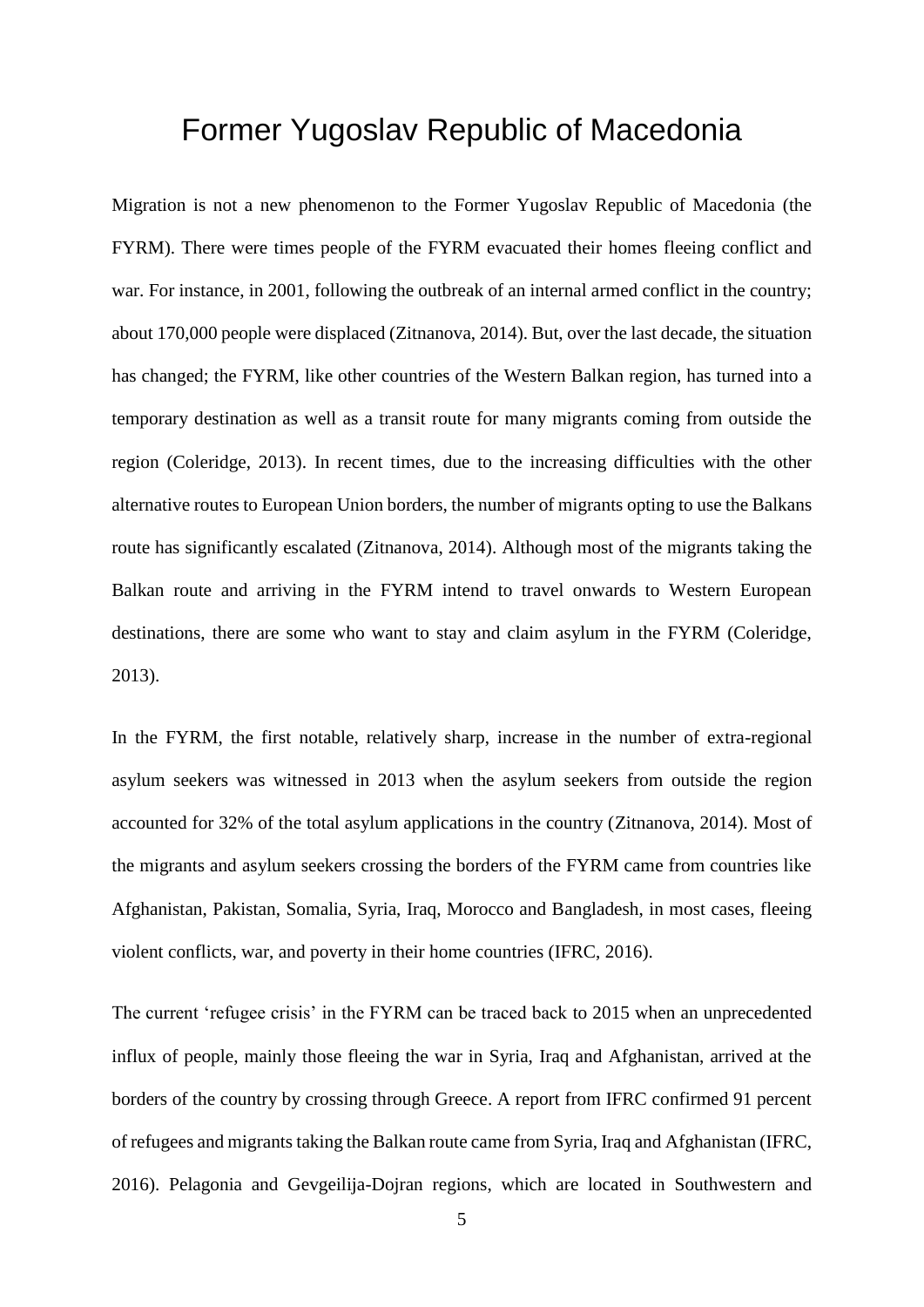# Former Yugoslav Republic of Macedonia

Migration is not a new phenomenon to the Former Yugoslav Republic of Macedonia (the FYRM). There were times people of the FYRM evacuated their homes fleeing conflict and war. For instance, in 2001, following the outbreak of an internal armed conflict in the country; about 170,000 people were displaced (Zitnanova, 2014). But, over the last decade, the situation has changed; the FYRM, like other countries of the Western Balkan region, has turned into a temporary destination as well as a transit route for many migrants coming from outside the region (Coleridge, 2013). In recent times, due to the increasing difficulties with the other alternative routes to European Union borders, the number of migrants opting to use the Balkans route has significantly escalated (Zitnanova, 2014). Although most of the migrants taking the Balkan route and arriving in the FYRM intend to travel onwards to Western European destinations, there are some who want to stay and claim asylum in the FYRM (Coleridge, 2013).

In the FYRM, the first notable, relatively sharp, increase in the number of extra-regional asylum seekers was witnessed in 2013 when the asylum seekers from outside the region accounted for 32% of the total asylum applications in the country (Zitnanova, 2014). Most of the migrants and asylum seekers crossing the borders of the FYRM came from countries like Afghanistan, Pakistan, Somalia, Syria, Iraq, Morocco and Bangladesh, in most cases, fleeing violent conflicts, war, and poverty in their home countries (IFRC, 2016).

The current 'refugee crisis' in the FYRM can be traced back to 2015 when an unprecedented influx of people, mainly those fleeing the war in Syria, Iraq and Afghanistan, arrived at the borders of the country by crossing through Greece. A report from IFRC confirmed 91 percent of refugees and migrants taking the Balkan route came from Syria, Iraq and Afghanistan (IFRC, 2016). Pelagonia and Gevgeilija-Dojran regions, which are located in Southwestern and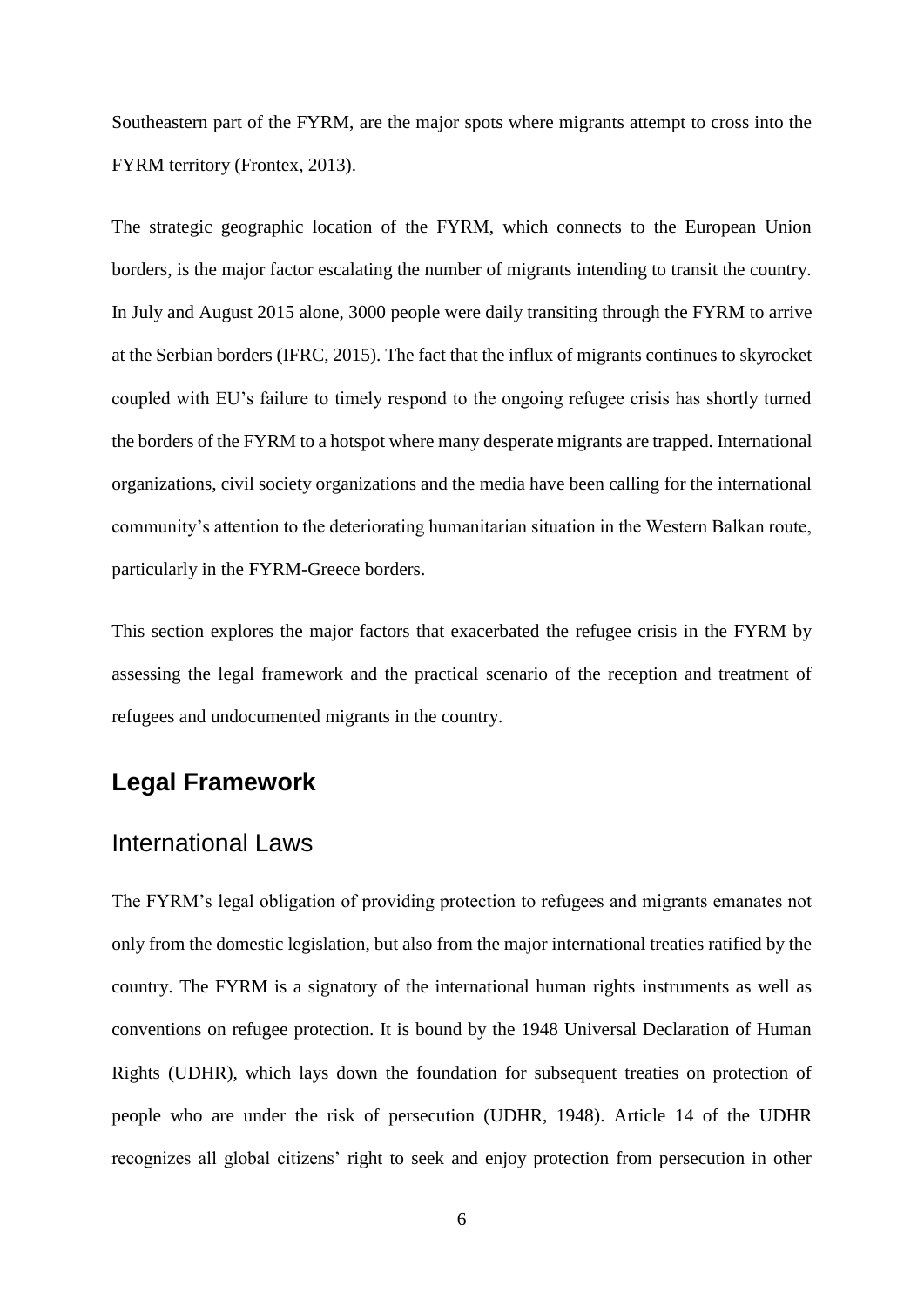Southeastern part of the FYRM, are the major spots where migrants attempt to cross into the FYRM territory (Frontex, 2013).

The strategic geographic location of the FYRM, which connects to the European Union borders, is the major factor escalating the number of migrants intending to transit the country. In July and August 2015 alone, 3000 people were daily transiting through the FYRM to arrive at the Serbian borders (IFRC, 2015). The fact that the influx of migrants continues to skyrocket coupled with EU's failure to timely respond to the ongoing refugee crisis has shortly turned the borders of the FYRM to a hotspot where many desperate migrants are trapped. International organizations, civil society organizations and the media have been calling for the international community's attention to the deteriorating humanitarian situation in the Western Balkan route, particularly in the FYRM-Greece borders.

This section explores the major factors that exacerbated the refugee crisis in the FYRM by assessing the legal framework and the practical scenario of the reception and treatment of refugees and undocumented migrants in the country.

## Legal Framework

### International Laws

The FYRM's legal obligation of providing protection to refugees and migrants emanates not only from the domestic legislation, but also from the major international treaties ratified by the country. The FYRM is a signatory of the international human rights instruments as well as conventions on refugee protection. It is bound by the 1948 Universal Declaration of Human Rights (UDHR), which lays down the foundation for subsequent treaties on protection of people who are under the risk of persecution (UDHR, 1948). Article 14 of the UDHR recognizes all global citizens' right to seek and enjoy protection from persecution in other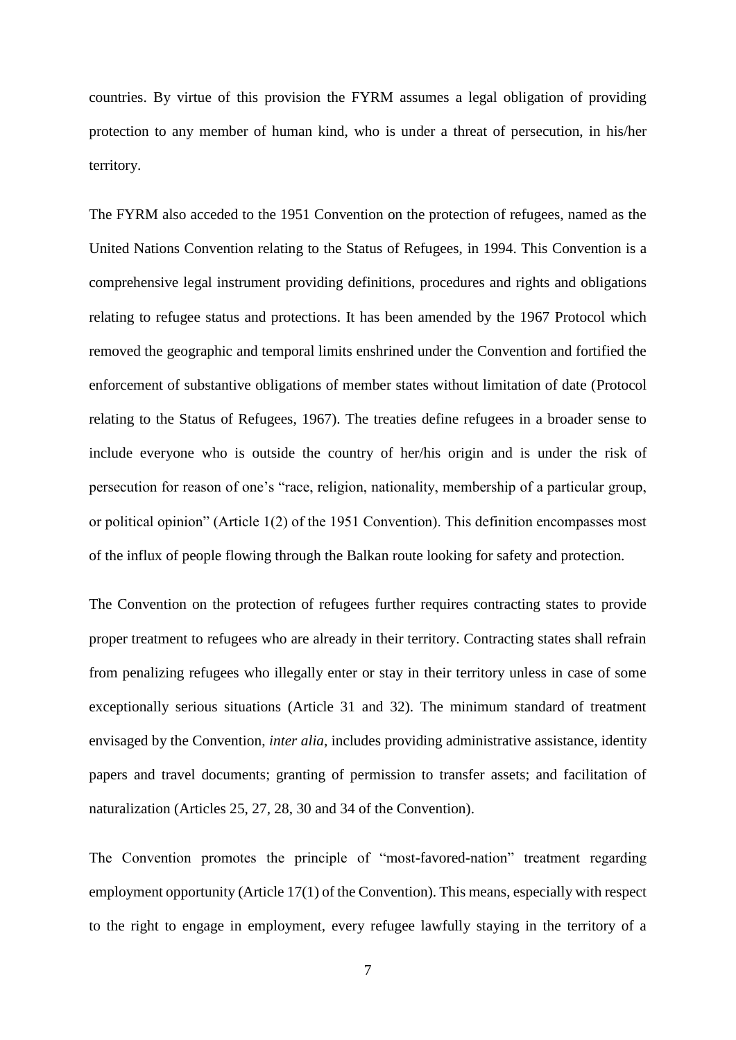countries. By virtue of this provision the FYRM assumes a legal obligation of providing protection to any member of human kind, who is under a threat of persecution, in his/her territory.

The FYRM also acceded to the 1951 Convention on the protection of refugees, named as the United Nations Convention relating to the Status of Refugees, in 1994. This Convention is a comprehensive legal instrument providing definitions, procedures and rights and obligations relating to refugee status and protections. It has been amended by the 1967 Protocol which removed the geographic and temporal limits enshrined under the Convention and fortified the enforcement of substantive obligations of member states without limitation of date (Protocol relating to the Status of Refugees, 1967). The treaties define refugees in a broader sense to include everyone who is outside the country of her/his origin and is under the risk of persecution for reason of one's "race, religion, nationality, membership of a particular group, or political opinion" (Article 1(2) of the 1951 Convention). This definition encompasses most of the influx of people flowing through the Balkan route looking for safety and protection.

The Convention on the protection of refugees further requires contracting states to provide proper treatment to refugees who are already in their territory. Contracting states shall refrain from penalizing refugees who illegally enter or stay in their territory unless in case of some exceptionally serious situations (Article 31 and 32). The minimum standard of treatment envisaged by the Convention, *inter alia*, includes providing administrative assistance, identity papers and travel documents; granting of permission to transfer assets; and facilitation of naturalization (Articles 25, 27, 28, 30 and 34 of the Convention).

The Convention promotes the principle of "most-favored-nation" treatment regarding employment opportunity (Article 17(1) of the Convention). This means, especially with respect to the right to engage in employment, every refugee lawfully staying in the territory of a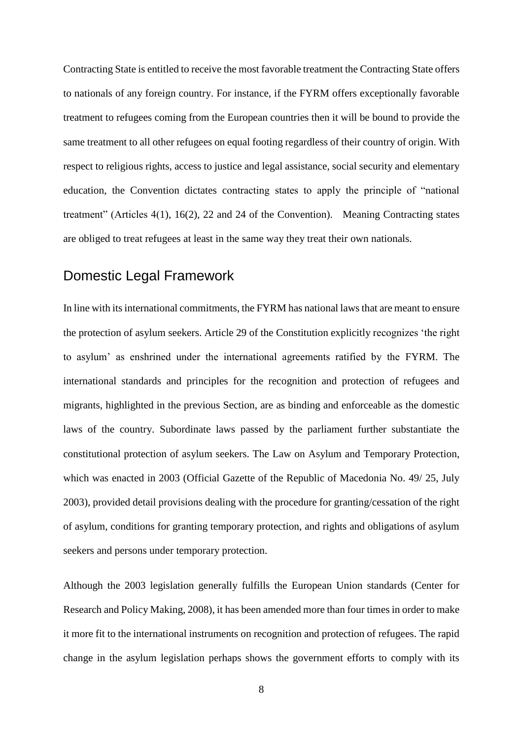Contracting State is entitled to receive the most favorable treatment the Contracting State offers to nationals of any foreign country. For instance, if the FYRM offers exceptionally favorable treatment to refugees coming from the European countries then it will be bound to provide the same treatment to all other refugees on equal footing regardless of their country of origin. With respect to religious rights, access to justice and legal assistance, social security and elementary education, the Convention dictates contracting states to apply the principle of "national treatment" (Articles 4(1), 16(2), 22 and 24 of the Convention). Meaning Contracting states are obliged to treat refugees at least in the same way they treat their own nationals.

## Domestic Legal Framework

In line with its international commitments, the FYRM has national laws that are meant to ensure the protection of asylum seekers. Article 29 of the Constitution explicitly recognizes 'the right to asylum' as enshrined under the international agreements ratified by the FYRM. The international standards and principles for the recognition and protection of refugees and migrants, highlighted in the previous Section, are as binding and enforceable as the domestic laws of the country. Subordinate laws passed by the parliament further substantiate the constitutional protection of asylum seekers. The Law on Asylum and Temporary Protection, which was enacted in 2003 (Official Gazette of the Republic of Macedonia No. 49/ 25, July 2003), provided detail provisions dealing with the procedure for granting/cessation of the right of asylum, conditions for granting temporary protection, and rights and obligations of asylum seekers and persons under temporary protection.

Although the 2003 legislation generally fulfills the European Union standards (Center for Research and Policy Making, 2008), it has been amended more than four times in order to make it more fit to the international instruments on recognition and protection of refugees. The rapid change in the asylum legislation perhaps shows the government efforts to comply with its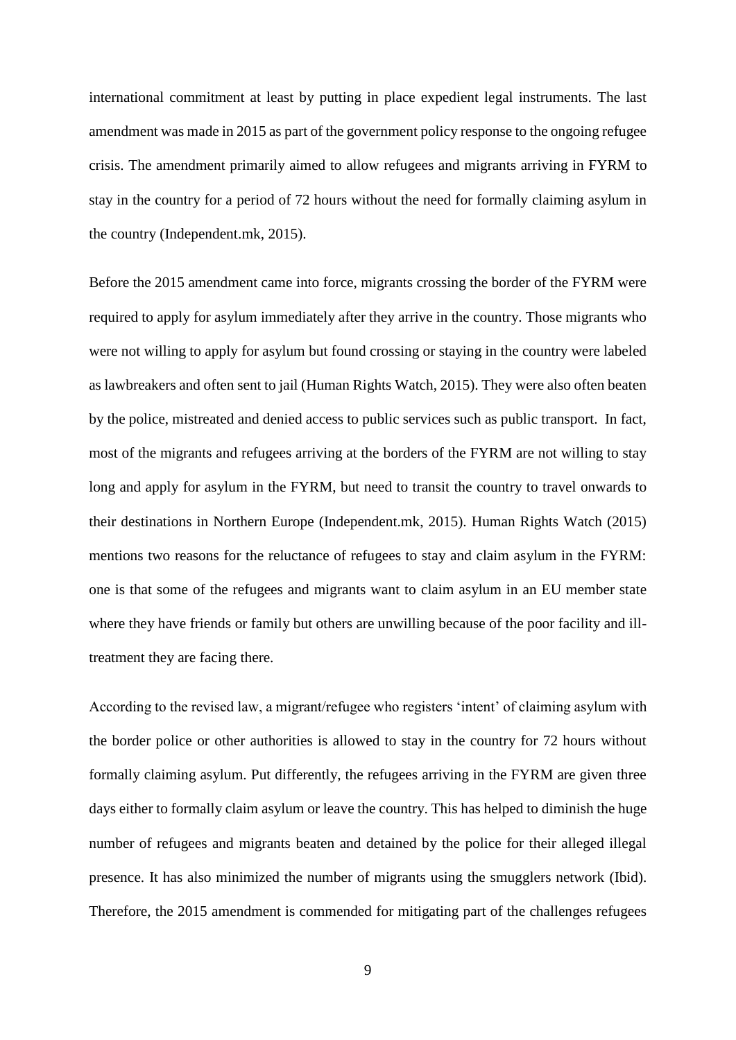international commitment at least by putting in place expedient legal instruments. The last amendment was made in 2015 as part of the government policy response to the ongoing refugee crisis. The amendment primarily aimed to allow refugees and migrants arriving in FYRM to stay in the country for a period of 72 hours without the need for formally claiming asylum in the country (Independent.mk, 2015).

Before the 2015 amendment came into force, migrants crossing the border of the FYRM were required to apply for asylum immediately after they arrive in the country. Those migrants who were not willing to apply for asylum but found crossing or staying in the country were labeled as lawbreakers and often sent to jail (Human Rights Watch, 2015). They were also often beaten by the police, mistreated and denied access to public services such as public transport. In fact, most of the migrants and refugees arriving at the borders of the FYRM are not willing to stay long and apply for asylum in the FYRM, but need to transit the country to travel onwards to their destinations in Northern Europe (Independent.mk, 2015). Human Rights Watch (2015) mentions two reasons for the reluctance of refugees to stay and claim asylum in the FYRM: one is that some of the refugees and migrants want to claim asylum in an EU member state where they have friends or family but others are unwilling because of the poor facility and ill-treatment they are facing there.

According to the revised law, a migrant/refugee who registers 'intent' of claiming asylum with the border police or other authorities is allowed to stay in the country for 72 hours without formally claiming asylum. Put differently, the refugees arriving in the FYRM are given three days either to formally claim asylum or leave the country. This has helped to diminish the huge number of refugees and migrants beaten and detained by the police for their alleged illegal presence. It has also minimized the number of migrants using the smugglers network (Ibid). Therefore, the 2015 amendment is commended for mitigating part of the challenges refugees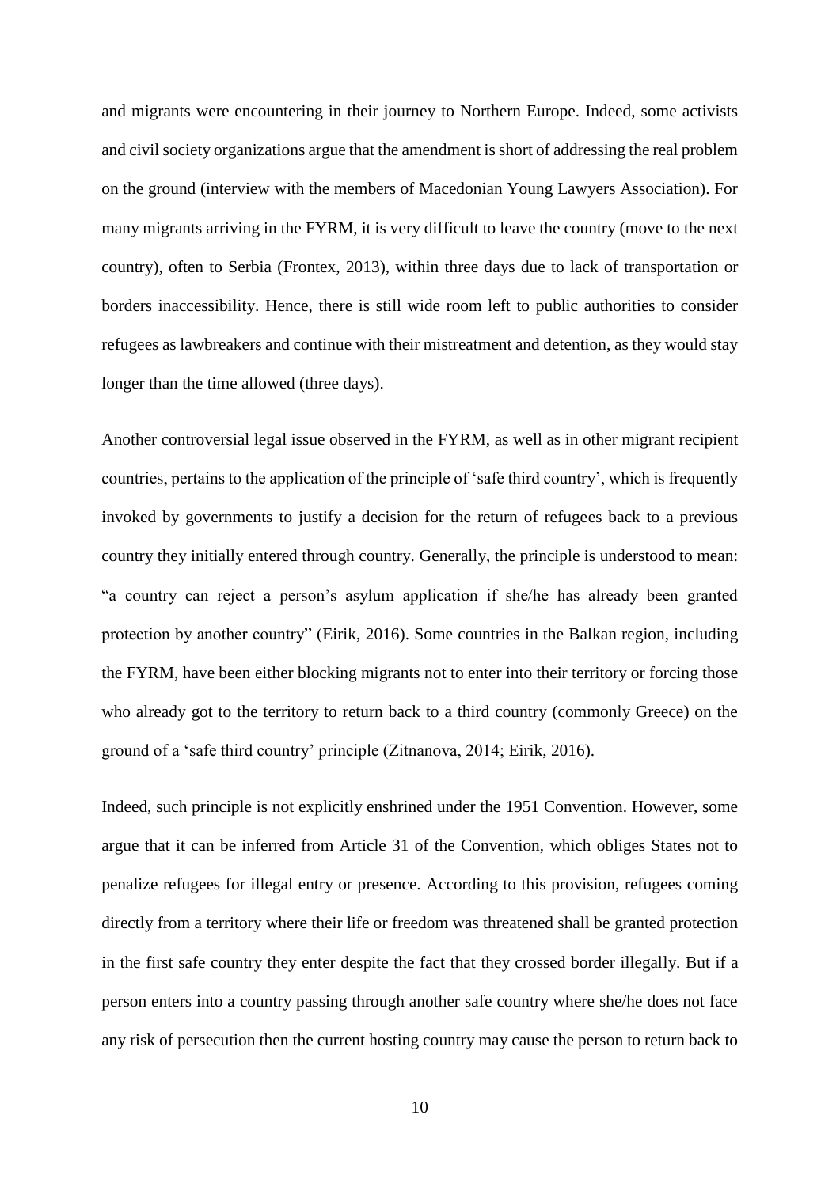and migrants were encountering in their journey to Northern Europe. Indeed, some activists and civil society organizations argue that the amendment is short of addressing the real problem on the ground (interview with the members of Macedonian Young Lawyers Association). For many migrants arriving in the FYRM, it is very difficult to leave the country (move to the next country), often to Serbia (Frontex, 2013), within three days due to lack of transportation or borders inaccessibility. Hence, there is still wide room left to public authorities to consider refugees as lawbreakers and continue with their mistreatment and detention, as they would stay longer than the time allowed (three days).

Another controversial legal issue observed in the FYRM, as well as in other migrant recipient countries, pertains to the application of the principle of 'safe third country', which is frequently invoked by governments to justify a decision for the return of refugees back to a previous country they initially entered through country. Generally, the principle is understood to mean: "a country can reject a person's asylum application if she/he has already been granted protection by another country" (Eirik, 2016). Some countries in the Balkan region, including the FYRM, have been either blocking migrants not to enter into their territory or forcing those who already got to the territory to return back to a third country (commonly Greece) on the ground of a 'safe third country' principle (Zitnanova, 2014; Eirik, 2016).

Indeed, such principle is not explicitly enshrined under the 1951 Convention. However, some argue that it can be inferred from Article 31 of the Convention, which obliges States not to penalize refugees for illegal entry or presence. According to this provision, refugees coming directly from a territory where their life or freedom was threatened shall be granted protection in the first safe country they enter despite the fact that they crossed border illegally. But if a person enters into a country passing through another safe country where she/he does not face any risk of persecution then the current hosting country may cause the person to return back to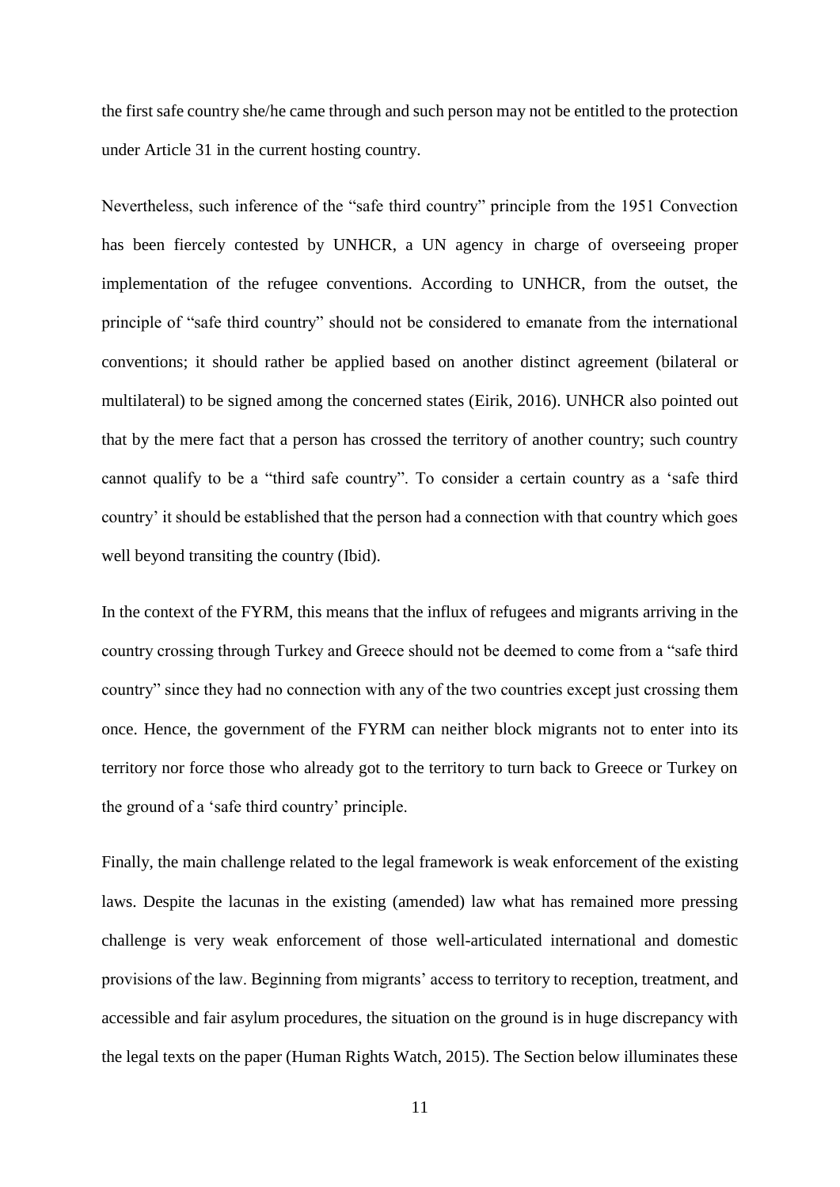the first safe country she/he came through and such person may not be entitled to the protection under Article 31 in the current hosting country.

Nevertheless, such inference of the "safe third country" principle from the 1951 Convection has been fiercely contested by UNHCR, a UN agency in charge of overseeing proper implementation of the refugee conventions. According to UNHCR, from the outset, the principle of "safe third country" should not be considered to emanate from the international conventions; it should rather be applied based on another distinct agreement (bilateral or multilateral) to be signed among the concerned states (Eirik, 2016). UNHCR also pointed out that by the mere fact that a person has crossed the territory of another country; such country cannot qualify to be a "third safe country". To consider a certain country as a 'safe third country' it should be established that the person had a connection with that country which goes well beyond transiting the country (Ibid).

In the context of the FYRM, this means that the influx of refugees and migrants arriving in the country crossing through Turkey and Greece should not be deemed to come from a "safe third country" since they had no connection with any of the two countries except just crossing them once. Hence, the government of the FYRM can neither block migrants not to enter into its territory nor force those who already got to the territory to turn back to Greece or Turkey on the ground of a 'safe third country' principle.

Finally, the main challenge related to the legal framework is weak enforcement of the existing laws. Despite the lacunas in the existing (amended) law what has remained more pressing challenge is very weak enforcement of those well-articulated international and domestic provisions of the law. Beginning from migrants' access to territory to reception, treatment, and accessible and fair asylum procedures, the situation on the ground is in huge discrepancy with the legal texts on the paper (Human Rights Watch, 2015). The Section below illuminates these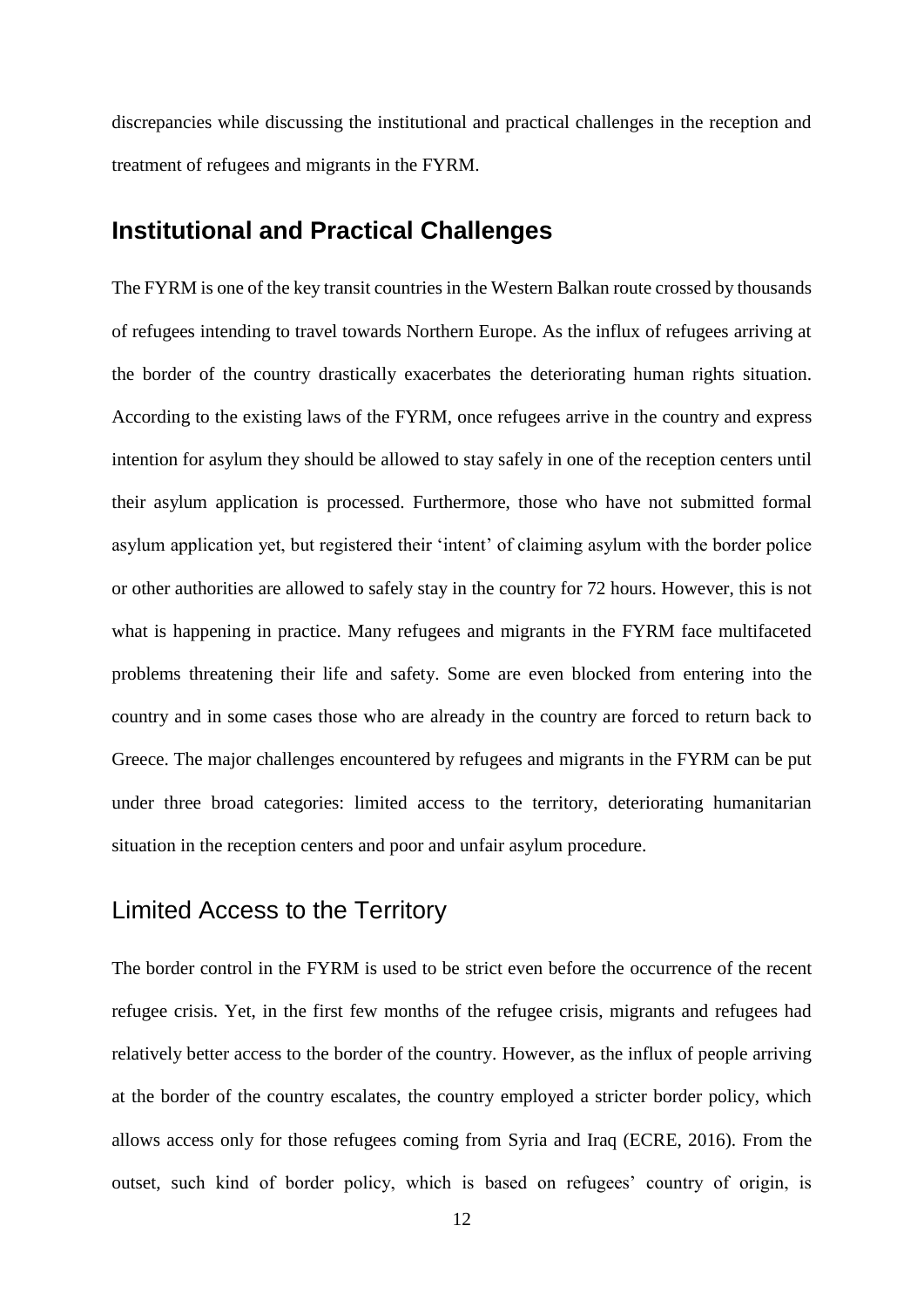discrepancies while discussing the institutional and practical challenges in the reception and treatment of refugees and migrants in the FYRM.

## Institutional and Practical Challenges

The FYRM is one of the key transit countries in the Western Balkan route crossed by thousands of refugees intending to travel towards Northern Europe. As the influx of refugees arriving at the border of the country drastically exacerbates the deteriorating human rights situation. According to the existing laws of the FYRM, once refugees arrive in the country and express intention for asylum they should be allowed to stay safely in one of the reception centers until their asylum application is processed. Furthermore, those who have not submitted formal asylum application yet, but registered their 'intent' of claiming asylum with the border police or other authorities are allowed to safely stay in the country for 72 hours. However, this is not what is happening in practice. Many refugees and migrants in the FYRM face multifaceted problems threatening their life and safety. Some are even blocked from entering into the country and in some cases those who are already in the country are forced to return back to Greece. The major challenges encountered by refugees and migrants in the FYRM can be put under three broad categories: limited access to the territory, deteriorating humanitarian situation in the reception centers and poor and unfair asylum procedure.

### Limited Access to the Territory

The border control in the FYRM is used to be strict even before the occurrence of the recent refugee crisis. Yet, in the first few months of the refugee crisis, migrants and refugees had relatively better access to the border of the country. However, as the influx of people arriving at the border of the country escalates, the country employed a stricter border policy, which allows access only for those refugees coming from Syria and Iraq (ECRE, 2016). From the outset, such kind of border policy, which is based on refugees' country of origin, is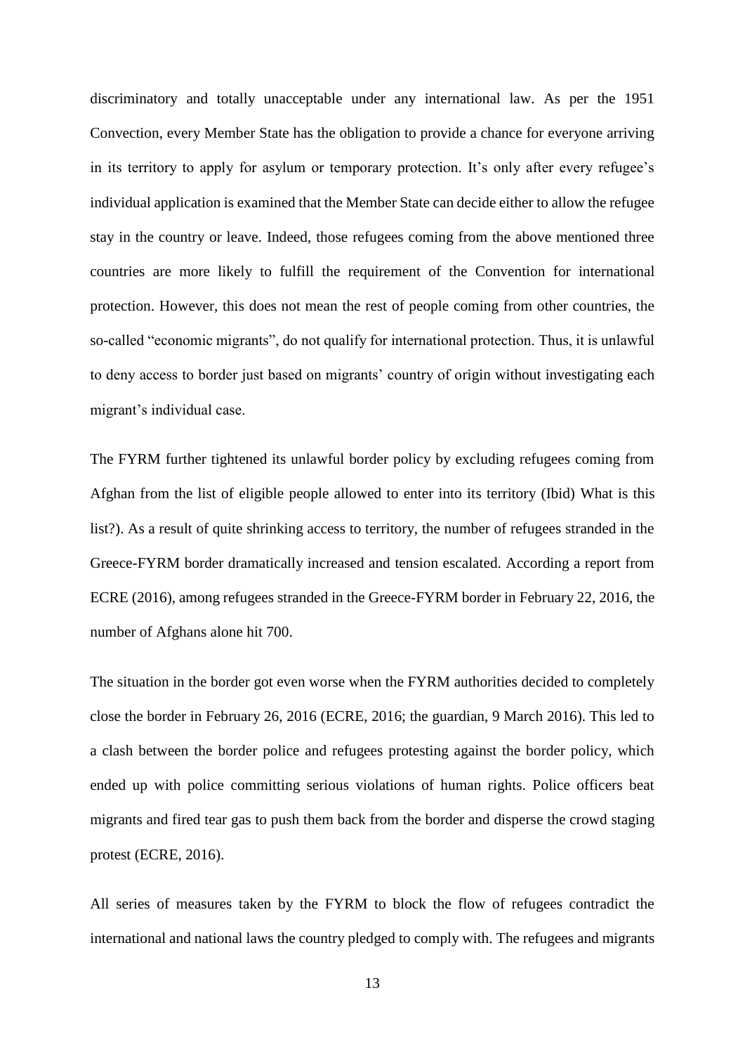discriminatory and totally unacceptable under any international law. As per the 1951 Convection, every Member State has the obligation to provide a chance for everyone arriving in its territory to apply for asylum or temporary protection. It's only after every refugee's individual application is examined that the Member State can decide either to allow the refugee stay in the country or leave. Indeed, those refugees coming from the above mentioned three countries are more likely to fulfill the requirement of the Convention for international protection. However, this does not mean the rest of people coming from other countries, the so-called "economic migrants", do not qualify for international protection. Thus, it is unlawful to deny access to border just based on migrants' country of origin without investigating each migrant's individual case.

The FYRM further tightened its unlawful border policy by excluding refugees coming from Afghan from the list of eligible people allowed to enter into its territory (Ibid) What is this list?). As a result of quite shrinking access to territory, the number of refugees stranded in the Greece-FYRM border dramatically increased and tension escalated. According a report from ECRE (2016), among refugees stranded in the Greece-FYRM border in February 22, 2016, the number of Afghans alone hit 700.

The situation in the border got even worse when the FYRM authorities decided to completely close the border in February 26, 2016 (ECRE, 2016; the guardian, 9 March 2016). This led to a clash between the border police and refugees protesting against the border policy, which ended up with police committing serious violations of human rights. Police officers beat migrants and fired tear gas to push them back from the border and disperse the crowd staging protest (ECRE, 2016).

All series of measures taken by the FYRM to block the flow of refugees contradict the international and national laws the country pledged to comply with. The refugees and migrants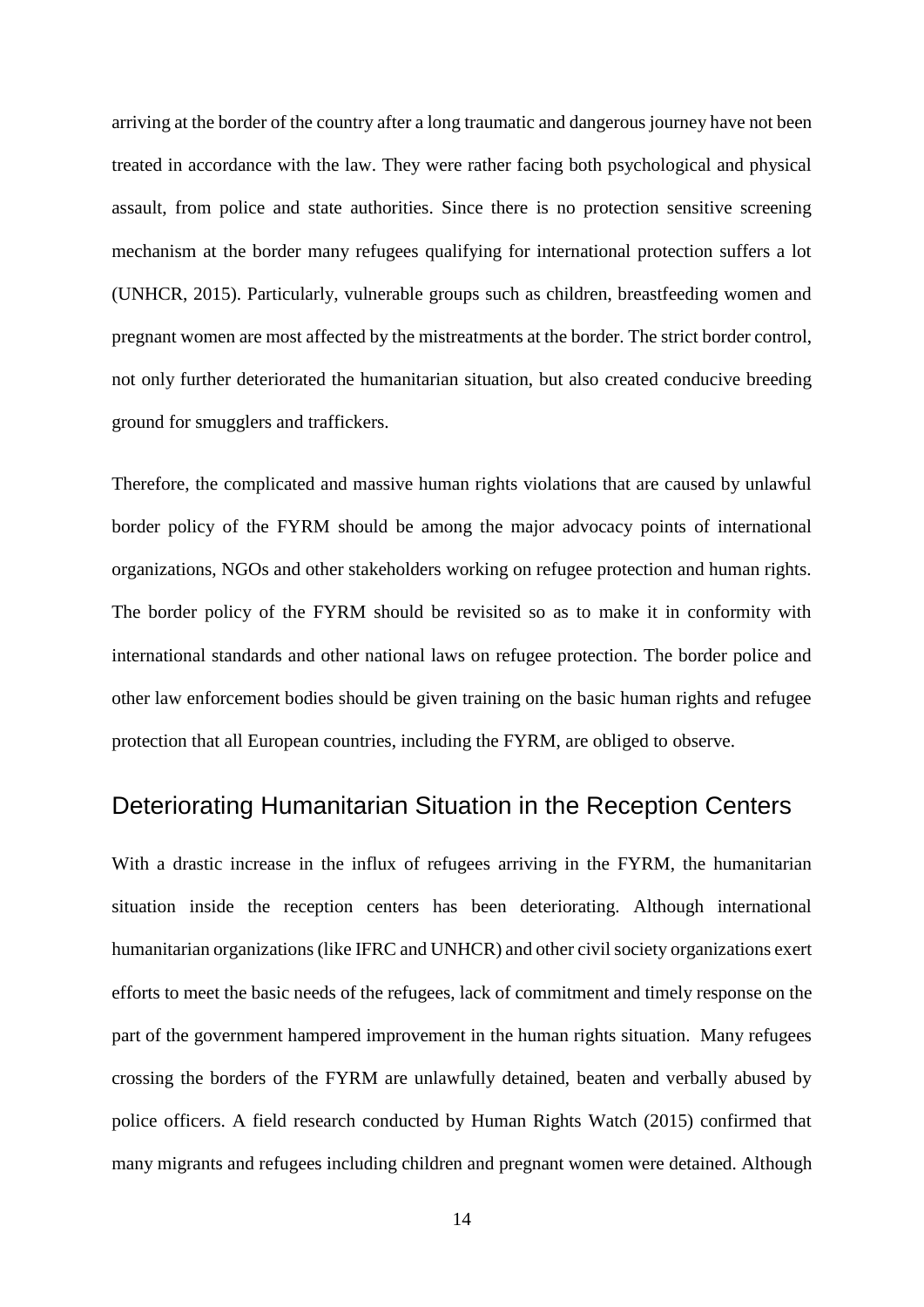arriving at the border of the country after a long traumatic and dangerous journey have not been treated in accordance with the law. They were rather facing both psychological and physical assault, from police and state authorities. Since there is no protection sensitive screening mechanism at the border many refugees qualifying for international protection suffers a lot (UNHCR, 2015). Particularly, vulnerable groups such as children, breastfeeding women and pregnant women are most affected by the mistreatments at the border. The strict border control, not only further deteriorated the humanitarian situation, but also created conducive breeding ground for smugglers and traffickers.

Therefore, the complicated and massive human rights violations that are caused by unlawful border policy of the FYRM should be among the major advocacy points of international organizations, NGOs and other stakeholders working on refugee protection and human rights. The border policy of the FYRM should be revisited so as to make it in conformity with international standards and other national laws on refugee protection. The border police and other law enforcement bodies should be given training on the basic human rights and refugee protection that all European countries, including the FYRM, are obliged to observe.

## Deteriorating Humanitarian Situation in the Reception Centers

With a drastic increase in the influx of refugees arriving in the FYRM, the humanitarian situation inside the reception centers has been deteriorating. Although international humanitarian organizations (like IFRC and UNHCR) and other civil society organizations exert efforts to meet the basic needs of the refugees, lack of commitment and timely response on the part of the government hampered improvement in the human rights situation. Many refugees crossing the borders of the FYRM are unlawfully detained, beaten and verbally abused by police officers. A field research conducted by Human Rights Watch (2015) confirmed that many migrants and refugees including children and pregnant women were detained. Although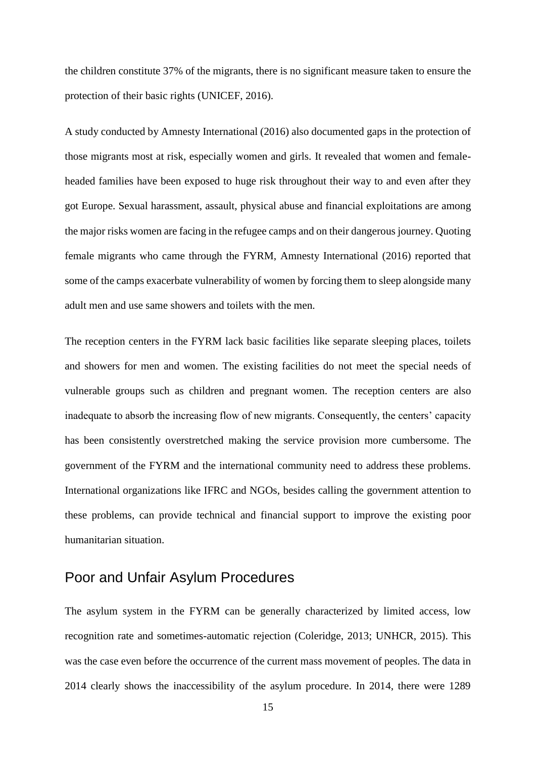the children constitute 37% of the migrants, there is no significant measure taken to ensure the protection of their basic rights (UNICEF, 2016).

A study conducted by Amnesty International (2016) also documented gaps in the protection of those migrants most at risk, especially women and girls. It revealed that women and female-headed families have been exposed to huge risk throughout their way to and even after they got Europe. Sexual harassment, assault, physical abuse and financial exploitations are among the major risks women are facing in the refugee camps and on their dangerous journey. Quoting female migrants who came through the FYRM, Amnesty International (2016) reported that some of the camps exacerbate vulnerability of women by forcing them to sleep alongside many adult men and use same showers and toilets with the men.

The reception centers in the FYRM lack basic facilities like separate sleeping places, toilets and showers for men and women. The existing facilities do not meet the special needs of vulnerable groups such as children and pregnant women. The reception centers are also inadequate to absorb the increasing flow of new migrants. Consequently, the centers' capacity has been consistently overstretched making the service provision more cumbersome. The government of the FYRM and the international community need to address these problems. International organizations like IFRC and NGOs, besides calling the government attention to these problems, can provide technical and financial support to improve the existing poor humanitarian situation.

## Poor and Unfair Asylum Procedures

The asylum system in the FYRM can be generally characterized by limited access, low recognition rate and sometimes-automatic rejection (Coleridge, 2013; UNHCR, 2015). This was the case even before the occurrence of the current mass movement of peoples. The data in 2014 clearly shows the inaccessibility of the asylum procedure. In 2014, there were 1289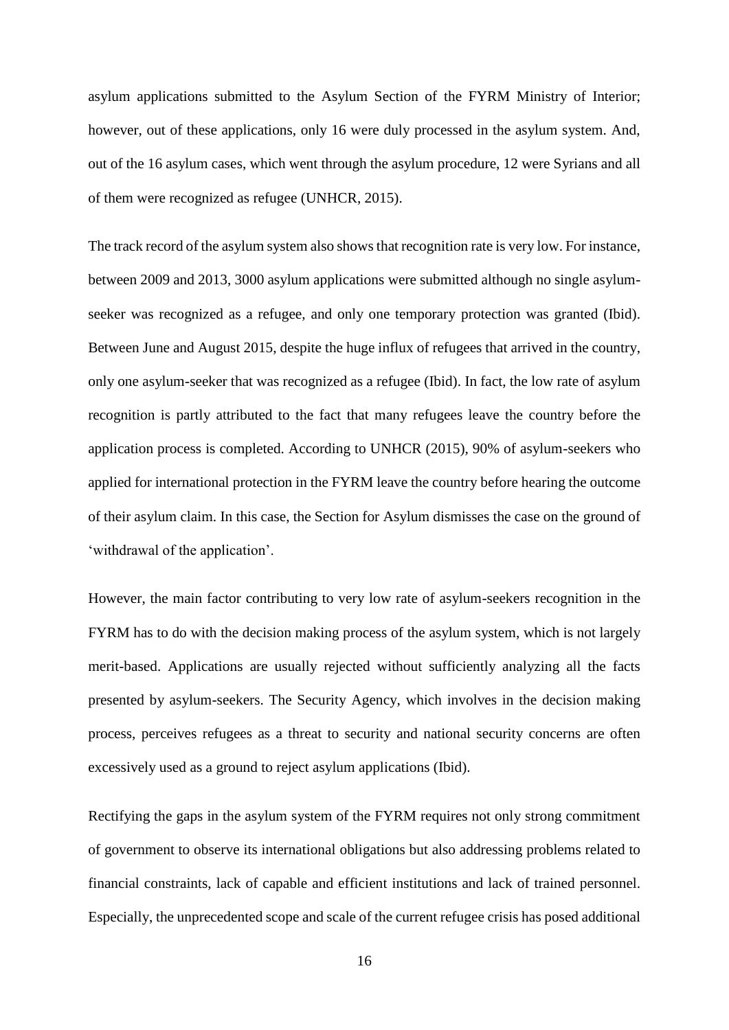asylum applications submitted to the Asylum Section of the FYRM Ministry of Interior; however, out of these applications, only 16 were duly processed in the asylum system. And, out of the 16 asylum cases, which went through the asylum procedure, 12 were Syrians and all of them were recognized as refugee (UNHCR, 2015).

The track record of the asylum system also shows that recognition rate is very low. For instance, between 2009 and 2013, 3000 asylum applications were submitted although no single asylum-seeker was recognized as a refugee, and only one temporary protection was granted (Ibid). Between June and August 2015, despite the huge influx of refugees that arrived in the country, only one asylum-seeker that was recognized as a refugee (Ibid). In fact, the low rate of asylum recognition is partly attributed to the fact that many refugees leave the country before the application process is completed. According to UNHCR (2015), 90% of asylum-seekers who applied for international protection in the FYRM leave the country before hearing the outcome of their asylum claim. In this case, the Section for Asylum dismisses the case on the ground of 'withdrawal of the application'.

However, the main factor contributing to very low rate of asylum-seekers recognition in the FYRM has to do with the decision making process of the asylum system, which is not largely merit-based. Applications are usually rejected without sufficiently analyzing all the facts presented by asylum-seekers. The Security Agency, which involves in the decision making process, perceives refugees as a threat to security and national security concerns are often excessively used as a ground to reject asylum applications (Ibid).

Rectifying the gaps in the asylum system of the FYRM requires not only strong commitment of government to observe its international obligations but also addressing problems related to financial constraints, lack of capable and efficient institutions and lack of trained personnel. Especially, the unprecedented scope and scale of the current refugee crisis has posed additional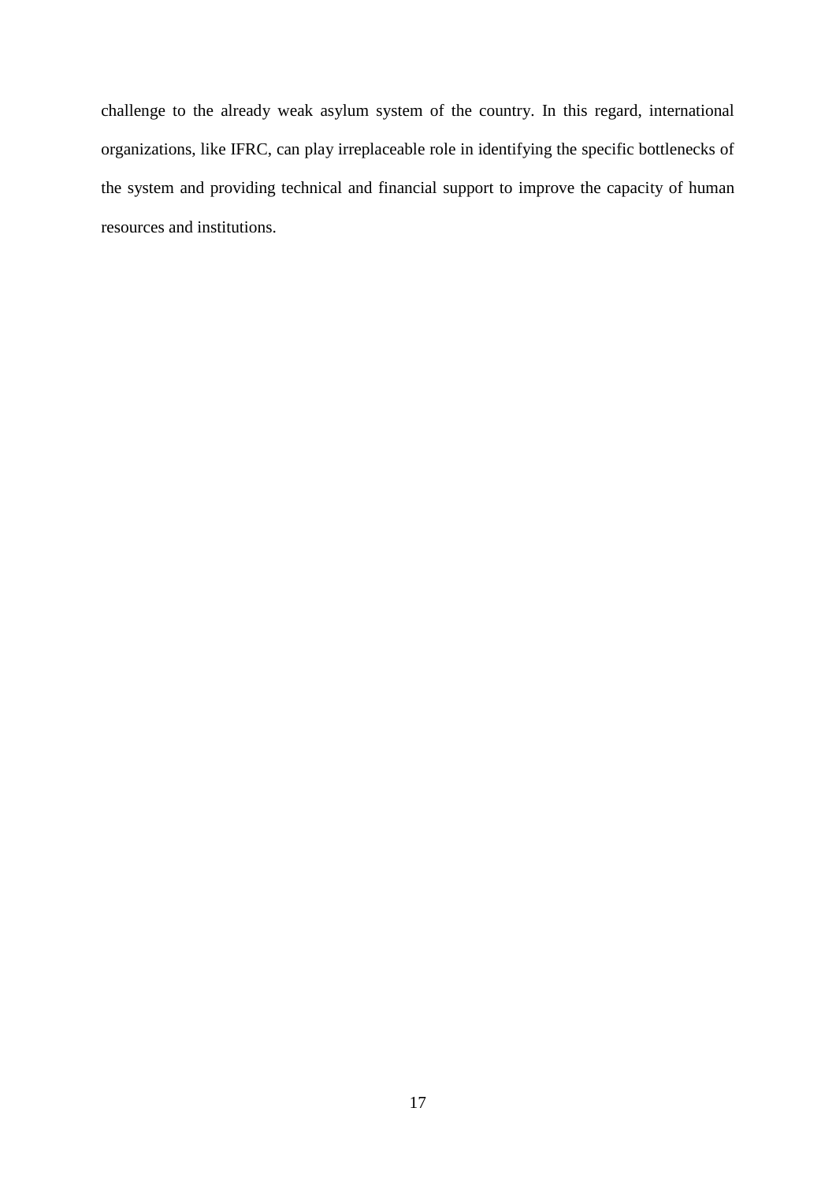challenge to the already weak asylum system of the country. In this regard, international organizations, like IFRC, can play irreplaceable role in identifying the specific bottlenecks of the system and providing technical and financial support to improve the capacity of human resources and institutions.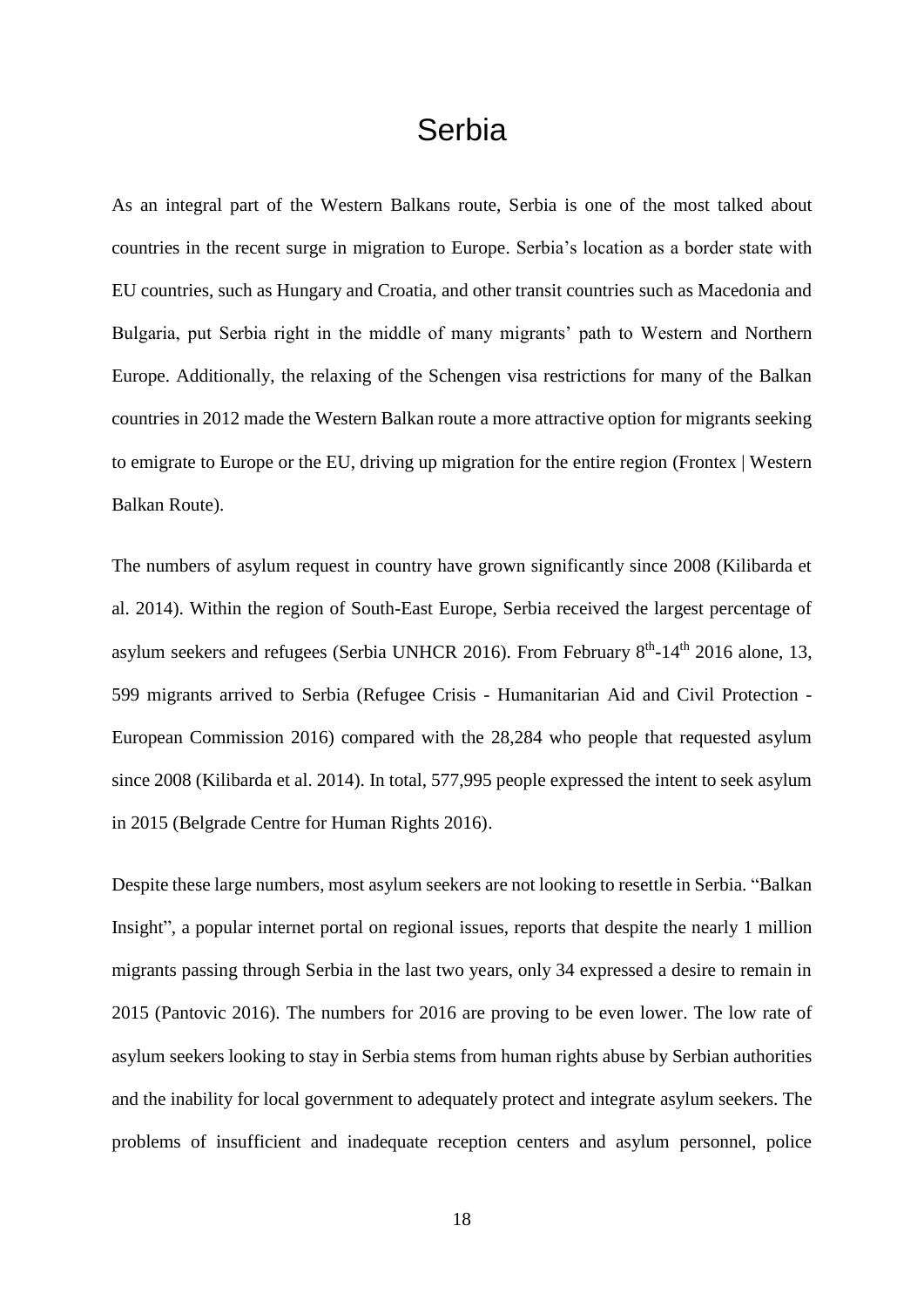# Serbia

As an integral part of the Western Balkans route, Serbia is one of the most talked about countries in the recent surge in migration to Europe. Serbia's location as a border state with EU countries, such as Hungary and Croatia, and other transit countries such as Macedonia and Bulgaria, put Serbia right in the middle of many migrants' path to Western and Northern Europe. Additionally, the relaxing of the Schengen visa restrictions for many of the Balkan countries in 2012 made the Western Balkan route a more attractive option for migrants seeking to emigrate to Europe or the EU, driving up migration for the entire region (Frontex | Western Balkan Route).

The numbers of asylum request in country have grown significantly since 2008 (Kilibarda et al. 2014). Within the region of South-East Europe, Serbia received the largest percentage of asylum seekers and refugees (Serbia UNHCR 2016). From February 8th-14th 2016 alone, 13, 599 migrants arrived to Serbia (Refugee Crisis - Humanitarian Aid and Civil Protection - European Commission 2016) compared with the 28,284 who people that requested asylum since 2008 (Kilibarda et al. 2014). In total, 577,995 people expressed the intent to seek asylum in 2015 (Belgrade Centre for Human Rights 2016).

Despite these large numbers, most asylum seekers are not looking to resettle in Serbia. "Balkan Insight", a popular internet portal on regional issues, reports that despite the nearly 1 million migrants passing through Serbia in the last two years, only 34 expressed a desire to remain in 2015 (Pantovic 2016). The numbers for 2016 are proving to be even lower. The low rate of asylum seekers looking to stay in Serbia stems from human rights abuse by Serbian authorities and the inability for local government to adequately protect and integrate asylum seekers. The problems of insufficient and inadequate reception centers and asylum personnel, police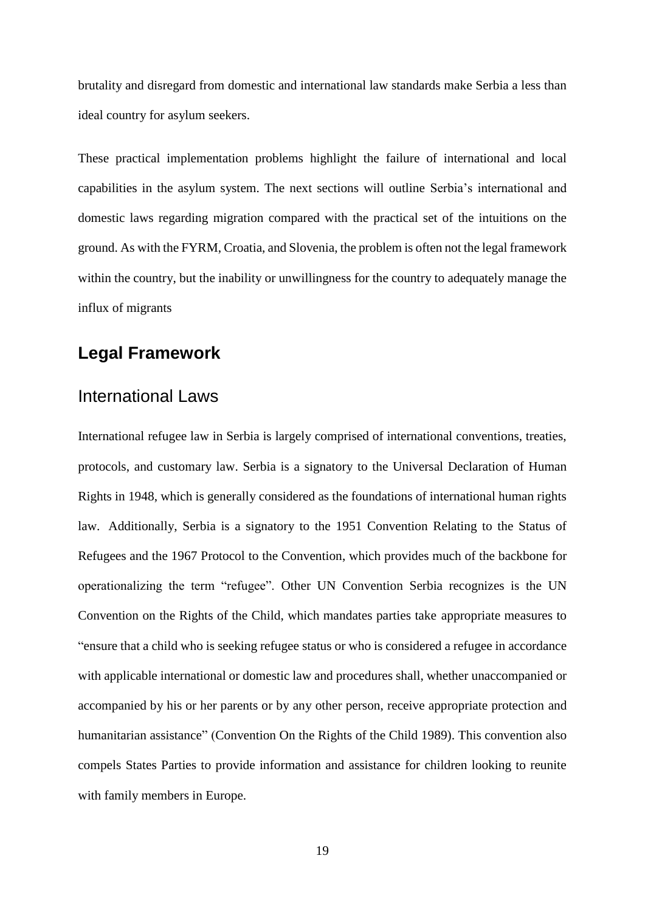brutality and disregard from domestic and international law standards make Serbia a less than ideal country for asylum seekers.

These practical implementation problems highlight the failure of international and local capabilities in the asylum system. The next sections will outline Serbia's international and domestic laws regarding migration compared with the practical set of the intuitions on the ground. As with the FYRM, Croatia, and Slovenia, the problem is often not the legal framework within the country, but the inability or unwillingness for the country to adequately manage the influx of migrants

## Legal Framework

### International Laws

International refugee law in Serbia is largely comprised of international conventions, treaties, protocols, and customary law. Serbia is a signatory to the Universal Declaration of Human Rights in 1948, which is generally considered as the foundations of international human rights law. Additionally, Serbia is a signatory to the 1951 Convention Relating to the Status of Refugees and the 1967 Protocol to the Convention, which provides much of the backbone for operationalizing the term "refugee". Other UN Convention Serbia recognizes is the UN Convention on the Rights of the Child, which mandates parties take appropriate measures to "ensure that a child who is seeking refugee status or who is considered a refugee in accordance with applicable international or domestic law and procedures shall, whether unaccompanied or accompanied by his or her parents or by any other person, receive appropriate protection and humanitarian assistance" (Convention On the Rights of the Child 1989). This convention also compels States Parties to provide information and assistance for children looking to reunite with family members in Europe.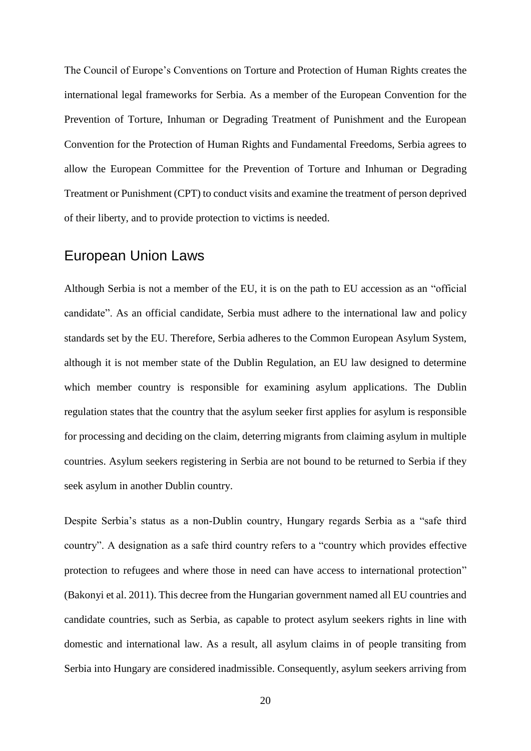The Council of Europe's Conventions on Torture and Protection of Human Rights creates the international legal frameworks for Serbia. As a member of the European Convention for the Prevention of Torture, Inhuman or Degrading Treatment of Punishment and the European Convention for the Protection of Human Rights and Fundamental Freedoms, Serbia agrees to allow the European Committee for the Prevention of Torture and Inhuman or Degrading Treatment or Punishment (CPT) to conduct visits and examine the treatment of person deprived of their liberty, and to provide protection to victims is needed.

## European Union Laws

Although Serbia is not a member of the EU, it is on the path to EU accession as an "official candidate". As an official candidate, Serbia must adhere to the international law and policy standards set by the EU. Therefore, Serbia adheres to the Common European Asylum System, although it is not member state of the Dublin Regulation, an EU law designed to determine which member country is responsible for examining asylum applications. The Dublin regulation states that the country that the asylum seeker first applies for asylum is responsible for processing and deciding on the claim, deterring migrants from claiming asylum in multiple countries. Asylum seekers registering in Serbia are not bound to be returned to Serbia if they seek asylum in another Dublin country.

Despite Serbia's status as a non-Dublin country, Hungary regards Serbia as a "safe third country". A designation as a safe third country refers to a "country which provides effective protection to refugees and where those in need can have access to international protection" (Bakonyi et al. 2011). This decree from the Hungarian government named all EU countries and candidate countries, such as Serbia, as capable to protect asylum seekers rights in line with domestic and international law. As a result, all asylum claims in of people transiting from Serbia into Hungary are considered inadmissible. Consequently, asylum seekers arriving from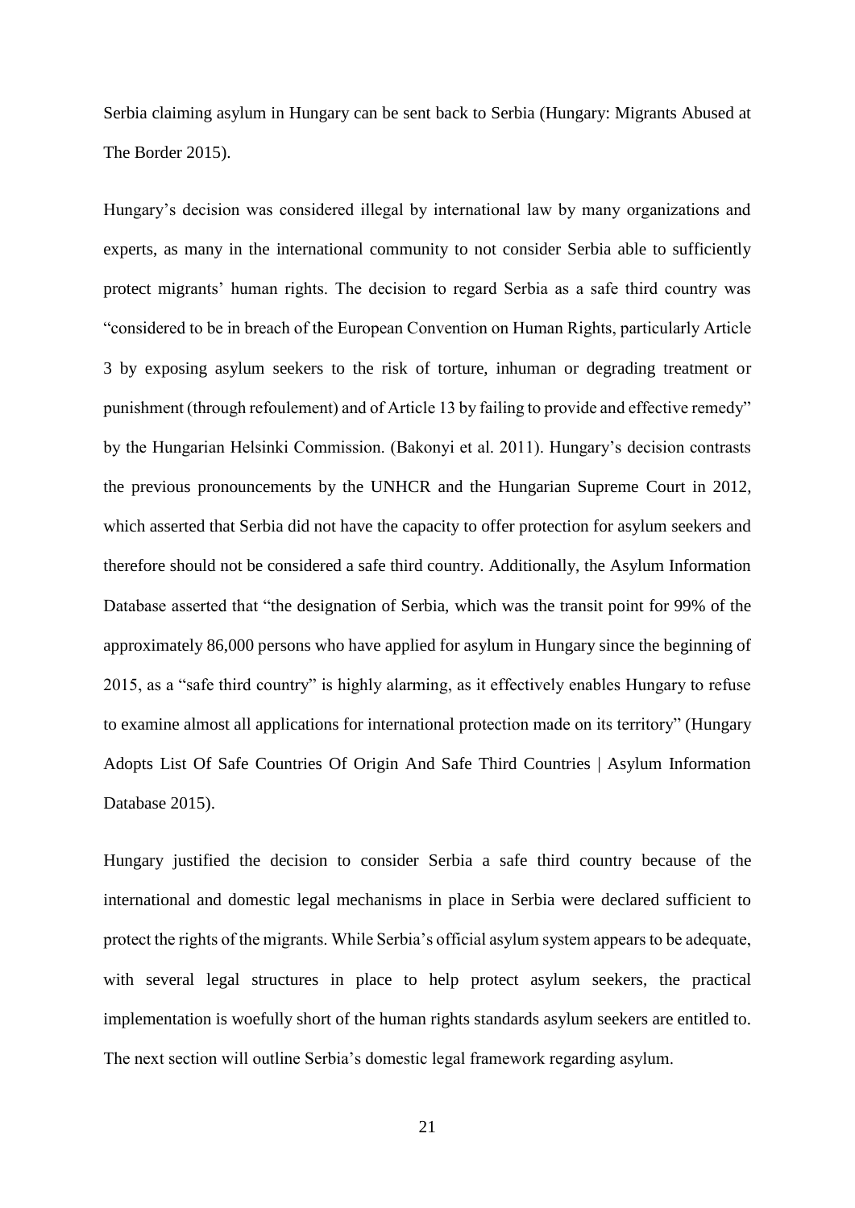Serbia claiming asylum in Hungary can be sent back to Serbia (Hungary: Migrants Abused at The Border 2015).

Hungary's decision was considered illegal by international law by many organizations and experts, as many in the international community to not consider Serbia able to sufficiently protect migrants' human rights. The decision to regard Serbia as a safe third country was "considered to be in breach of the European Convention on Human Rights, particularly Article 3 by exposing asylum seekers to the risk of torture, inhuman or degrading treatment or punishment (through refoulement) and of Article 13 by failing to provide and effective remedy" by the Hungarian Helsinki Commission. (Bakonyi et al. 2011). Hungary's decision contrasts the previous pronouncements by the UNHCR and the Hungarian Supreme Court in 2012, which asserted that Serbia did not have the capacity to offer protection for asylum seekers and therefore should not be considered a safe third country. Additionally, the Asylum Information Database asserted that "the designation of Serbia, which was the transit point for 99% of the approximately 86,000 persons who have applied for asylum in Hungary since the beginning of 2015, as a "safe third country" is highly alarming, as it effectively enables Hungary to refuse to examine almost all applications for international protection made on its territory" (Hungary Adopts List Of Safe Countries Of Origin And Safe Third Countries | Asylum Information Database 2015).

Hungary justified the decision to consider Serbia a safe third country because of the international and domestic legal mechanisms in place in Serbia were declared sufficient to protect the rights of the migrants. While Serbia's official asylum system appears to be adequate, with several legal structures in place to help protect asylum seekers, the practical implementation is woefully short of the human rights standards asylum seekers are entitled to. The next section will outline Serbia's domestic legal framework regarding asylum.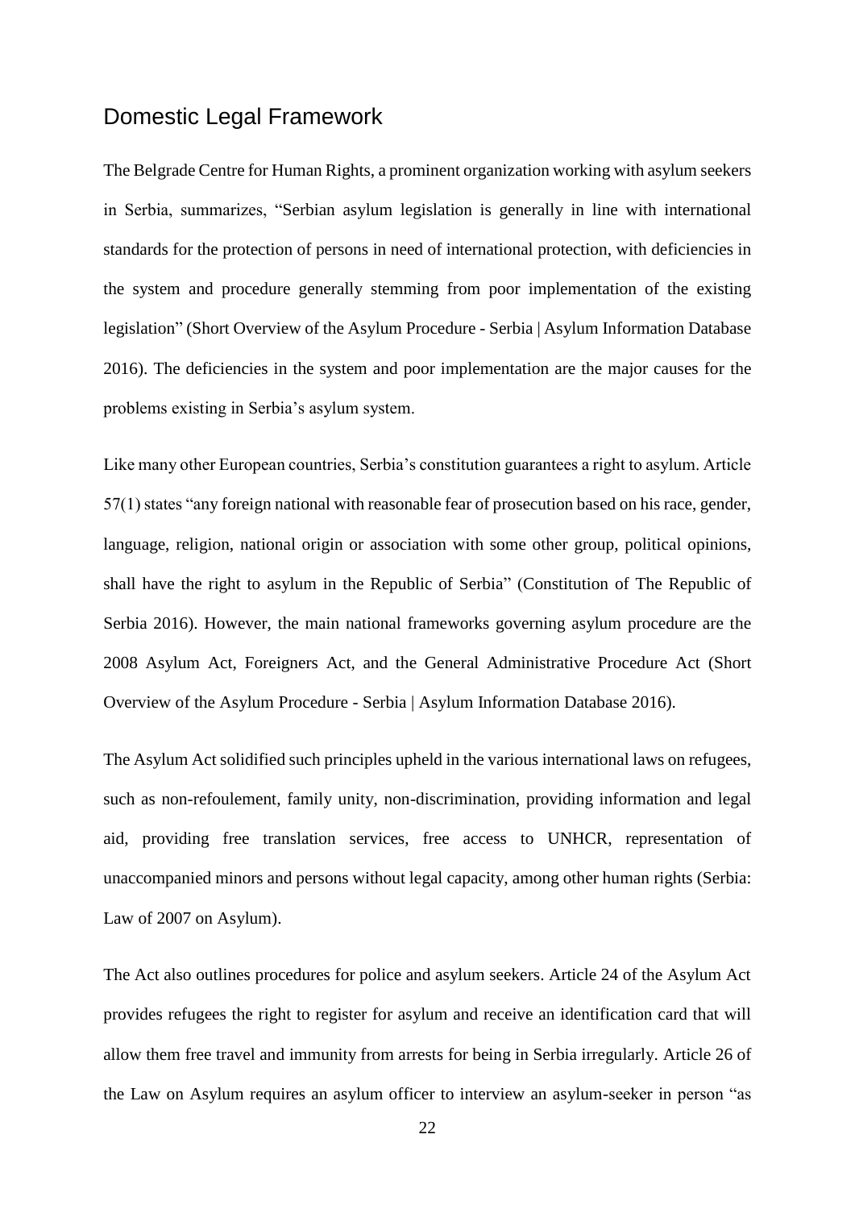## Domestic Legal Framework

The Belgrade Centre for Human Rights, a prominent organization working with asylum seekers in Serbia, summarizes, "Serbian asylum legislation is generally in line with international standards for the protection of persons in need of international protection, with deficiencies in the system and procedure generally stemming from poor implementation of the existing legislation" (Short Overview of the Asylum Procedure - Serbia | Asylum Information Database 2016). The deficiencies in the system and poor implementation are the major causes for the problems existing in Serbia's asylum system.

Like many other European countries, Serbia's constitution guarantees a right to asylum. Article 57(1) states "any foreign national with reasonable fear of prosecution based on his race, gender, language, religion, national origin or association with some other group, political opinions, shall have the right to asylum in the Republic of Serbia" (Constitution of The Republic of Serbia 2016). However, the main national frameworks governing asylum procedure are the 2008 Asylum Act, Foreigners Act, and the General Administrative Procedure Act (Short Overview of the Asylum Procedure - Serbia | Asylum Information Database 2016).

The Asylum Act solidified such principles upheld in the various international laws on refugees, such as non-refoulement, family unity, non-discrimination, providing information and legal aid, providing free translation services, free access to UNHCR, representation of unaccompanied minors and persons without legal capacity, among other human rights (Serbia: Law of 2007 on Asylum).

The Act also outlines procedures for police and asylum seekers. Article 24 of the Asylum Act provides refugees the right to register for asylum and receive an identification card that will allow them free travel and immunity from arrests for being in Serbia irregularly. Article 26 of the Law on Asylum requires an asylum officer to interview an asylum-seeker in person "as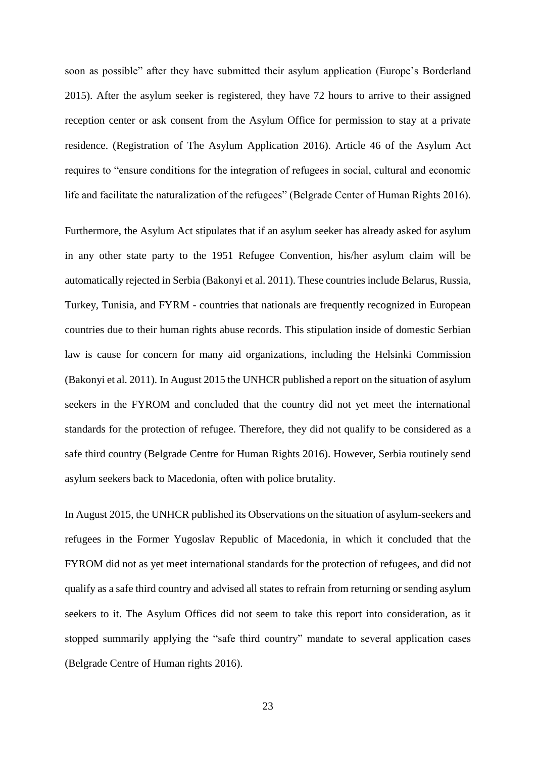soon as possible" after they have submitted their asylum application (Europe's Borderland 2015). After the asylum seeker is registered, they have 72 hours to arrive to their assigned reception center or ask consent from the Asylum Office for permission to stay at a private residence. (Registration of The Asylum Application 2016). Article 46 of the Asylum Act requires to "ensure conditions for the integration of refugees in social, cultural and economic life and facilitate the naturalization of the refugees" (Belgrade Center of Human Rights 2016).

Furthermore, the Asylum Act stipulates that if an asylum seeker has already asked for asylum in any other state party to the 1951 Refugee Convention, his/her asylum claim will be automatically rejected in Serbia (Bakonyi et al. 2011). These countries include Belarus, Russia, Turkey, Tunisia, and FYRM - countries that nationals are frequently recognized in European countries due to their human rights abuse records. This stipulation inside of domestic Serbian law is cause for concern for many aid organizations, including the Helsinki Commission (Bakonyi et al. 2011). In August 2015 the UNHCR published a report on the situation of asylum seekers in the FYROM and concluded that the country did not yet meet the international standards for the protection of refugee. Therefore, they did not qualify to be considered as a safe third country (Belgrade Centre for Human Rights 2016). However, Serbia routinely send asylum seekers back to Macedonia, often with police brutality.

In August 2015, the UNHCR published its Observations on the situation of asylum-seekers and refugees in the Former Yugoslav Republic of Macedonia, in which it concluded that the FYROM did not as yet meet international standards for the protection of refugees, and did not qualify as a safe third country and advised all states to refrain from returning or sending asylum seekers to it. The Asylum Offices did not seem to take this report into consideration, as it stopped summarily applying the "safe third country" mandate to several application cases (Belgrade Centre of Human rights 2016).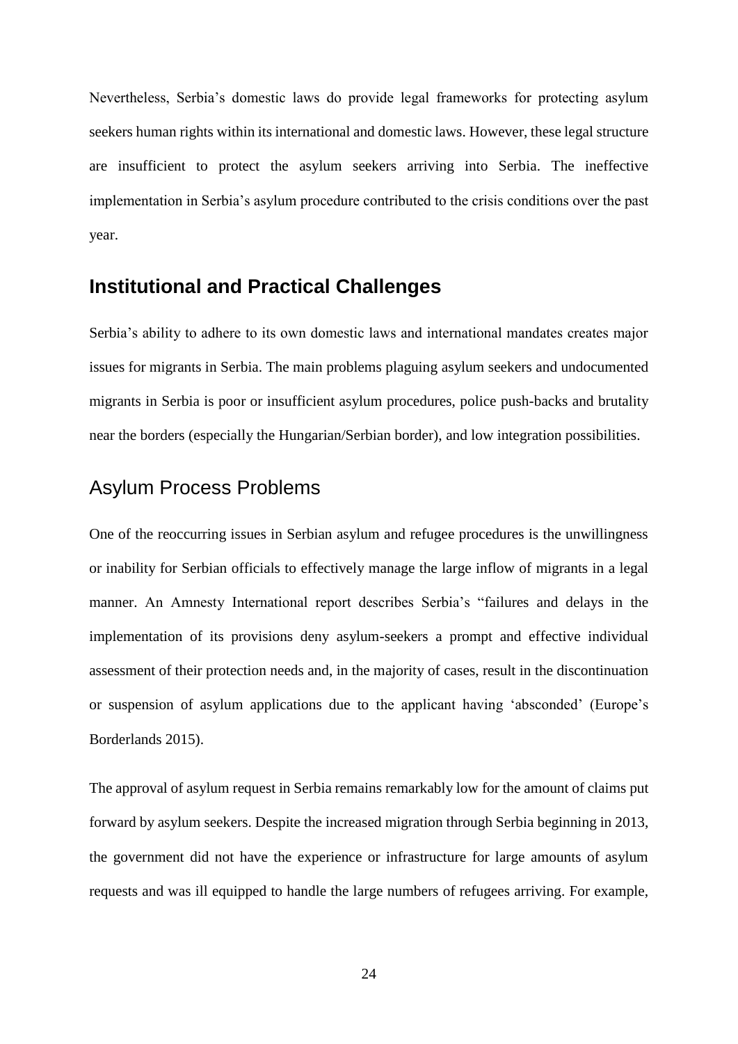Nevertheless, Serbia's domestic laws do provide legal frameworks for protecting asylum seekers human rights within its international and domestic laws. However, these legal structure are insufficient to protect the asylum seekers arriving into Serbia. The ineffective implementation in Serbia's asylum procedure contributed to the crisis conditions over the past year.

## Institutional and Practical Challenges

Serbia's ability to adhere to its own domestic laws and international mandates creates major issues for migrants in Serbia. The main problems plaguing asylum seekers and undocumented migrants in Serbia is poor or insufficient asylum procedures, police push-backs and brutality near the borders (especially the Hungarian/Serbian border), and low integration possibilities.

### Asylum Process Problems

One of the reoccurring issues in Serbian asylum and refugee procedures is the unwillingness or inability for Serbian officials to effectively manage the large inflow of migrants in a legal manner. An Amnesty International report describes Serbia's "failures and delays in the implementation of its provisions deny asylum-seekers a prompt and effective individual assessment of their protection needs and, in the majority of cases, result in the discontinuation or suspension of asylum applications due to the applicant having 'absconded' (Europe's Borderlands 2015).

The approval of asylum request in Serbia remains remarkably low for the amount of claims put forward by asylum seekers. Despite the increased migration through Serbia beginning in 2013, the government did not have the experience or infrastructure for large amounts of asylum requests and was ill equipped to handle the large numbers of refugees arriving. For example,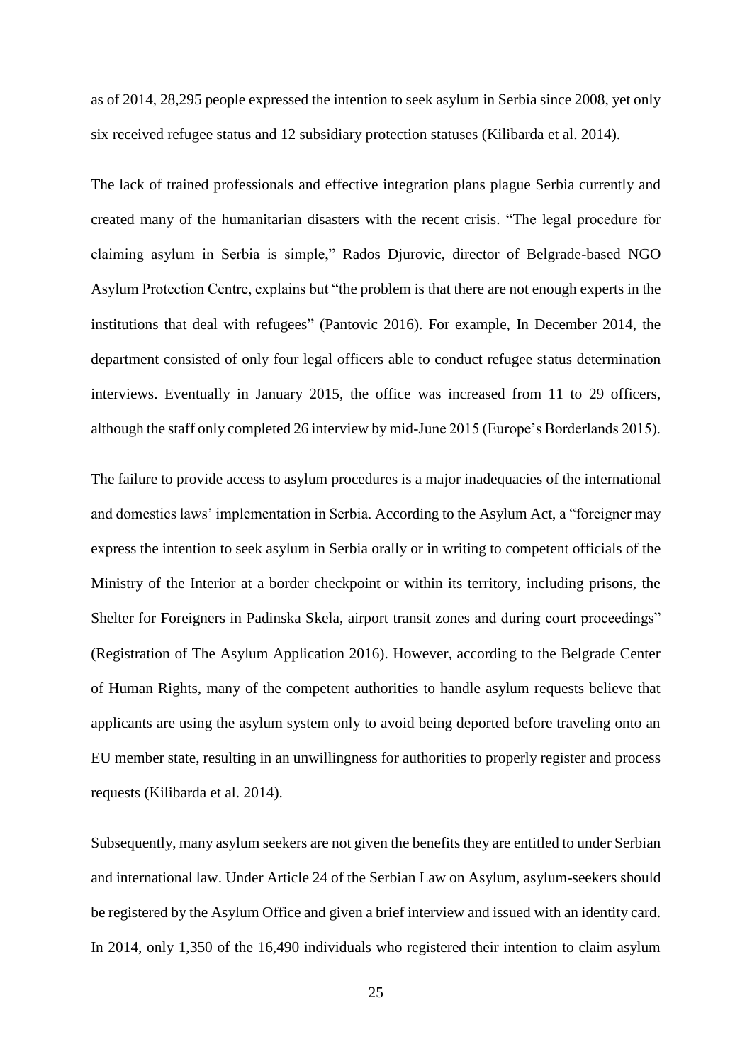as of 2014, 28,295 people expressed the intention to seek asylum in Serbia since 2008, yet only six received refugee status and 12 subsidiary protection statuses (Kilibarda et al. 2014).

The lack of trained professionals and effective integration plans plague Serbia currently and created many of the humanitarian disasters with the recent crisis. "The legal procedure for claiming asylum in Serbia is simple," Rados Djurovic, director of Belgrade-based NGO Asylum Protection Centre, explains but "the problem is that there are not enough experts in the institutions that deal with refugees" (Pantovic 2016). For example, In December 2014, the department consisted of only four legal officers able to conduct refugee status determination interviews. Eventually in January 2015, the office was increased from 11 to 29 officers, although the staff only completed 26 interview by mid-June 2015 (Europe's Borderlands 2015).

The failure to provide access to asylum procedures is a major inadequacies of the international and domestics laws' implementation in Serbia. According to the Asylum Act, a "foreigner may express the intention to seek asylum in Serbia orally or in writing to competent officials of the Ministry of the Interior at a border checkpoint or within its territory, including prisons, the Shelter for Foreigners in Padinska Skela, airport transit zones and during court proceedings" (Registration of The Asylum Application 2016). However, according to the Belgrade Center of Human Rights, many of the competent authorities to handle asylum requests believe that applicants are using the asylum system only to avoid being deported before traveling onto an EU member state, resulting in an unwillingness for authorities to properly register and process requests (Kilibarda et al. 2014).

Subsequently, many asylum seekers are not given the benefits they are entitled to under Serbian and international law. Under Article 24 of the Serbian Law on Asylum, asylum-seekers should be registered by the Asylum Office and given a brief interview and issued with an identity card. In 2014, only 1,350 of the 16,490 individuals who registered their intention to claim asylum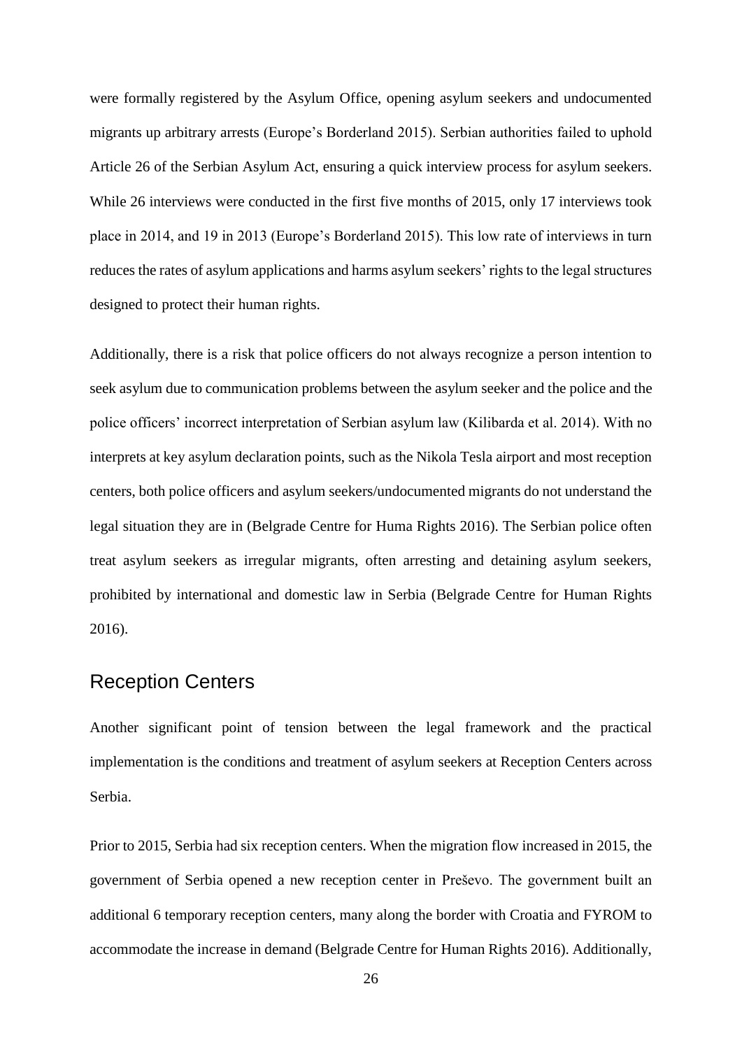were formally registered by the Asylum Office, opening asylum seekers and undocumented migrants up arbitrary arrests (Europe's Borderland 2015). Serbian authorities failed to uphold Article 26 of the Serbian Asylum Act, ensuring a quick interview process for asylum seekers. While 26 interviews were conducted in the first five months of 2015, only 17 interviews took place in 2014, and 19 in 2013 (Europe's Borderland 2015). This low rate of interviews in turn reduces the rates of asylum applications and harms asylum seekers' rights to the legal structures designed to protect their human rights.

Additionally, there is a risk that police officers do not always recognize a person intention to seek asylum due to communication problems between the asylum seeker and the police and the police officers' incorrect interpretation of Serbian asylum law (Kilibarda et al. 2014). With no interprets at key asylum declaration points, such as the Nikola Tesla airport and most reception centers, both police officers and asylum seekers/undocumented migrants do not understand the legal situation they are in (Belgrade Centre for Huma Rights 2016). The Serbian police often treat asylum seekers as irregular migrants, often arresting and detaining asylum seekers, prohibited by international and domestic law in Serbia (Belgrade Centre for Human Rights 2016).

## Reception Centers

Another significant point of tension between the legal framework and the practical implementation is the conditions and treatment of asylum seekers at Reception Centers across Serbia.

Prior to 2015, Serbia had six reception centers. When the migration flow increased in 2015, the government of Serbia opened a new reception center in Preševo. The government built an additional 6 temporary reception centers, many along the border with Croatia and FYROM to accommodate the increase in demand (Belgrade Centre for Human Rights 2016). Additionally,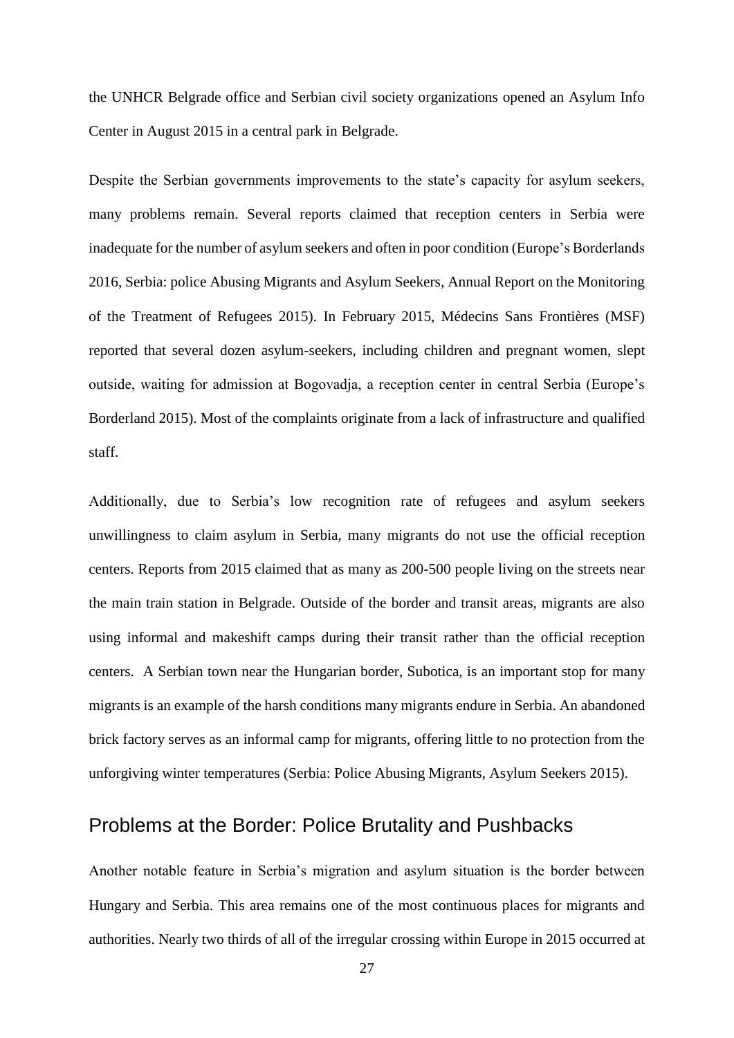the UNHCR Belgrade office and Serbian civil society organizations opened an Asylum Info Center in August 2015 in a central park in Belgrade.

Despite the Serbian governments improvements to the state's capacity for asylum seekers, many problems remain. Several reports claimed that reception centers in Serbia were inadequate for the number of asylum seekers and often in poor condition (Europe's Borderlands 2016, Serbia: police Abusing Migrants and Asylum Seekers, Annual Report on the Monitoring of the Treatment of Refugees 2015). In February 2015, Médecins Sans Frontières (MSF) reported that several dozen asylum-seekers, including children and pregnant women, slept outside, waiting for admission at Bogovadja, a reception center in central Serbia (Europe's Borderland 2015). Most of the complaints originate from a lack of infrastructure and qualified staff.

Additionally, due to Serbia's low recognition rate of refugees and asylum seekers unwillingness to claim asylum in Serbia, many migrants do not use the official reception centers. Reports from 2015 claimed that as many as 200-500 people living on the streets near the main train station in Belgrade. Outside of the border and transit areas, migrants are also using informal and makeshift camps during their transit rather than the official reception centers. A Serbian town near the Hungarian border, Subotica, is an important stop for many migrants is an example of the harsh conditions many migrants endure in Serbia. An abandoned brick factory serves as an informal camp for migrants, offering little to no protection from the unforgiving winter temperatures (Serbia: Police Abusing Migrants, Asylum Seekers 2015).

## Problems at the Border: Police Brutality and Pushbacks

Another notable feature in Serbia's migration and asylum situation is the border between Hungary and Serbia. This area remains one of the most continuous places for migrants and authorities. Nearly two thirds of all of the irregular crossing within Europe in 2015 occurred at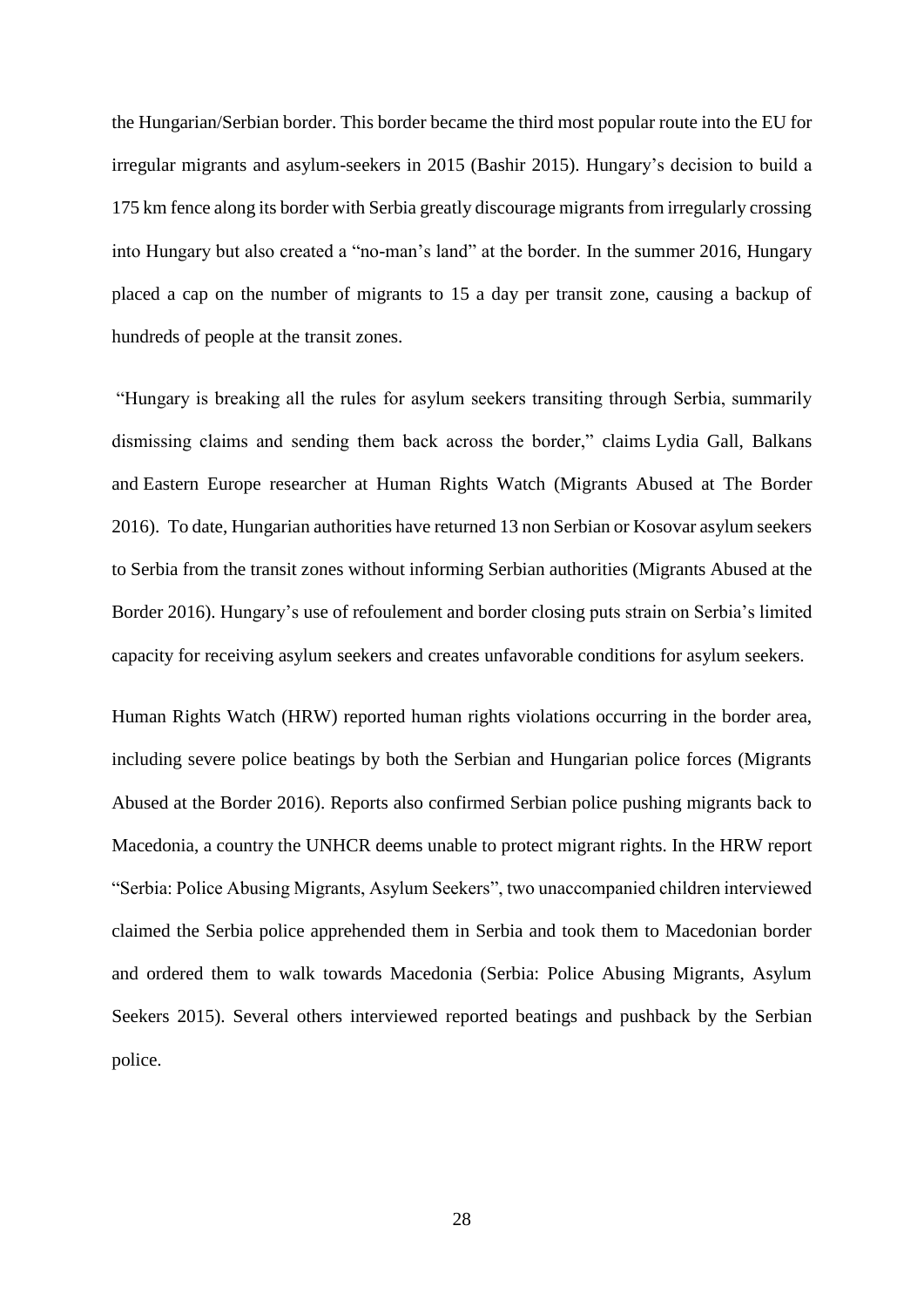the Hungarian/Serbian border. This border became the third most popular route into the EU for irregular migrants and asylum-seekers in 2015 (Bashir 2015). Hungary's decision to build a 175 km fence along its border with Serbia greatly discourage migrants from irregularly crossing into Hungary but also created a "no-man's land" at the border. In the summer 2016, Hungary placed a cap on the number of migrants to 15 a day per transit zone, causing a backup of hundreds of people at the transit zones.

"Hungary is breaking all the rules for asylum seekers transiting through Serbia, summarily dismissing claims and sending them back across the border," claims Lydia Gall, Balkans and Eastern Europe researcher at Human Rights Watch (Migrants Abused at The Border 2016). To date, Hungarian authorities have returned 13 non Serbian or Kosovar asylum seekers to Serbia from the transit zones without informing Serbian authorities (Migrants Abused at the Border 2016). Hungary's use of refoulement and border closing puts strain on Serbia's limited capacity for receiving asylum seekers and creates unfavorable conditions for asylum seekers.

Human Rights Watch (HRW) reported human rights violations occurring in the border area, including severe police beatings by both the Serbian and Hungarian police forces (Migrants Abused at the Border 2016). Reports also confirmed Serbian police pushing migrants back to Macedonia, a country the UNHCR deems unable to protect migrant rights. In the HRW report "Serbia: Police Abusing Migrants, Asylum Seekers", two unaccompanied children interviewed claimed the Serbia police apprehended them in Serbia and took them to Macedonian border and ordered them to walk towards Macedonia (Serbia: Police Abusing Migrants, Asylum Seekers 2015). Several others interviewed reported beatings and pushback by the Serbian police.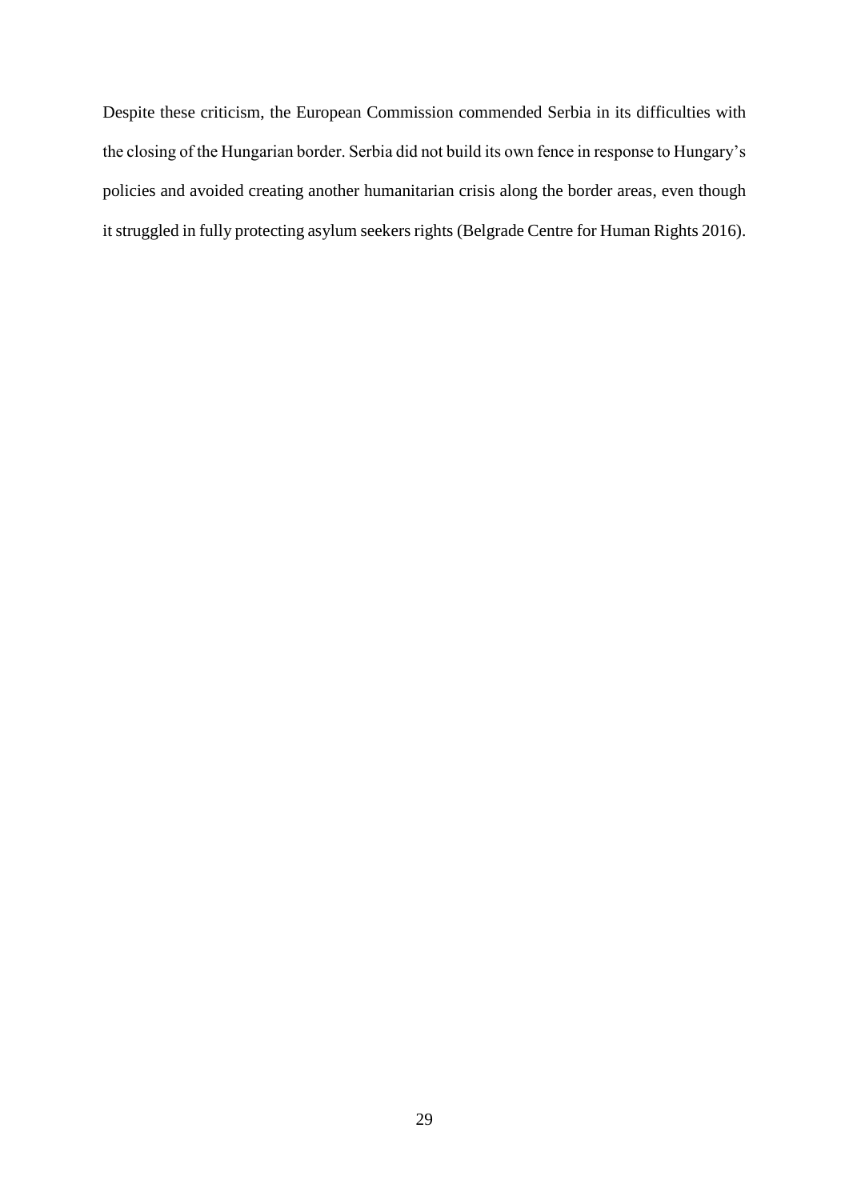Despite these criticism, the European Commission commended Serbia in its difficulties with the closing of the Hungarian border. Serbia did not build its own fence in response to Hungary's policies and avoided creating another humanitarian crisis along the border areas, even though it struggled in fully protecting asylum seekers rights (Belgrade Centre for Human Rights 2016).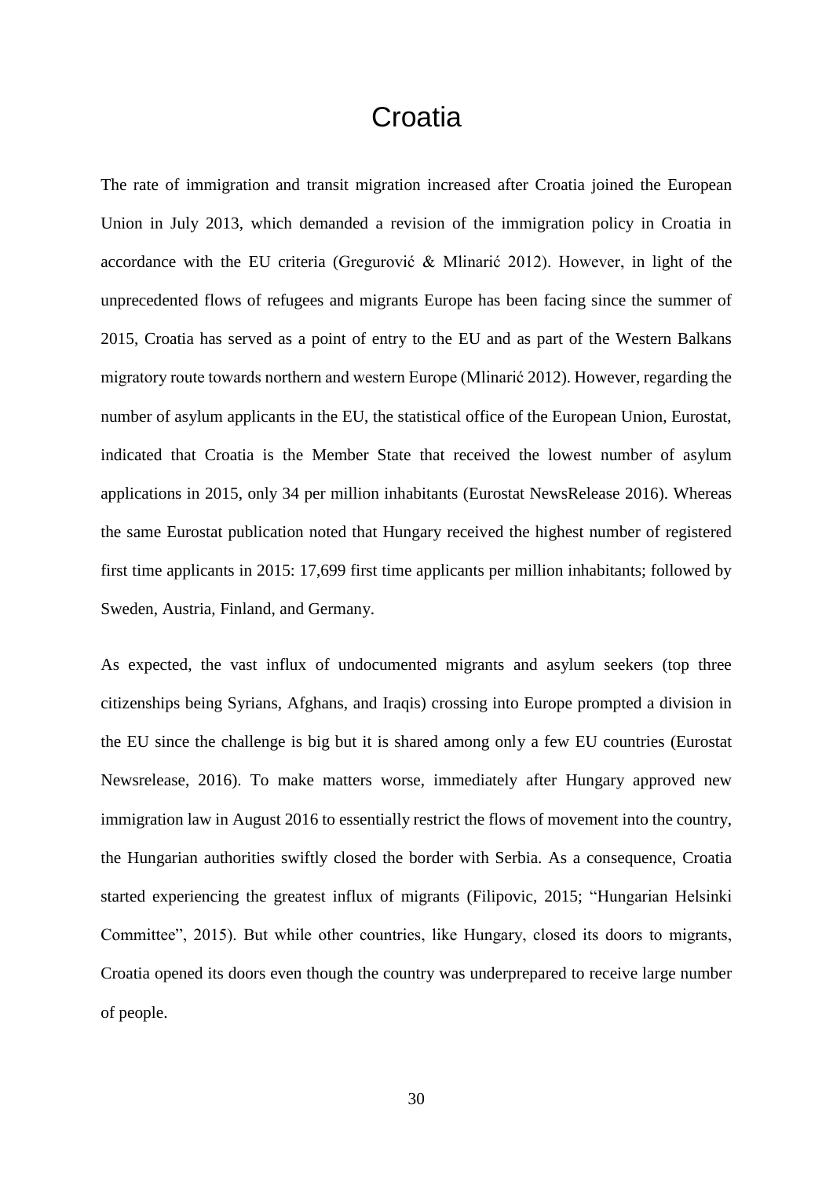# Croatia

The rate of immigration and transit migration increased after Croatia joined the European Union in July 2013, which demanded a revision of the immigration policy in Croatia in accordance with the EU criteria (Gregurović & Mlinarić 2012). However, in light of the unprecedented flows of refugees and migrants Europe has been facing since the summer of 2015, Croatia has served as a point of entry to the EU and as part of the Western Balkans migratory route towards northern and western Europe (Mlinarić 2012). However, regarding the number of asylum applicants in the EU, the statistical office of the European Union, Eurostat, indicated that Croatia is the Member State that received the lowest number of asylum applications in 2015, only 34 per million inhabitants (Eurostat NewsRelease 2016). Whereas the same Eurostat publication noted that Hungary received the highest number of registered first time applicants in 2015: 17,699 first time applicants per million inhabitants; followed by Sweden, Austria, Finland, and Germany.

As expected, the vast influx of undocumented migrants and asylum seekers (top three citizenships being Syrians, Afghans, and Iraqis) crossing into Europe prompted a division in the EU since the challenge is big but it is shared among only a few EU countries (Eurostat Newsrelease, 2016). To make matters worse, immediately after Hungary approved new immigration law in August 2016 to essentially restrict the flows of movement into the country, the Hungarian authorities swiftly closed the border with Serbia. As a consequence, Croatia started experiencing the greatest influx of migrants (Filipovic, 2015; "Hungarian Helsinki Committee", 2015). But while other countries, like Hungary, closed its doors to migrants, Croatia opened its doors even though the country was underprepared to receive large number of people.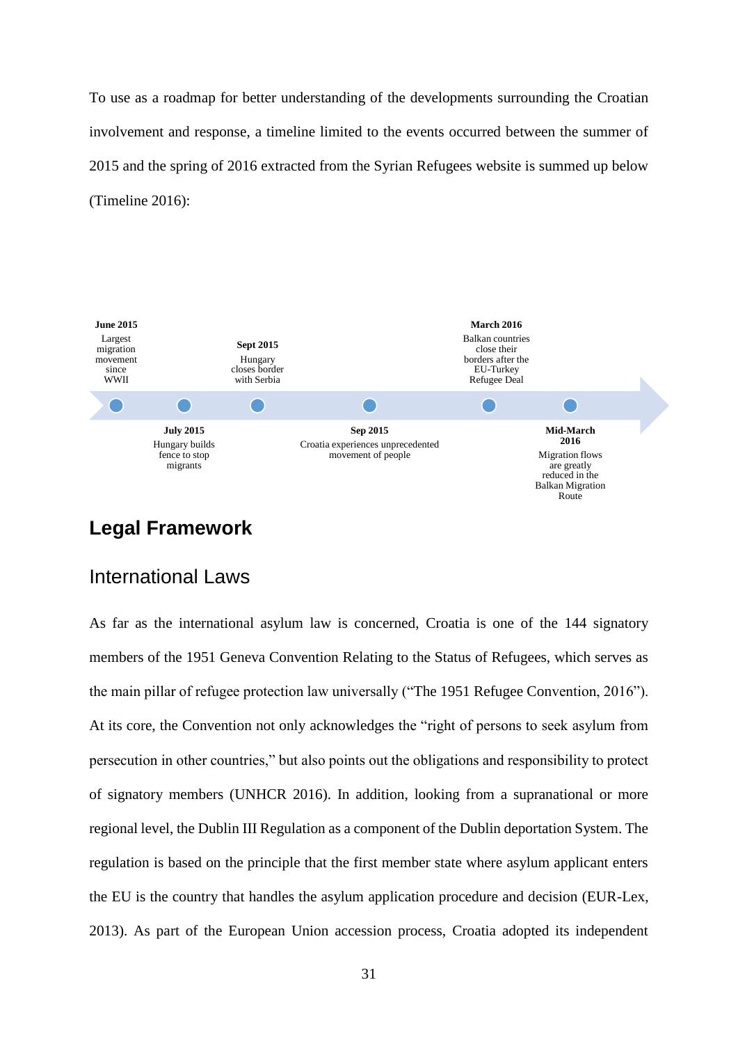To use as a roadmap for better understanding of the developments surrounding the Croatian involvement and response, a timeline limited to the events occurred between the summer of 2015 and the spring of 2016 extracted from the Syrian Refugees website is summed up below (Timeline 2016):

- **June 2015** Largest migration movement since WWII
- **July 2015** Hungary builds fence to stop migrants
- **Sept 2015** Hungary closes border with Serbia
- **Sep 2015** Croatia experiences unprecedented movement of people
- **March 2016** Balkan countries close their borders after the EU-Turkey Refugee Deal
- **Mid-March 2016** Migration flows are greatly reduced in the Balkan Migration Route

## Legal Framework

### International Laws

As far as the international asylum law is concerned, Croatia is one of the 144 signatory members of the 1951 Geneva Convention Relating to the Status of Refugees, which serves as the main pillar of refugee protection law universally ("The 1951 Refugee Convention, 2016"). At its core, the Convention not only acknowledges the "right of persons to seek asylum from persecution in other countries," but also points out the obligations and responsibility to protect of signatory members (UNHCR 2016). In addition, looking from a supranational or more regional level, the Dublin III Regulation as a component of the Dublin deportation System. The regulation is based on the principle that the first member state where asylum applicant enters the EU is the country that handles the asylum application procedure and decision (EUR-Lex, 2013). As part of the European Union accession process, Croatia adopted its independent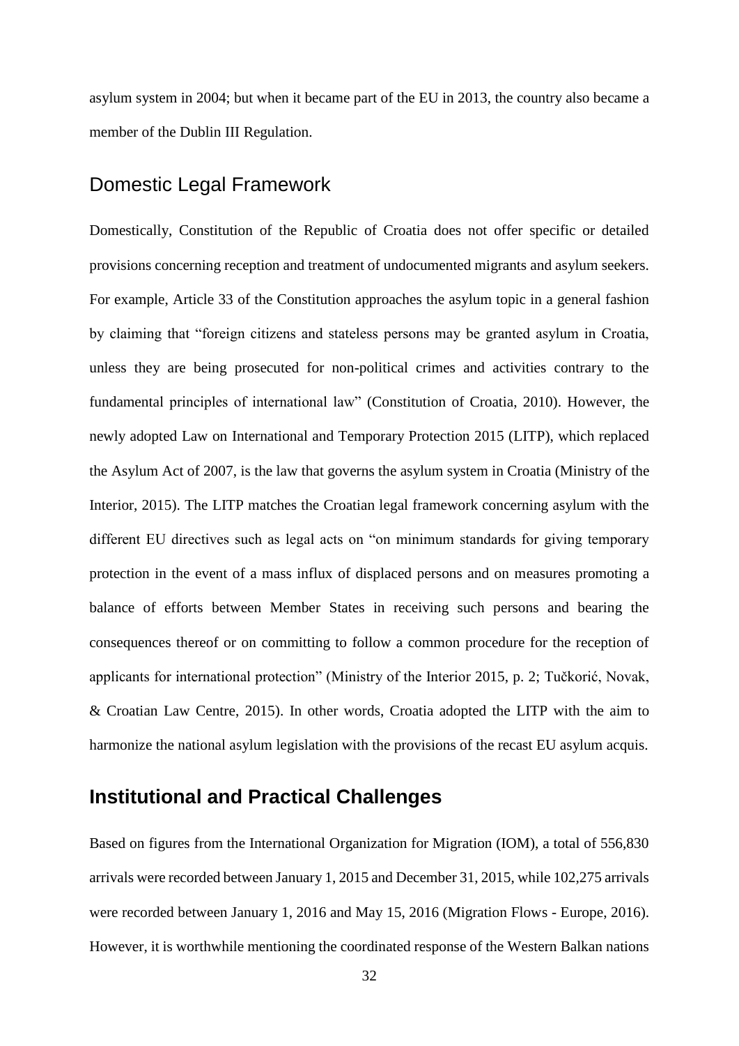asylum system in 2004; but when it became part of the EU in 2013, the country also became a member of the Dublin III Regulation.

## Domestic Legal Framework

Domestically, Constitution of the Republic of Croatia does not offer specific or detailed provisions concerning reception and treatment of undocumented migrants and asylum seekers. For example, Article 33 of the Constitution approaches the asylum topic in a general fashion by claiming that "foreign citizens and stateless persons may be granted asylum in Croatia, unless they are being prosecuted for non-political crimes and activities contrary to the fundamental principles of international law" (Constitution of Croatia, 2010). However, the newly adopted Law on International and Temporary Protection 2015 (LITP), which replaced the Asylum Act of 2007, is the law that governs the asylum system in Croatia (Ministry of the Interior, 2015). The LITP matches the Croatian legal framework concerning asylum with the different EU directives such as legal acts on "on minimum standards for giving temporary protection in the event of a mass influx of displaced persons and on measures promoting a balance of efforts between Member States in receiving such persons and bearing the consequences thereof or on committing to follow a common procedure for the reception of applicants for international protection" (Ministry of the Interior 2015, p. 2; Tučkorić, Novak, & Croatian Law Centre, 2015). In other words, Croatia adopted the LITP with the aim to harmonize the national asylum legislation with the provisions of the recast EU asylum acquis.

## **Institutional and Practical Challenges**

Based on figures from the International Organization for Migration (IOM), a total of 556,830 arrivals were recorded between January 1, 2015 and December 31, 2015, while 102,275 arrivals were recorded between January 1, 2016 and May 15, 2016 (Migration Flows - Europe, 2016). However, it is worthwhile mentioning the coordinated response of the Western Balkan nations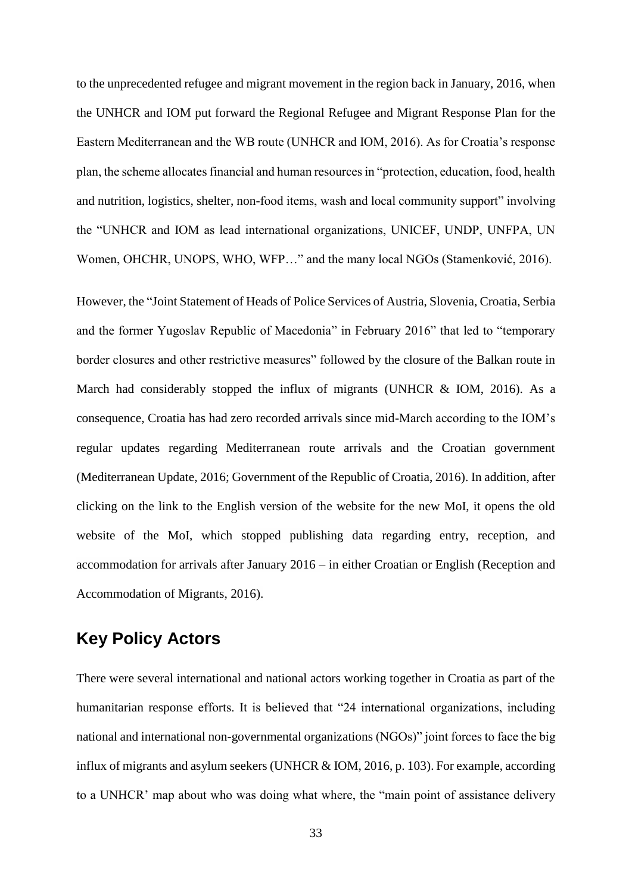to the unprecedented refugee and migrant movement in the region back in January, 2016, when the UNHCR and IOM put forward the Regional Refugee and Migrant Response Plan for the Eastern Mediterranean and the WB route (UNHCR and IOM, 2016). As for Croatia's response plan, the scheme allocates financial and human resources in "protection, education, food, health and nutrition, logistics, shelter, non-food items, wash and local community support" involving the "UNHCR and IOM as lead international organizations, UNICEF, UNDP, UNFPA, UN Women, OHCHR, UNOPS, WHO, WFP…" and the many local NGOs (Stamenković, 2016).

However, the "Joint Statement of Heads of Police Services of Austria, Slovenia, Croatia, Serbia and the former Yugoslav Republic of Macedonia" in February 2016" that led to "temporary border closures and other restrictive measures" followed by the closure of the Balkan route in March had considerably stopped the influx of migrants (UNHCR & IOM, 2016). As a consequence, Croatia has had zero recorded arrivals since mid-March according to the IOM's regular updates regarding Mediterranean route arrivals and the Croatian government (Mediterranean Update, 2016; Government of the Republic of Croatia, 2016). In addition, after clicking on the link to the English version of the website for the new MoI, it opens the old website of the MoI, which stopped publishing data regarding entry, reception, and accommodation for arrivals after January 2016 – in either Croatian or English (Reception and Accommodation of Migrants, 2016).

## Key Policy Actors

There were several international and national actors working together in Croatia as part of the humanitarian response efforts. It is believed that "24 international organizations, including national and international non-governmental organizations (NGOs)" joint forces to face the big influx of migrants and asylum seekers (UNHCR & IOM, 2016, p. 103). For example, according to a UNHCR' map about who was doing what where, the "main point of assistance delivery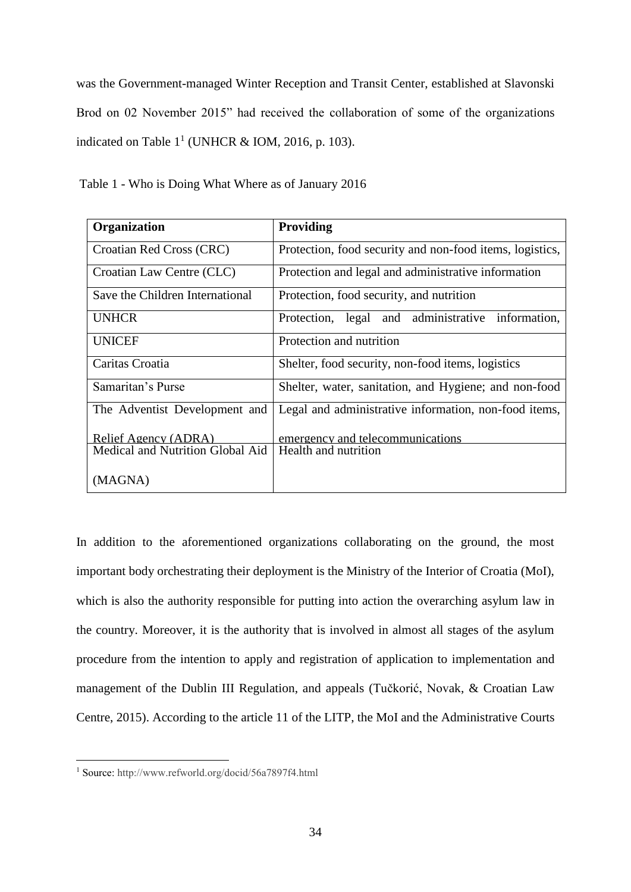was the Government-managed Winter Reception and Transit Center, established at Slavonski Brod on 02 November 2015" had received the collaboration of some of the organizations indicated on Table 1[1] (UNHCR & IOM, 2016, p. 103).

Table 1 - Who is Doing What Where as of January 2016

| Organization | Providing |
|---|---|
| Croatian Red Cross (CRC) | Protection, food security and non-food items, logistics, |
| Croatian Law Centre (CLC) | Protection and legal and administrative information |
| Save the Children International | Protection, food security, and nutrition |
| UNHCR | Protection, legal and administrative information, |
| UNICEF | Protection and nutrition |
| Caritas Croatia | Shelter, food security, non-food items, logistics |
| Samaritan's Purse | Shelter, water, sanitation, and Hygiene; and non-food |
| The Adventist Development and Relief Agency (ADRA) | Legal and administrative information, non-food items, emergency and telecommunications |
| Medical and Nutrition Global Aid (MAGNA) | Health and nutrition |

In addition to the aforementioned organizations collaborating on the ground, the most important body orchestrating their deployment is the Ministry of the Interior of Croatia (MoI), which is also the authority responsible for putting into action the overarching asylum law in the country. Moreover, it is the authority that is involved in almost all stages of the asylum procedure from the intention to apply and registration of application to implementation and management of the Dublin III Regulation, and appeals (Tučkorić, Novak, & Croatian Law Centre, 2015). According to the article 11 of the LITP, the MoI and the Administrative Courts

[1] Source: http://www.refworld.org/docid/56a7897f4.html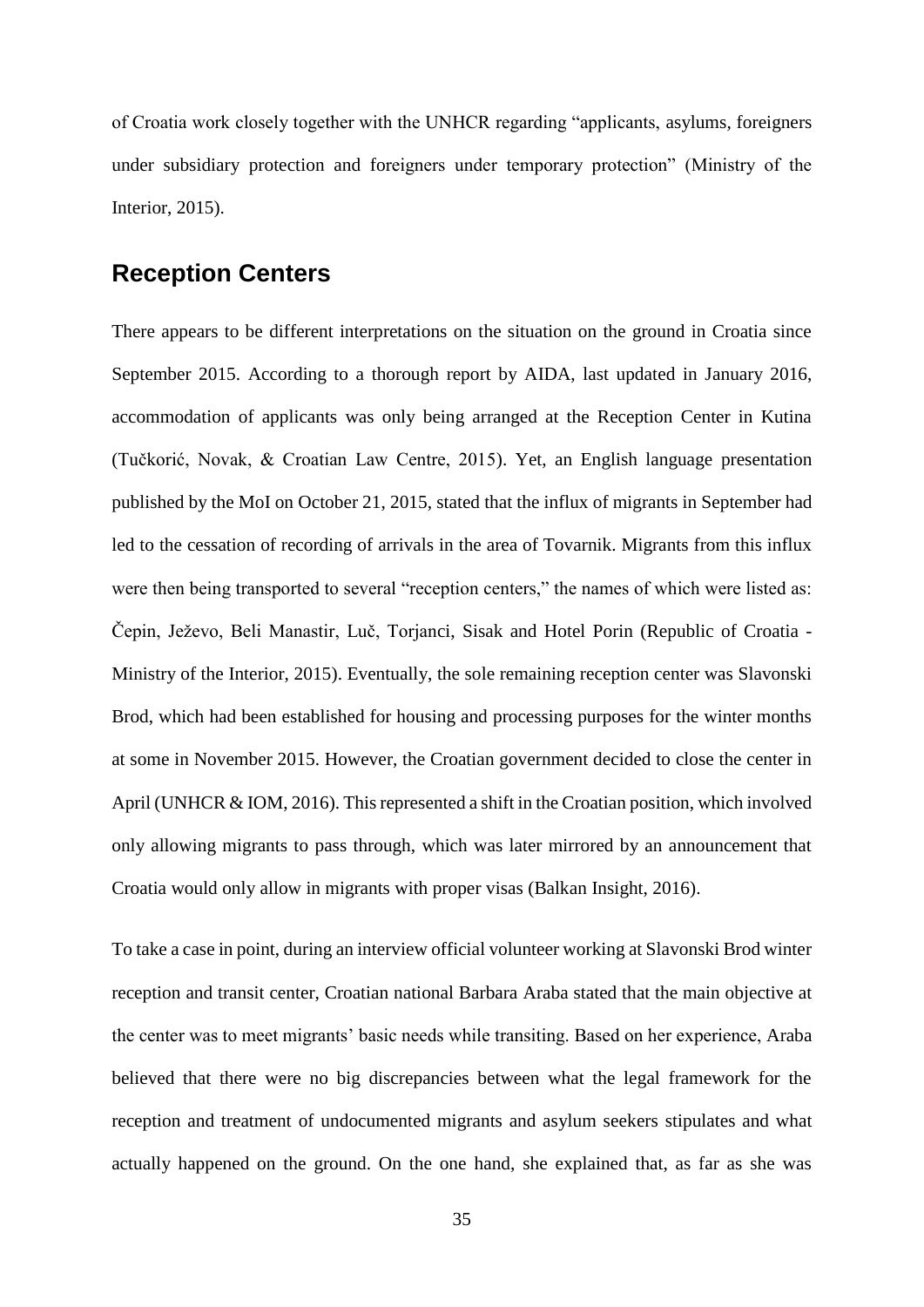of Croatia work closely together with the UNHCR regarding "applicants, asylums, foreigners under subsidiary protection and foreigners under temporary protection" (Ministry of the Interior, 2015).

## Reception Centers

There appears to be different interpretations on the situation on the ground in Croatia since September 2015. According to a thorough report by AIDA, last updated in January 2016, accommodation of applicants was only being arranged at the Reception Center in Kutina (Tučkorić, Novak, & Croatian Law Centre, 2015). Yet, an English language presentation published by the MoI on October 21, 2015, stated that the influx of migrants in September had led to the cessation of recording of arrivals in the area of Tovarnik. Migrants from this influx were then being transported to several "reception centers," the names of which were listed as: Čepin, Ježevo, Beli Manastir, Luč, Torjanci, Sisak and Hotel Porin (Republic of Croatia - Ministry of the Interior, 2015). Eventually, the sole remaining reception center was Slavonski Brod, which had been established for housing and processing purposes for the winter months at some in November 2015. However, the Croatian government decided to close the center in April (UNHCR & IOM, 2016). This represented a shift in the Croatian position, which involved only allowing migrants to pass through, which was later mirrored by an announcement that Croatia would only allow in migrants with proper visas (Balkan Insight, 2016).

To take a case in point, during an interview official volunteer working at Slavonski Brod winter reception and transit center, Croatian national Barbara Araba stated that the main objective at the center was to meet migrants' basic needs while transiting. Based on her experience, Araba believed that there were no big discrepancies between what the legal framework for the reception and treatment of undocumented migrants and asylum seekers stipulates and what actually happened on the ground. On the one hand, she explained that, as far as she was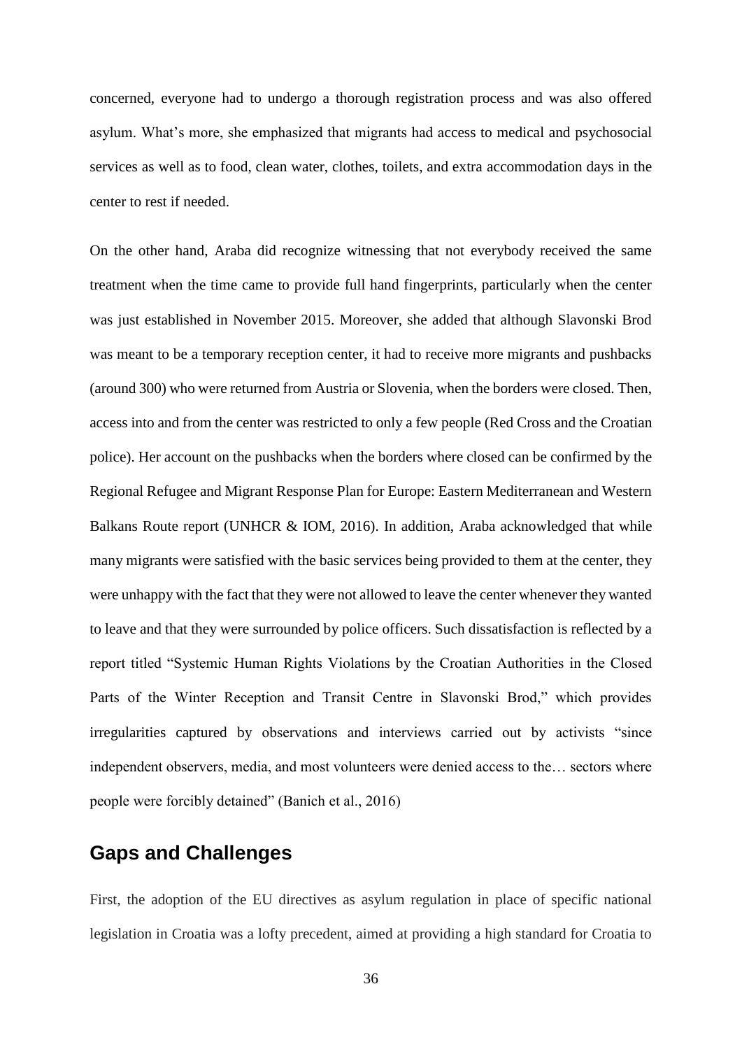concerned, everyone had to undergo a thorough registration process and was also offered asylum. What's more, she emphasized that migrants had access to medical and psychosocial services as well as to food, clean water, clothes, toilets, and extra accommodation days in the center to rest if needed.

On the other hand, Araba did recognize witnessing that not everybody received the same treatment when the time came to provide full hand fingerprints, particularly when the center was just established in November 2015. Moreover, she added that although Slavonski Brod was meant to be a temporary reception center, it had to receive more migrants and pushbacks (around 300) who were returned from Austria or Slovenia, when the borders were closed. Then, access into and from the center was restricted to only a few people (Red Cross and the Croatian police). Her account on the pushbacks when the borders where closed can be confirmed by the Regional Refugee and Migrant Response Plan for Europe: Eastern Mediterranean and Western Balkans Route report (UNHCR & IOM, 2016). In addition, Araba acknowledged that while many migrants were satisfied with the basic services being provided to them at the center, they were unhappy with the fact that they were not allowed to leave the center whenever they wanted to leave and that they were surrounded by police officers. Such dissatisfaction is reflected by a report titled "Systemic Human Rights Violations by the Croatian Authorities in the Closed Parts of the Winter Reception and Transit Centre in Slavonski Brod," which provides irregularities captured by observations and interviews carried out by activists "since independent observers, media, and most volunteers were denied access to the… sectors where people were forcibly detained" (Banich et al., 2016)

## Gaps and Challenges

First, the adoption of the EU directives as asylum regulation in place of specific national legislation in Croatia was a lofty precedent, aimed at providing a high standard for Croatia to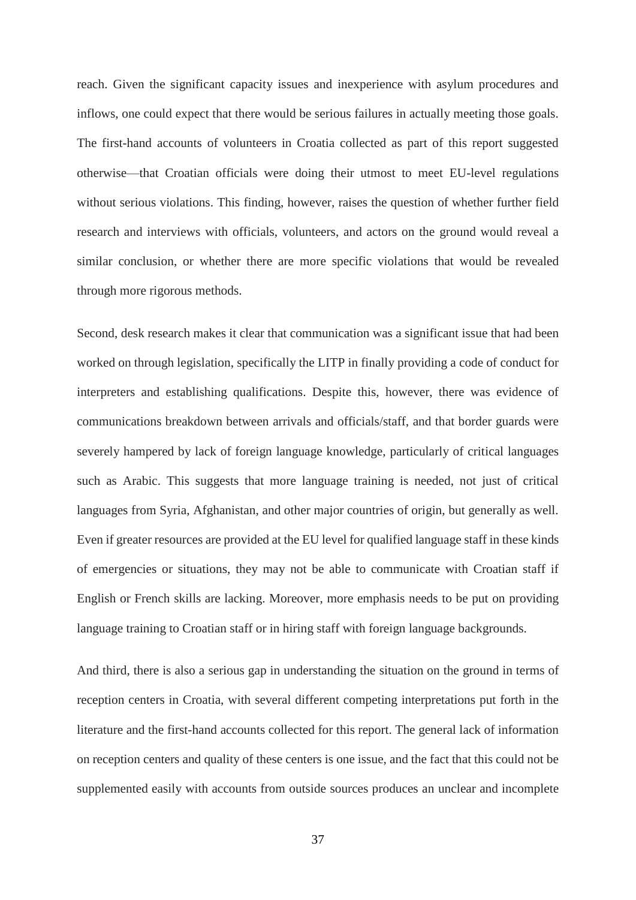reach. Given the significant capacity issues and inexperience with asylum procedures and inflows, one could expect that there would be serious failures in actually meeting those goals. The first-hand accounts of volunteers in Croatia collected as part of this report suggested otherwise—that Croatian officials were doing their utmost to meet EU-level regulations without serious violations. This finding, however, raises the question of whether further field research and interviews with officials, volunteers, and actors on the ground would reveal a similar conclusion, or whether there are more specific violations that would be revealed through more rigorous methods.

Second, desk research makes it clear that communication was a significant issue that had been worked on through legislation, specifically the LITP in finally providing a code of conduct for interpreters and establishing qualifications. Despite this, however, there was evidence of communications breakdown between arrivals and officials/staff, and that border guards were severely hampered by lack of foreign language knowledge, particularly of critical languages such as Arabic. This suggests that more language training is needed, not just of critical languages from Syria, Afghanistan, and other major countries of origin, but generally as well. Even if greater resources are provided at the EU level for qualified language staff in these kinds of emergencies or situations, they may not be able to communicate with Croatian staff if English or French skills are lacking. Moreover, more emphasis needs to be put on providing language training to Croatian staff or in hiring staff with foreign language backgrounds.

And third, there is also a serious gap in understanding the situation on the ground in terms of reception centers in Croatia, with several different competing interpretations put forth in the literature and the first-hand accounts collected for this report. The general lack of information on reception centers and quality of these centers is one issue, and the fact that this could not be supplemented easily with accounts from outside sources produces an unclear and incomplete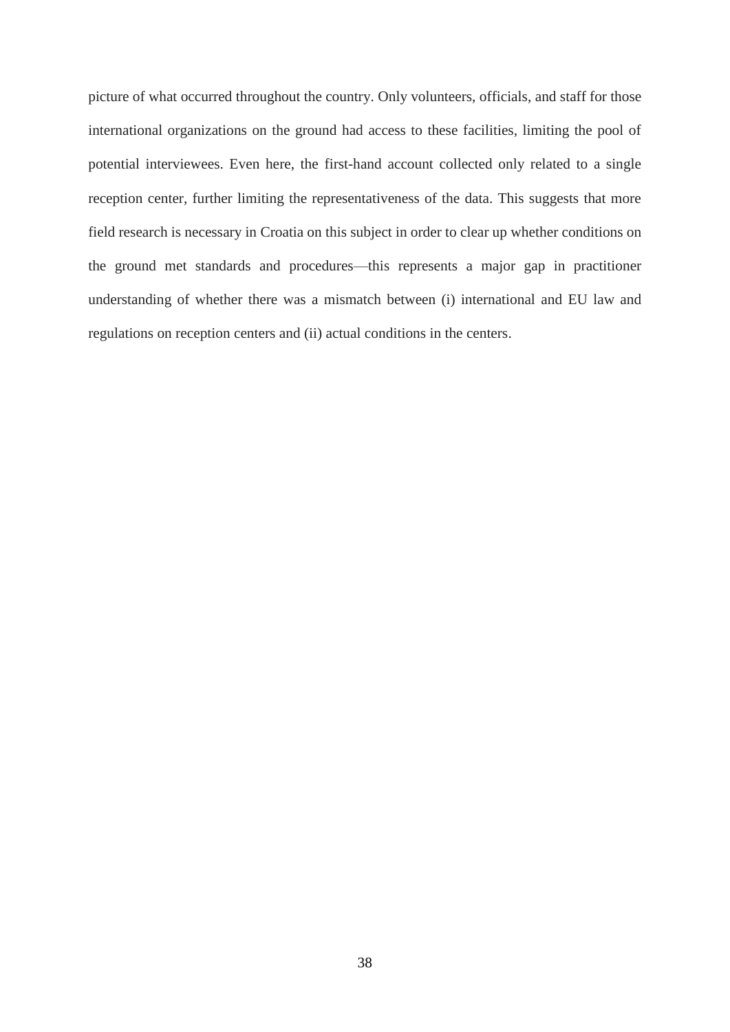picture of what occurred throughout the country. Only volunteers, officials, and staff for those international organizations on the ground had access to these facilities, limiting the pool of potential interviewees. Even here, the first-hand account collected only related to a single reception center, further limiting the representativeness of the data. This suggests that more field research is necessary in Croatia on this subject in order to clear up whether conditions on the ground met standards and procedures—this represents a major gap in practitioner understanding of whether there was a mismatch between (i) international and EU law and regulations on reception centers and (ii) actual conditions in the centers.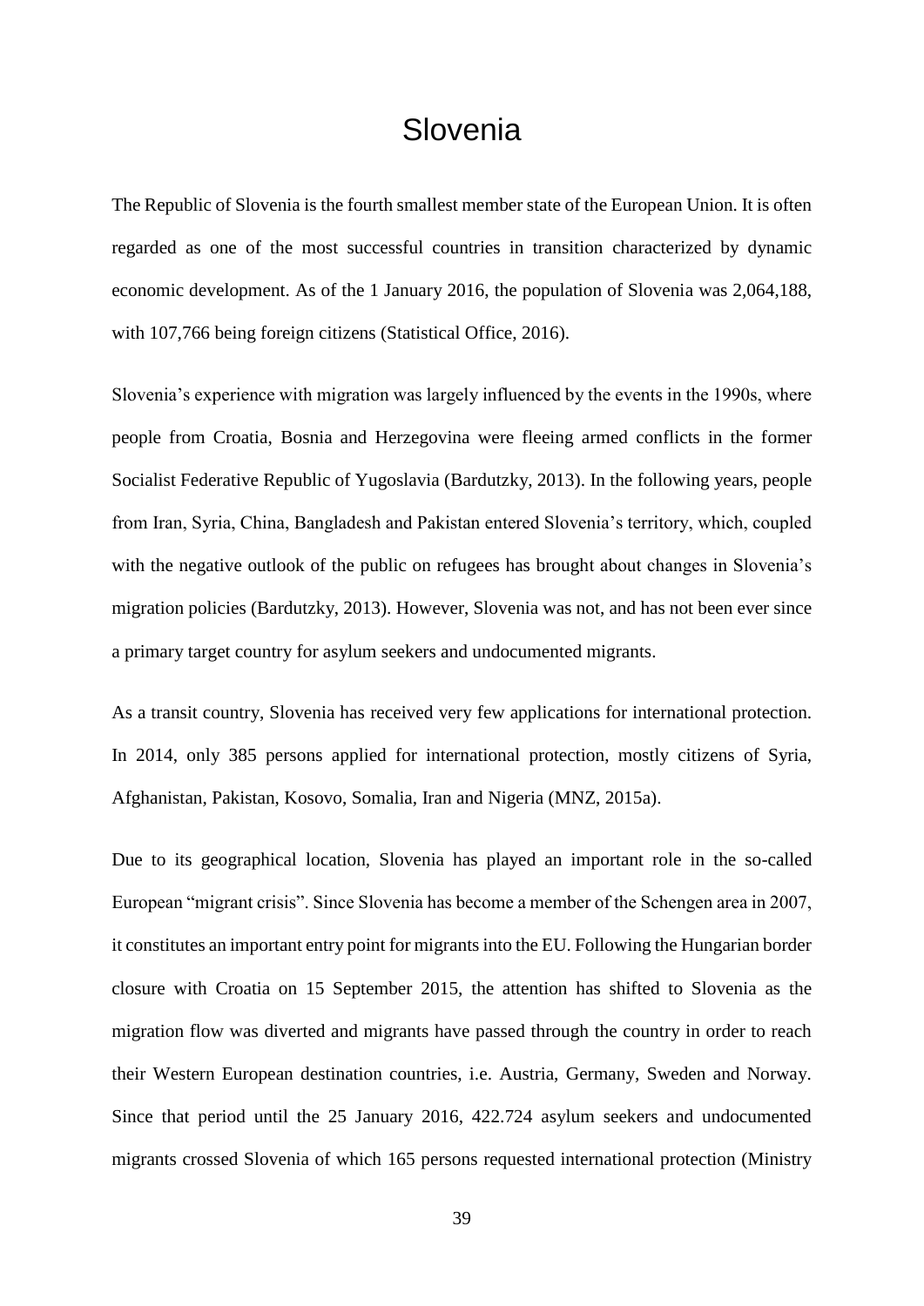# Slovenia

The Republic of Slovenia is the fourth smallest member state of the European Union. It is often regarded as one of the most successful countries in transition characterized by dynamic economic development. As of the 1 January 2016, the population of Slovenia was 2,064,188, with 107,766 being foreign citizens (Statistical Office, 2016).

Slovenia's experience with migration was largely influenced by the events in the 1990s, where people from Croatia, Bosnia and Herzegovina were fleeing armed conflicts in the former Socialist Federative Republic of Yugoslavia (Bardutzky, 2013). In the following years, people from Iran, Syria, China, Bangladesh and Pakistan entered Slovenia's territory, which, coupled with the negative outlook of the public on refugees has brought about changes in Slovenia's migration policies (Bardutzky, 2013). However, Slovenia was not, and has not been ever since a primary target country for asylum seekers and undocumented migrants.

As a transit country, Slovenia has received very few applications for international protection. In 2014, only 385 persons applied for international protection, mostly citizens of Syria, Afghanistan, Pakistan, Kosovo, Somalia, Iran and Nigeria (MNZ, 2015a).

Due to its geographical location, Slovenia has played an important role in the so-called European "migrant crisis". Since Slovenia has become a member of the Schengen area in 2007, it constitutes an important entry point for migrants into the EU. Following the Hungarian border closure with Croatia on 15 September 2015, the attention has shifted to Slovenia as the migration flow was diverted and migrants have passed through the country in order to reach their Western European destination countries, i.e. Austria, Germany, Sweden and Norway. Since that period until the 25 January 2016, 422.724 asylum seekers and undocumented migrants crossed Slovenia of which 165 persons requested international protection (Ministry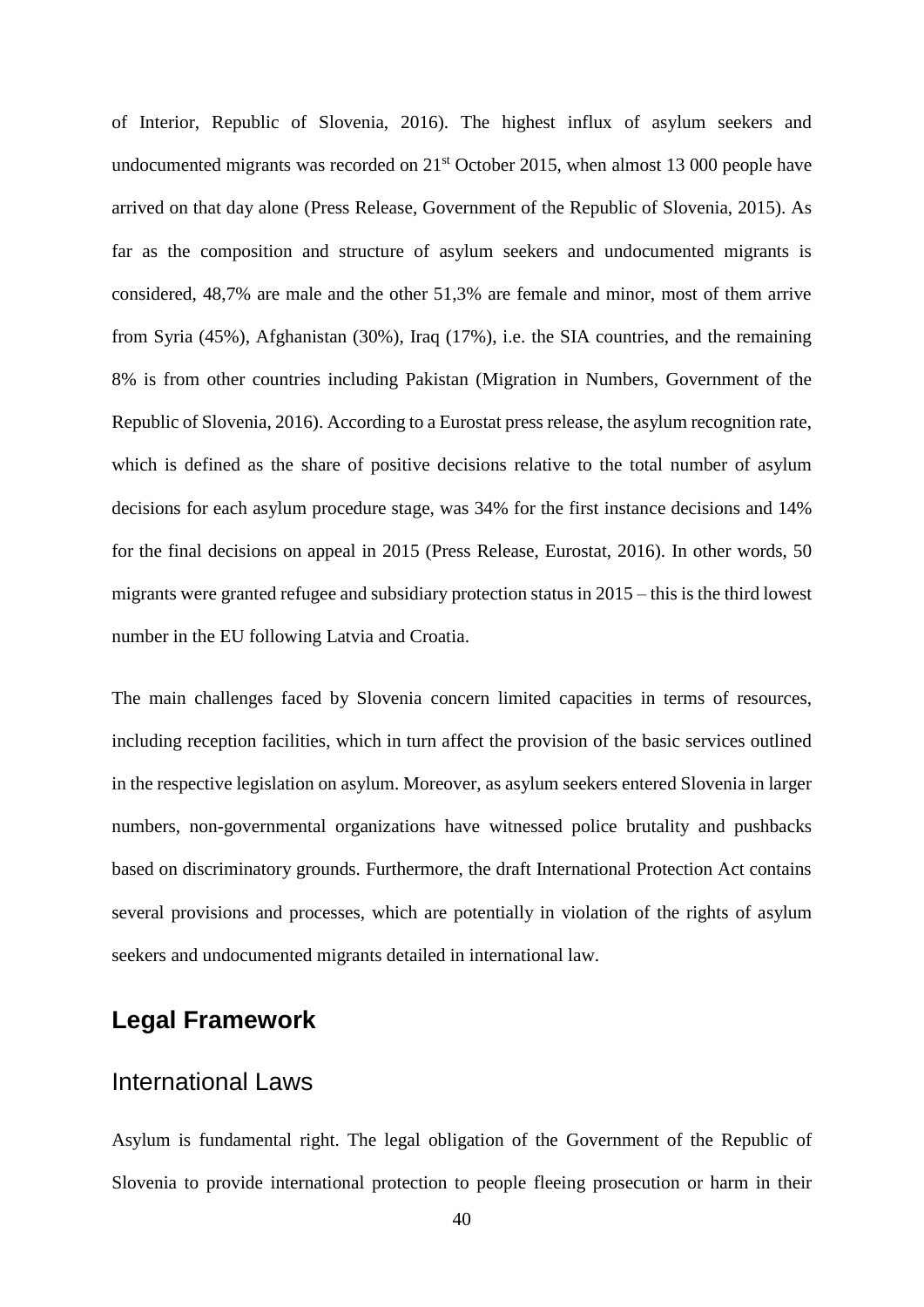of Interior, Republic of Slovenia, 2016). The highest influx of asylum seekers and undocumented migrants was recorded on 21st October 2015, when almost 13 000 people have arrived on that day alone (Press Release, Government of the Republic of Slovenia, 2015). As far as the composition and structure of asylum seekers and undocumented migrants is considered, 48,7% are male and the other 51,3% are female and minor, most of them arrive from Syria (45%), Afghanistan (30%), Iraq (17%), i.e. the SIA countries, and the remaining 8% is from other countries including Pakistan (Migration in Numbers, Government of the Republic of Slovenia, 2016). According to a Eurostat press release, the asylum recognition rate, which is defined as the share of positive decisions relative to the total number of asylum decisions for each asylum procedure stage, was 34% for the first instance decisions and 14% for the final decisions on appeal in 2015 (Press Release, Eurostat, 2016). In other words, 50 migrants were granted refugee and subsidiary protection status in 2015 – this is the third lowest number in the EU following Latvia and Croatia.

The main challenges faced by Slovenia concern limited capacities in terms of resources, including reception facilities, which in turn affect the provision of the basic services outlined in the respective legislation on asylum. Moreover, as asylum seekers entered Slovenia in larger numbers, non-governmental organizations have witnessed police brutality and pushbacks based on discriminatory grounds. Furthermore, the draft International Protection Act contains several provisions and processes, which are potentially in violation of the rights of asylum seekers and undocumented migrants detailed in international law.

## Legal Framework

### International Laws

Asylum is fundamental right. The legal obligation of the Government of the Republic of Slovenia to provide international protection to people fleeing prosecution or harm in their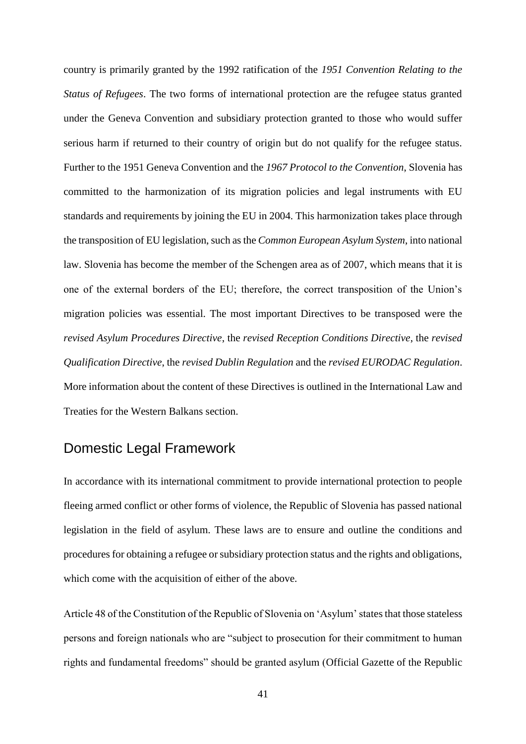country is primarily granted by the 1992 ratification of the *1951 Convention Relating to the Status of Refugees*. The two forms of international protection are the refugee status granted under the Geneva Convention and subsidiary protection granted to those who would suffer serious harm if returned to their country of origin but do not qualify for the refugee status. Further to the 1951 Geneva Convention and the *1967 Protocol to the Convention*, Slovenia has committed to the harmonization of its migration policies and legal instruments with EU standards and requirements by joining the EU in 2004. This harmonization takes place through the transposition of EU legislation, such as the *Common European Asylum System*, into national law. Slovenia has become the member of the Schengen area as of 2007, which means that it is one of the external borders of the EU; therefore, the correct transposition of the Union's migration policies was essential. The most important Directives to be transposed were the *revised Asylum Procedures Directive*, the *revised Reception Conditions Directive*, the *revised Qualification Directive*, the *revised Dublin Regulation* and the *revised EURODAC Regulation*. More information about the content of these Directives is outlined in the International Law and Treaties for the Western Balkans section.

## Domestic Legal Framework

In accordance with its international commitment to provide international protection to people fleeing armed conflict or other forms of violence, the Republic of Slovenia has passed national legislation in the field of asylum. These laws are to ensure and outline the conditions and procedures for obtaining a refugee or subsidiary protection status and the rights and obligations, which come with the acquisition of either of the above.

Article 48 of the Constitution of the Republic of Slovenia on 'Asylum' states that those stateless persons and foreign nationals who are "subject to prosecution for their commitment to human rights and fundamental freedoms" should be granted asylum (Official Gazette of the Republic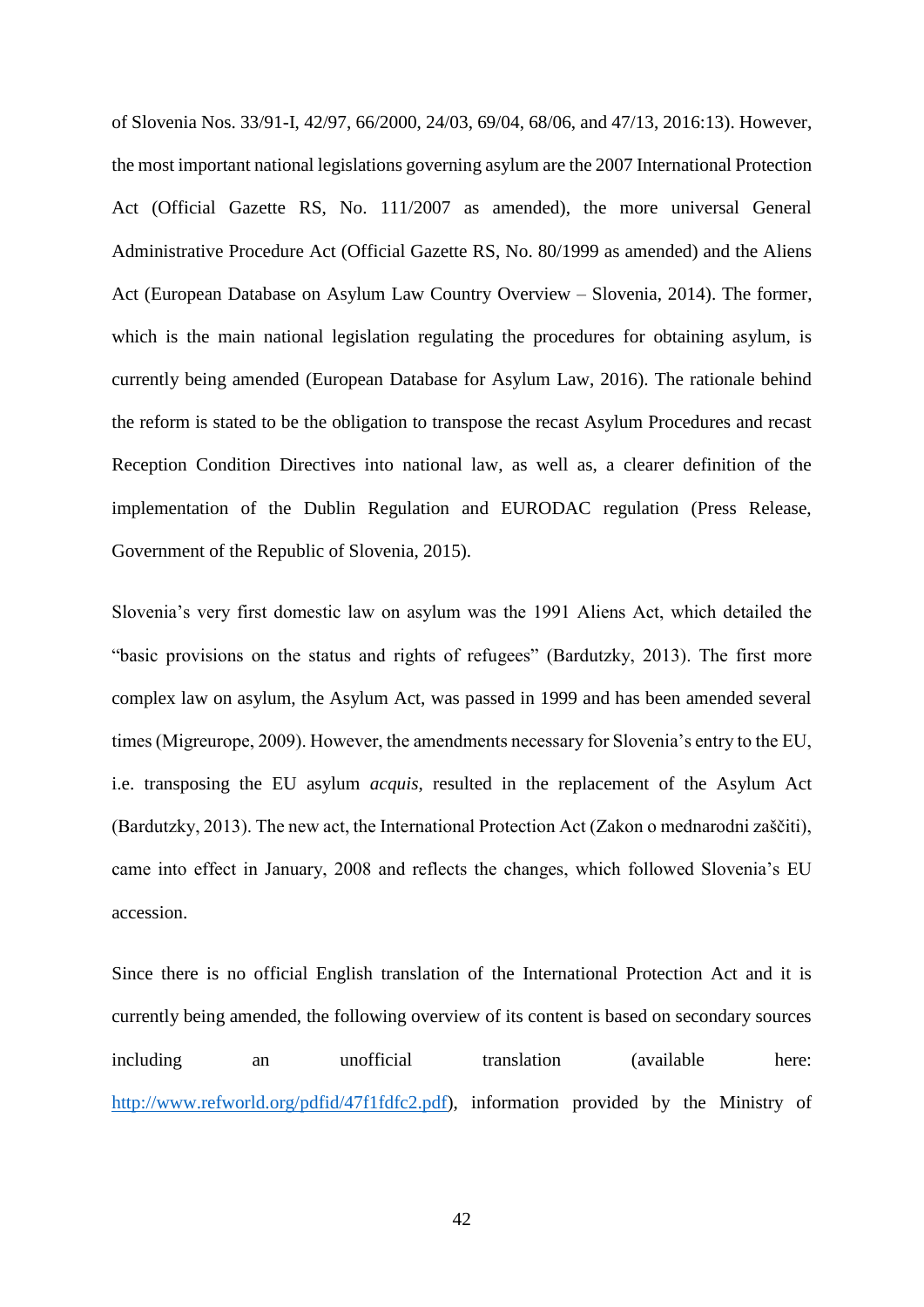of Slovenia Nos. 33/91-I, 42/97, 66/2000, 24/03, 69/04, 68/06, and 47/13, 2016:13). However, the most important national legislations governing asylum are the 2007 International Protection Act (Official Gazette RS, No. 111/2007 as amended), the more universal General Administrative Procedure Act (Official Gazette RS, No. 80/1999 as amended) and the Aliens Act (European Database on Asylum Law Country Overview – Slovenia, 2014). The former, which is the main national legislation regulating the procedures for obtaining asylum, is currently being amended (European Database for Asylum Law, 2016). The rationale behind the reform is stated to be the obligation to transpose the recast Asylum Procedures and recast Reception Condition Directives into national law, as well as, a clearer definition of the implementation of the Dublin Regulation and EURODAC regulation (Press Release, Government of the Republic of Slovenia, 2015).

Slovenia's very first domestic law on asylum was the 1991 Aliens Act, which detailed the "basic provisions on the status and rights of refugees" (Bardutzky, 2013). The first more complex law on asylum, the Asylum Act, was passed in 1999 and has been amended several times (Migreurope, 2009). However, the amendments necessary for Slovenia's entry to the EU, i.e. transposing the EU asylum *acquis*, resulted in the replacement of the Asylum Act (Bardutzky, 2013). The new act, the International Protection Act (Zakon o mednarodni zaščiti), came into effect in January, 2008 and reflects the changes, which followed Slovenia's EU accession.

Since there is no official English translation of the International Protection Act and it is currently being amended, the following overview of its content is based on secondary sources including an unofficial translation (available here: http://www.refworld.org/pdfid/47f1fdfc2.pdf), information provided by the Ministry of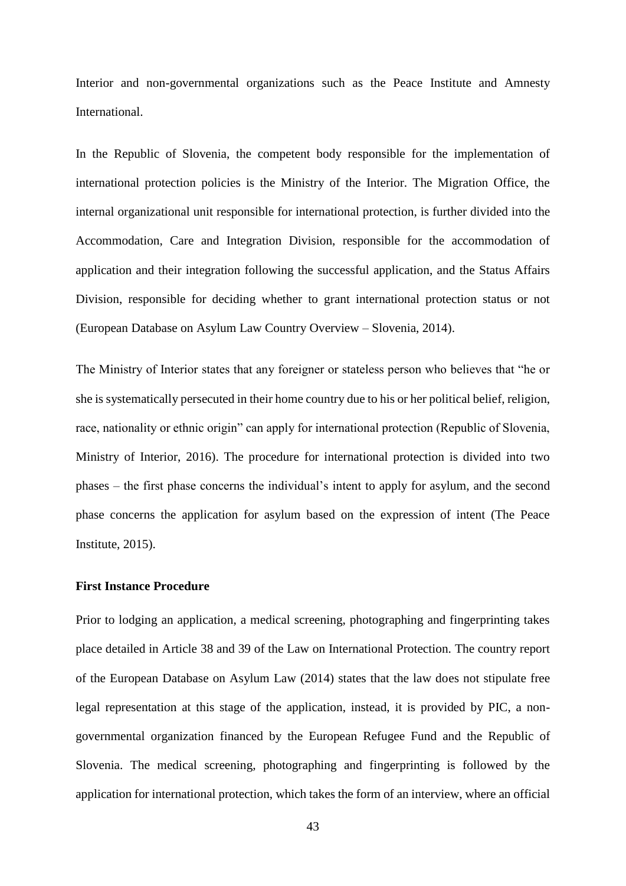Interior and non-governmental organizations such as the Peace Institute and Amnesty International.

In the Republic of Slovenia, the competent body responsible for the implementation of international protection policies is the Ministry of the Interior. The Migration Office, the internal organizational unit responsible for international protection, is further divided into the Accommodation, Care and Integration Division, responsible for the accommodation of application and their integration following the successful application, and the Status Affairs Division, responsible for deciding whether to grant international protection status or not (European Database on Asylum Law Country Overview – Slovenia, 2014).

The Ministry of Interior states that any foreigner or stateless person who believes that "he or she is systematically persecuted in their home country due to his or her political belief, religion, race, nationality or ethnic origin" can apply for international protection (Republic of Slovenia, Ministry of Interior, 2016). The procedure for international protection is divided into two phases – the first phase concerns the individual's intent to apply for asylum, and the second phase concerns the application for asylum based on the expression of intent (The Peace Institute, 2015).

### First Instance Procedure

Prior to lodging an application, a medical screening, photographing and fingerprinting takes place detailed in Article 38 and 39 of the Law on International Protection. The country report of the European Database on Asylum Law (2014) states that the law does not stipulate free legal representation at this stage of the application, instead, it is provided by PIC, a non-governmental organization financed by the European Refugee Fund and the Republic of Slovenia. The medical screening, photographing and fingerprinting is followed by the application for international protection, which takes the form of an interview, where an official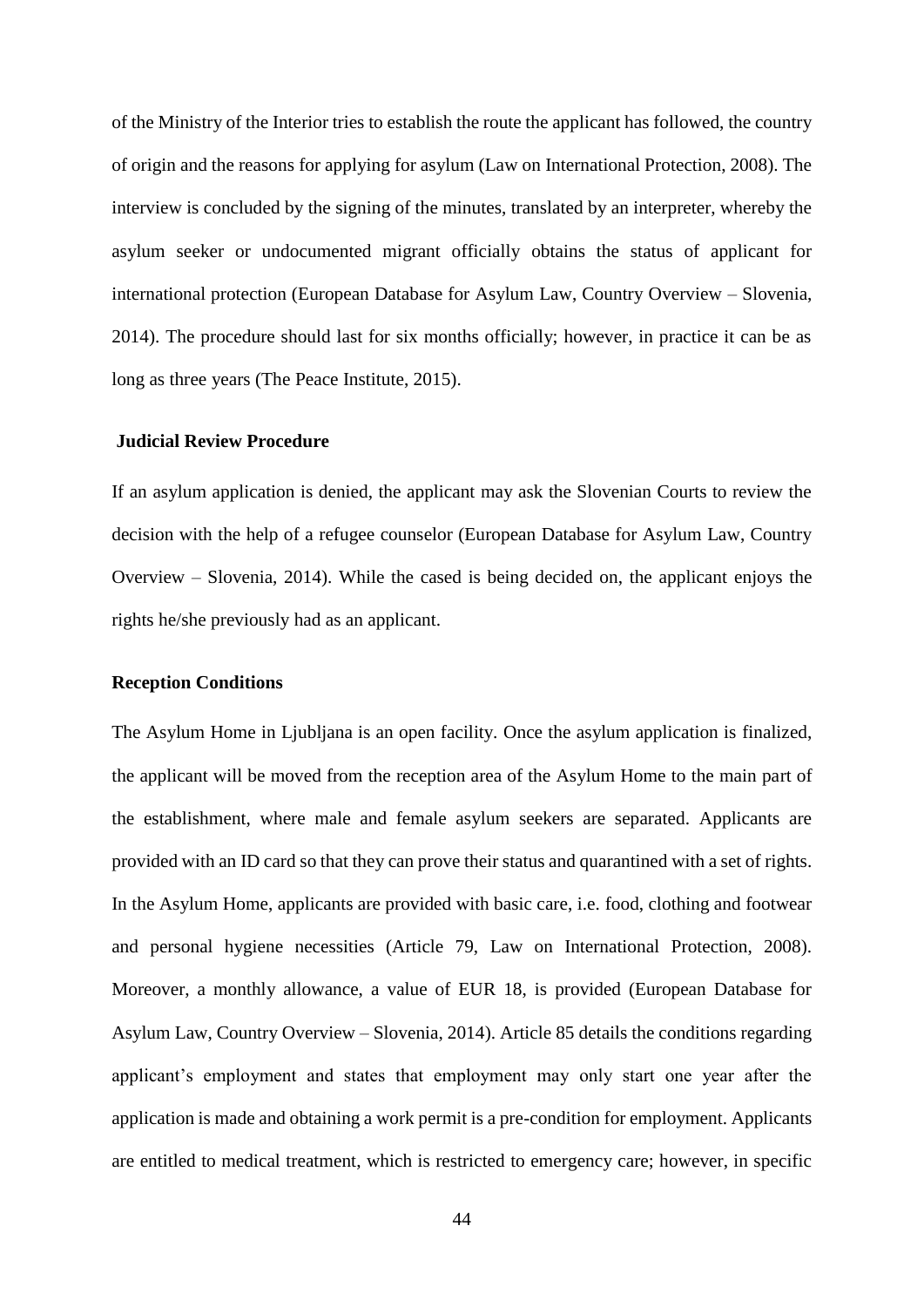of the Ministry of the Interior tries to establish the route the applicant has followed, the country of origin and the reasons for applying for asylum (Law on International Protection, 2008). The interview is concluded by the signing of the minutes, translated by an interpreter, whereby the asylum seeker or undocumented migrant officially obtains the status of applicant for international protection (European Database for Asylum Law, Country Overview – Slovenia, 2014). The procedure should last for six months officially; however, in practice it can be as long as three years (The Peace Institute, 2015).

**Judicial Review Procedure**

If an asylum application is denied, the applicant may ask the Slovenian Courts to review the decision with the help of a refugee counselor (European Database for Asylum Law, Country Overview – Slovenia, 2014). While the cased is being decided on, the applicant enjoys the rights he/she previously had as an applicant.

**Reception Conditions**

The Asylum Home in Ljubljana is an open facility. Once the asylum application is finalized, the applicant will be moved from the reception area of the Asylum Home to the main part of the establishment, where male and female asylum seekers are separated. Applicants are provided with an ID card so that they can prove their status and quarantined with a set of rights. In the Asylum Home, applicants are provided with basic care, i.e. food, clothing and footwear and personal hygiene necessities (Article 79, Law on International Protection, 2008). Moreover, a monthly allowance, a value of EUR 18, is provided (European Database for Asylum Law, Country Overview – Slovenia, 2014). Article 85 details the conditions regarding applicant's employment and states that employment may only start one year after the application is made and obtaining a work permit is a pre-condition for employment. Applicants are entitled to medical treatment, which is restricted to emergency care; however, in specific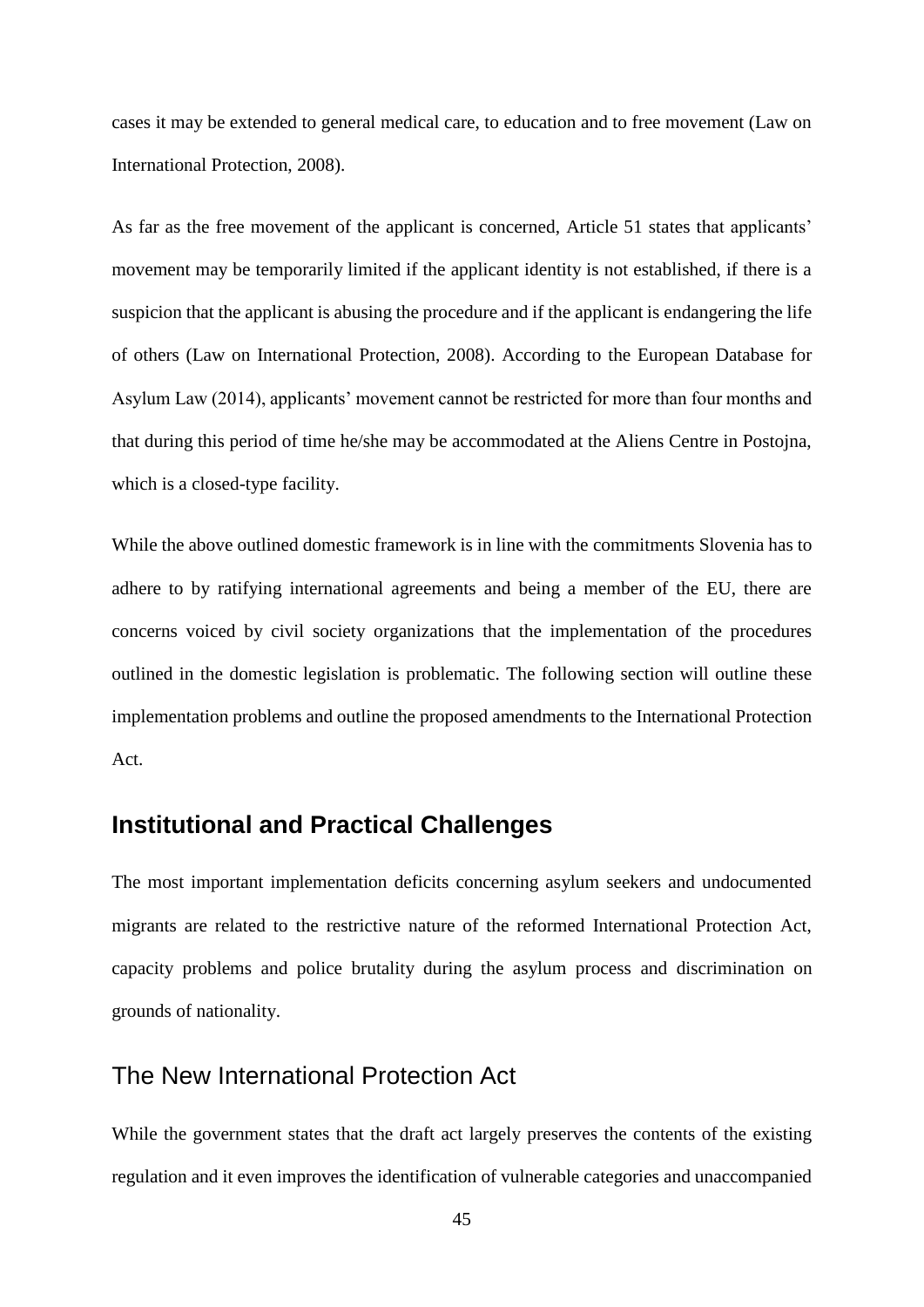cases it may be extended to general medical care, to education and to free movement (Law on International Protection, 2008).

As far as the free movement of the applicant is concerned, Article 51 states that applicants' movement may be temporarily limited if the applicant identity is not established, if there is a suspicion that the applicant is abusing the procedure and if the applicant is endangering the life of others (Law on International Protection, 2008). According to the European Database for Asylum Law (2014), applicants' movement cannot be restricted for more than four months and that during this period of time he/she may be accommodated at the Aliens Centre in Postojna, which is a closed-type facility.

While the above outlined domestic framework is in line with the commitments Slovenia has to adhere to by ratifying international agreements and being a member of the EU, there are concerns voiced by civil society organizations that the implementation of the procedures outlined in the domestic legislation is problematic. The following section will outline these implementation problems and outline the proposed amendments to the International Protection Act.

## Institutional and Practical Challenges

The most important implementation deficits concerning asylum seekers and undocumented migrants are related to the restrictive nature of the reformed International Protection Act, capacity problems and police brutality during the asylum process and discrimination on grounds of nationality.

### The New International Protection Act

While the government states that the draft act largely preserves the contents of the existing regulation and it even improves the identification of vulnerable categories and unaccompanied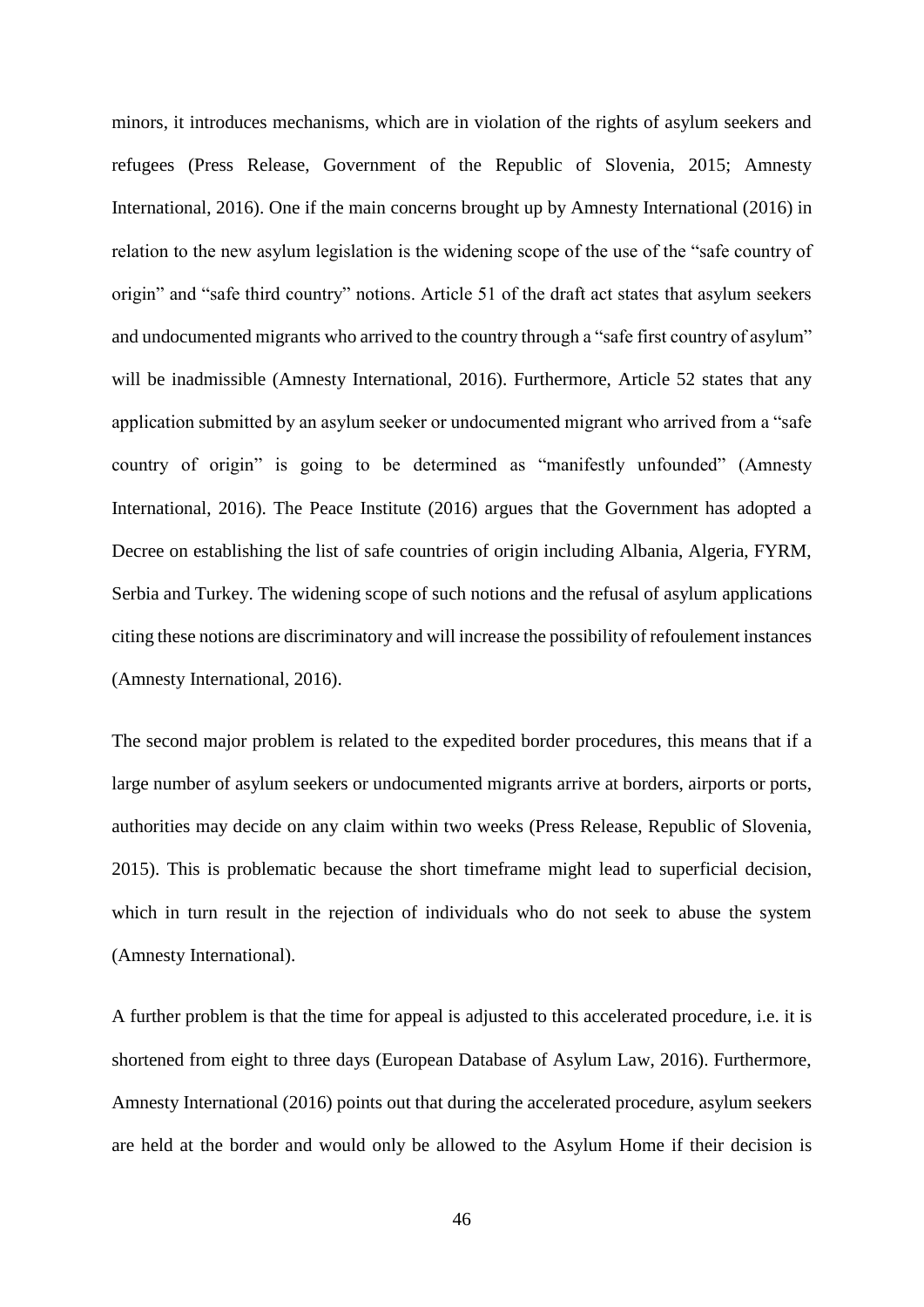minors, it introduces mechanisms, which are in violation of the rights of asylum seekers and refugees (Press Release, Government of the Republic of Slovenia, 2015; Amnesty International, 2016). One if the main concerns brought up by Amnesty International (2016) in relation to the new asylum legislation is the widening scope of the use of the "safe country of origin" and "safe third country" notions. Article 51 of the draft act states that asylum seekers and undocumented migrants who arrived to the country through a "safe first country of asylum" will be inadmissible (Amnesty International, 2016). Furthermore, Article 52 states that any application submitted by an asylum seeker or undocumented migrant who arrived from a "safe country of origin" is going to be determined as "manifestly unfounded" (Amnesty International, 2016). The Peace Institute (2016) argues that the Government has adopted a Decree on establishing the list of safe countries of origin including Albania, Algeria, FYRM, Serbia and Turkey. The widening scope of such notions and the refusal of asylum applications citing these notions are discriminatory and will increase the possibility of refoulement instances (Amnesty International, 2016).

The second major problem is related to the expedited border procedures, this means that if a large number of asylum seekers or undocumented migrants arrive at borders, airports or ports, authorities may decide on any claim within two weeks (Press Release, Republic of Slovenia, 2015). This is problematic because the short timeframe might lead to superficial decision, which in turn result in the rejection of individuals who do not seek to abuse the system (Amnesty International).

A further problem is that the time for appeal is adjusted to this accelerated procedure, i.e. it is shortened from eight to three days (European Database of Asylum Law, 2016). Furthermore, Amnesty International (2016) points out that during the accelerated procedure, asylum seekers are held at the border and would only be allowed to the Asylum Home if their decision is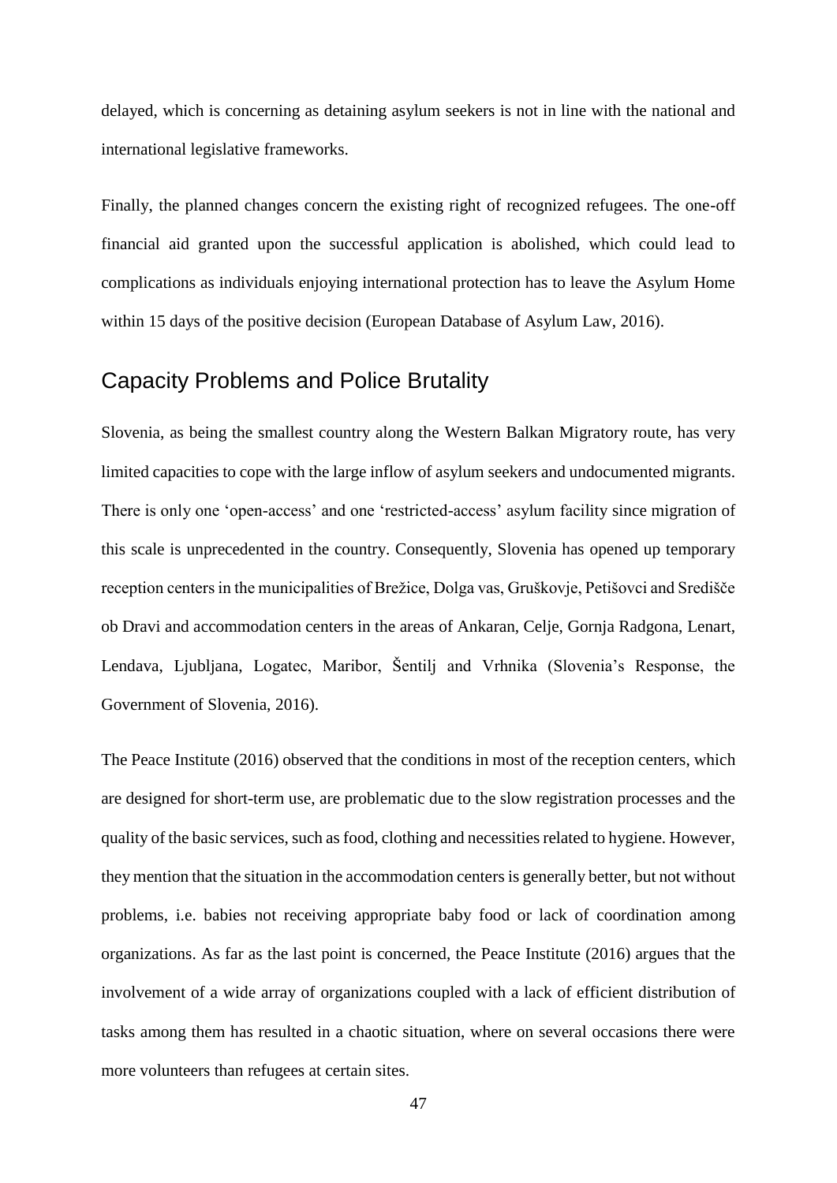delayed, which is concerning as detaining asylum seekers is not in line with the national and international legislative frameworks.

Finally, the planned changes concern the existing right of recognized refugees. The one-off financial aid granted upon the successful application is abolished, which could lead to complications as individuals enjoying international protection has to leave the Asylum Home within 15 days of the positive decision (European Database of Asylum Law, 2016).

## Capacity Problems and Police Brutality

Slovenia, as being the smallest country along the Western Balkan Migratory route, has very limited capacities to cope with the large inflow of asylum seekers and undocumented migrants. There is only one 'open-access' and one 'restricted-access' asylum facility since migration of this scale is unprecedented in the country. Consequently, Slovenia has opened up temporary reception centers in the municipalities of Brežice, Dolga vas, Gruškovje, Petišovci and Središče ob Dravi and accommodation centers in the areas of Ankaran, Celje, Gornja Radgona, Lenart, Lendava, Ljubljana, Logatec, Maribor, Šentilj and Vrhnika (Slovenia's Response, the Government of Slovenia, 2016).

The Peace Institute (2016) observed that the conditions in most of the reception centers, which are designed for short-term use, are problematic due to the slow registration processes and the quality of the basic services, such as food, clothing and necessities related to hygiene. However, they mention that the situation in the accommodation centers is generally better, but not without problems, i.e. babies not receiving appropriate baby food or lack of coordination among organizations. As far as the last point is concerned, the Peace Institute (2016) argues that the involvement of a wide array of organizations coupled with a lack of efficient distribution of tasks among them has resulted in a chaotic situation, where on several occasions there were more volunteers than refugees at certain sites.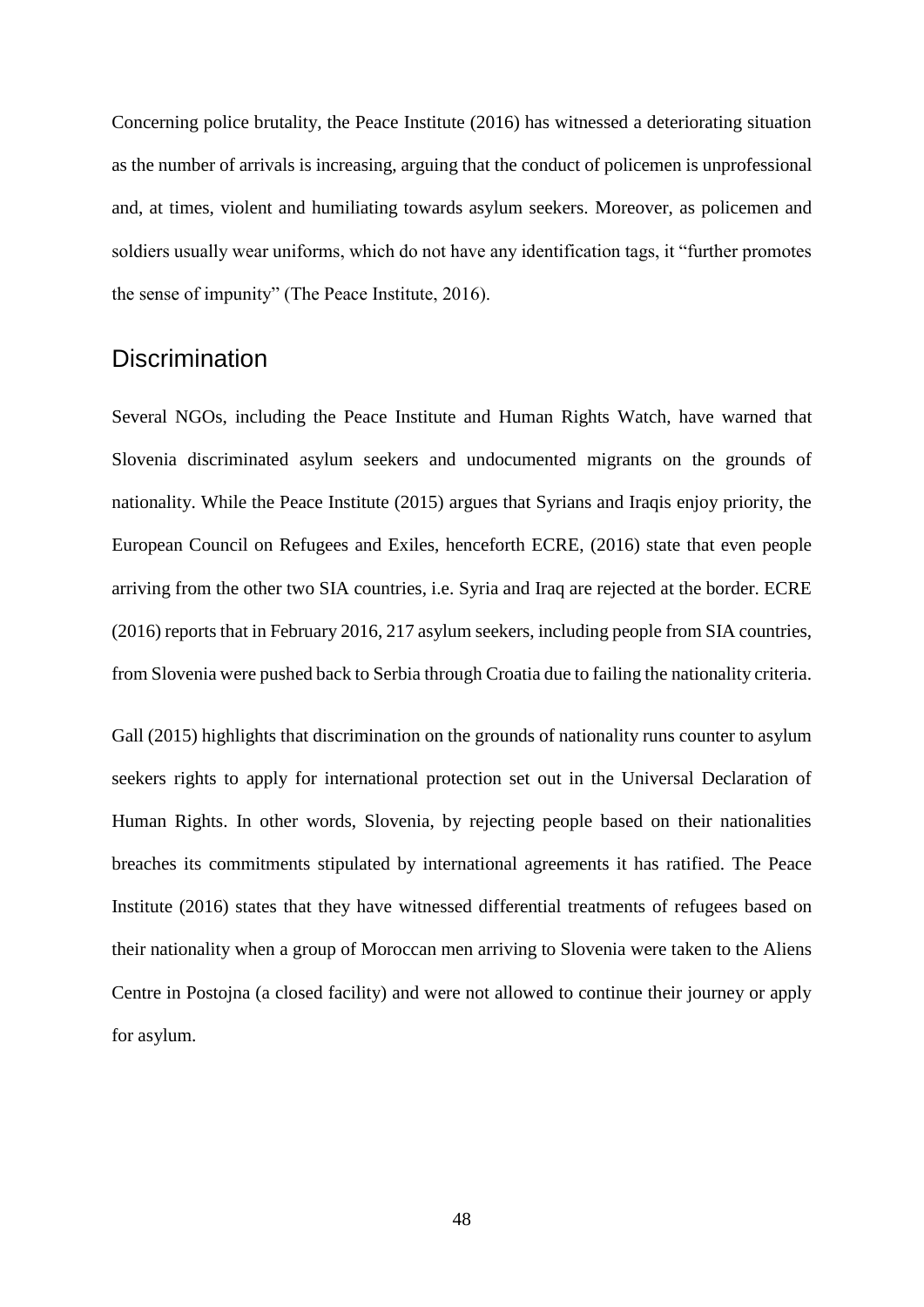Concerning police brutality, the Peace Institute (2016) has witnessed a deteriorating situation as the number of arrivals is increasing, arguing that the conduct of policemen is unprofessional and, at times, violent and humiliating towards asylum seekers. Moreover, as policemen and soldiers usually wear uniforms, which do not have any identification tags, it "further promotes the sense of impunity" (The Peace Institute, 2016).

## Discrimination

Several NGOs, including the Peace Institute and Human Rights Watch, have warned that Slovenia discriminated asylum seekers and undocumented migrants on the grounds of nationality. While the Peace Institute (2015) argues that Syrians and Iraqis enjoy priority, the European Council on Refugees and Exiles, henceforth ECRE, (2016) state that even people arriving from the other two SIA countries, i.e. Syria and Iraq are rejected at the border. ECRE (2016) reports that in February 2016, 217 asylum seekers, including people from SIA countries, from Slovenia were pushed back to Serbia through Croatia due to failing the nationality criteria.

Gall (2015) highlights that discrimination on the grounds of nationality runs counter to asylum seekers rights to apply for international protection set out in the Universal Declaration of Human Rights. In other words, Slovenia, by rejecting people based on their nationalities breaches its commitments stipulated by international agreements it has ratified. The Peace Institute (2016) states that they have witnessed differential treatments of refugees based on their nationality when a group of Moroccan men arriving to Slovenia were taken to the Aliens Centre in Postojna (a closed facility) and were not allowed to continue their journey or apply for asylum.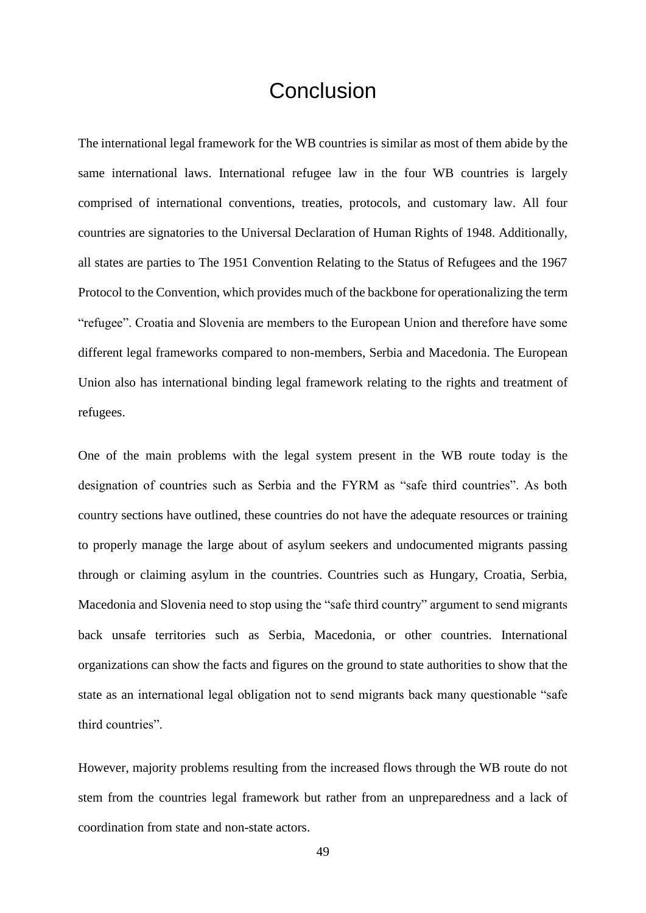# Conclusion

The international legal framework for the WB countries is similar as most of them abide by the same international laws. International refugee law in the four WB countries is largely comprised of international conventions, treaties, protocols, and customary law. All four countries are signatories to the Universal Declaration of Human Rights of 1948. Additionally, all states are parties to The 1951 Convention Relating to the Status of Refugees and the 1967 Protocol to the Convention, which provides much of the backbone for operationalizing the term "refugee". Croatia and Slovenia are members to the European Union and therefore have some different legal frameworks compared to non-members, Serbia and Macedonia. The European Union also has international binding legal framework relating to the rights and treatment of refugees.

One of the main problems with the legal system present in the WB route today is the designation of countries such as Serbia and the FYRM as "safe third countries". As both country sections have outlined, these countries do not have the adequate resources or training to properly manage the large about of asylum seekers and undocumented migrants passing through or claiming asylum in the countries. Countries such as Hungary, Croatia, Serbia, Macedonia and Slovenia need to stop using the "safe third country" argument to send migrants back unsafe territories such as Serbia, Macedonia, or other countries. International organizations can show the facts and figures on the ground to state authorities to show that the state as an international legal obligation not to send migrants back many questionable "safe third countries".

However, majority problems resulting from the increased flows through the WB route do not stem from the countries legal framework but rather from an unpreparedness and a lack of coordination from state and non-state actors.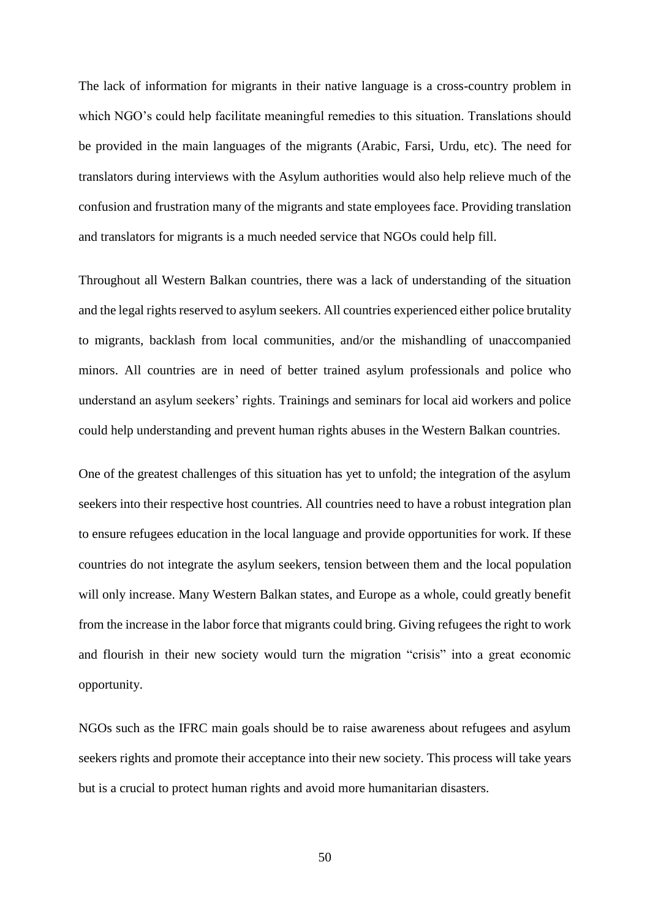The lack of information for migrants in their native language is a cross-country problem in which NGO's could help facilitate meaningful remedies to this situation. Translations should be provided in the main languages of the migrants (Arabic, Farsi, Urdu, etc). The need for translators during interviews with the Asylum authorities would also help relieve much of the confusion and frustration many of the migrants and state employees face. Providing translation and translators for migrants is a much needed service that NGOs could help fill.

Throughout all Western Balkan countries, there was a lack of understanding of the situation and the legal rights reserved to asylum seekers. All countries experienced either police brutality to migrants, backlash from local communities, and/or the mishandling of unaccompanied minors. All countries are in need of better trained asylum professionals and police who understand an asylum seekers' rights. Trainings and seminars for local aid workers and police could help understanding and prevent human rights abuses in the Western Balkan countries.

One of the greatest challenges of this situation has yet to unfold; the integration of the asylum seekers into their respective host countries. All countries need to have a robust integration plan to ensure refugees education in the local language and provide opportunities for work. If these countries do not integrate the asylum seekers, tension between them and the local population will only increase. Many Western Balkan states, and Europe as a whole, could greatly benefit from the increase in the labor force that migrants could bring. Giving refugees the right to work and flourish in their new society would turn the migration "crisis" into a great economic opportunity.

NGOs such as the IFRC main goals should be to raise awareness about refugees and asylum seekers rights and promote their acceptance into their new society. This process will take years but is a crucial to protect human rights and avoid more humanitarian disasters.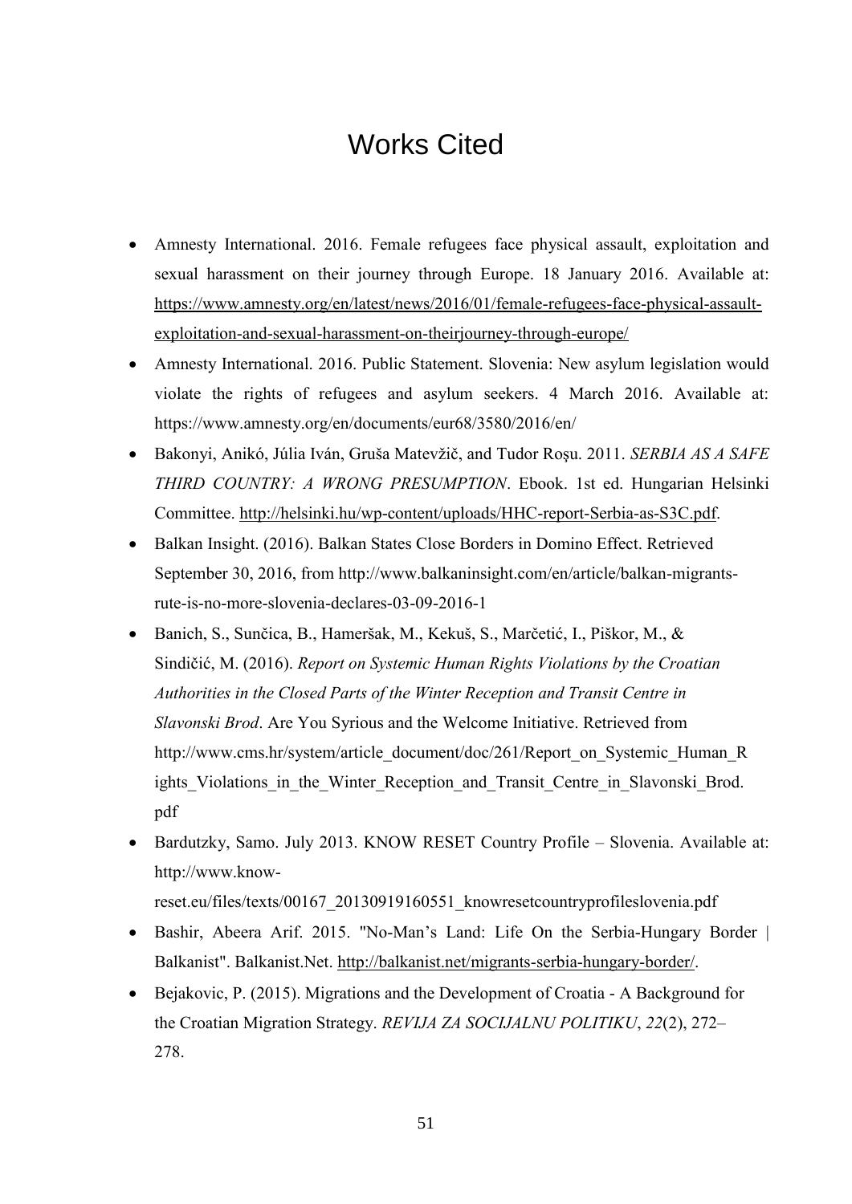# Works Cited

- Amnesty International. 2016. Female refugees face physical assault, exploitation and sexual harassment on their journey through Europe. 18 January 2016. Available at: https://www.amnesty.org/en/latest/news/2016/01/female-refugees-face-physical-assault-exploitation-and-sexual-harassment-on-theirjourney-through-europe/
- Amnesty International. 2016. Public Statement. Slovenia: New asylum legislation would violate the rights of refugees and asylum seekers. 4 March 2016. Available at: https://www.amnesty.org/en/documents/eur68/3580/2016/en/
- Bakonyi, Anikó, Júlia Iván, Gruša Matevžič, and Tudor Roşu. 2011. *SERBIA AS A SAFE THIRD COUNTRY: A WRONG PRESUMPTION*. Ebook. 1st ed. Hungarian Helsinki Committee. http://helsinki.hu/wp-content/uploads/HHC-report-Serbia-as-S3C.pdf.
- Balkan Insight. (2016). Balkan States Close Borders in Domino Effect. Retrieved September 30, 2016, from http://www.balkaninsight.com/en/article/balkan-migrants-rute-is-no-more-slovenia-declares-03-09-2016-1
- Banich, S., Sunčica, B., Hameršak, M., Kekuš, S., Marčetić, I., Piškor, M., & Sindičić, M. (2016). *Report on Systemic Human Rights Violations by the Croatian Authorities in the Closed Parts of the Winter Reception and Transit Centre in Slavonski Brod*. Are You Syrious and the Welcome Initiative. Retrieved from http://www.cms.hr/system/article_document/doc/261/Report_on_Systemic_Human_Rights_Violations_in_the_Winter_Reception_and_Transit_Centre_in_Slavonski_Brod.pdf
- Bardutzky, Samo. July 2013. KNOW RESET Country Profile – Slovenia. Available at: http://www.know-reset.eu/files/texts/00167_20130919160551_knowresetcountryprofileslovenia.pdf
- Bashir, Abeera Arif. 2015. "No-Man's Land: Life On the Serbia-Hungary Border | Balkanist". Balkanist.Net. http://balkanist.net/migrants-serbia-hungary-border/.
- Bejakovic, P. (2015). Migrations and the Development of Croatia - A Background for the Croatian Migration Strategy. *REVIJA ZA SOCIJALNU POLITIKU*, *22*(2), 272–278.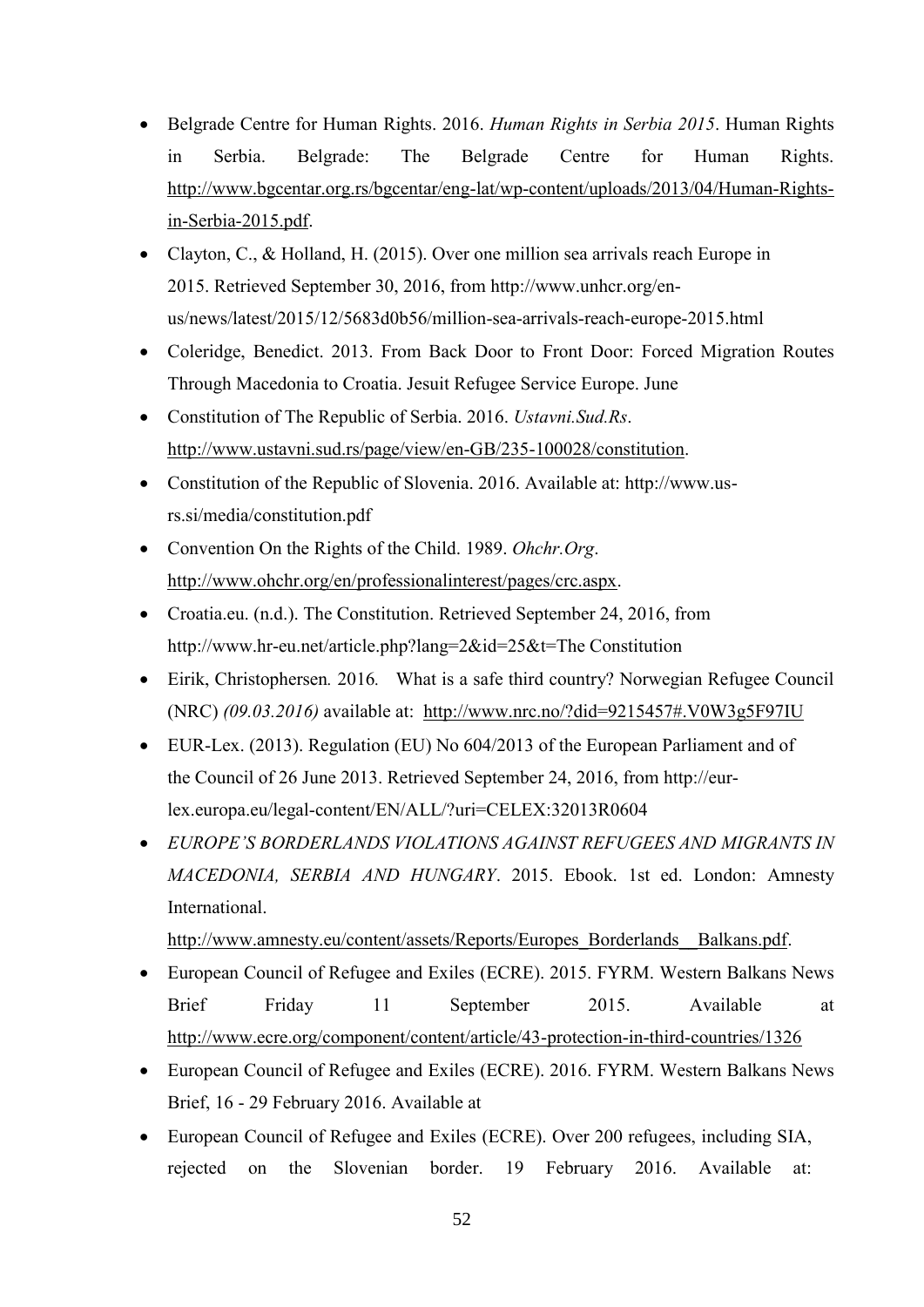- Belgrade Centre for Human Rights. 2016. *Human Rights in Serbia 2015*. Human Rights in Serbia. Belgrade: The Belgrade Centre for Human Rights. http://www.bgcentar.org.rs/bgcentar/eng-lat/wp-content/uploads/2013/04/Human-Rights-in-Serbia-2015.pdf.
- Clayton, C., & Holland, H. (2015). Over one million sea arrivals reach Europe in 2015. Retrieved September 30, 2016, from http://www.unhcr.org/en-us/news/latest/2015/12/5683d0b56/million-sea-arrivals-reach-europe-2015.html
- Coleridge, Benedict. 2013. From Back Door to Front Door: Forced Migration Routes Through Macedonia to Croatia. Jesuit Refugee Service Europe. June
- Constitution of The Republic of Serbia. 2016. *Ustavni.Sud.Rs*. http://www.ustavni.sud.rs/page/view/en-GB/235-100028/constitution.
- Constitution of the Republic of Slovenia. 2016. Available at: http://www.us-rs.si/media/constitution.pdf
- Convention On the Rights of the Child. 1989. *Ohchr.Org*. http://www.ohchr.org/en/professionalinterest/pages/crc.aspx.
- Croatia.eu. (n.d.). The Constitution. Retrieved September 24, 2016, from http://www.hr-eu.net/article.php?lang=2&id=25&t=The Constitution
- Eirik, Christophersen*.* 2016*.* What is a safe third country? Norwegian Refugee Council (NRC) *(09.03.2016)* available at: http://www.nrc.no/?did=9215457#.V0W3g5F97IU
- EUR-Lex. (2013). Regulation (EU) No 604/2013 of the European Parliament and of the Council of 26 June 2013. Retrieved September 24, 2016, from http://eur-lex.europa.eu/legal-content/EN/ALL/?uri=CELEX:32013R0604
- *EUROPE'S BORDERLANDS VIOLATIONS AGAINST REFUGEES AND MIGRANTS IN MACEDONIA, SERBIA AND HUNGARY*. 2015. Ebook. 1st ed. London: Amnesty International. http://www.amnesty.eu/content/assets/Reports/Europes_Borderlands__Balkans.pdf.
- European Council of Refugee and Exiles (ECRE). 2015. FYRM. Western Balkans News Brief Friday 11 September 2015. Available at http://www.ecre.org/component/content/article/43-protection-in-third-countries/1326
- European Council of Refugee and Exiles (ECRE). 2016. FYRM. Western Balkans News Brief, 16 - 29 February 2016. Available at
- European Council of Refugee and Exiles (ECRE). Over 200 refugees, including SIA, rejected on the Slovenian border. 19 February 2016. Available at: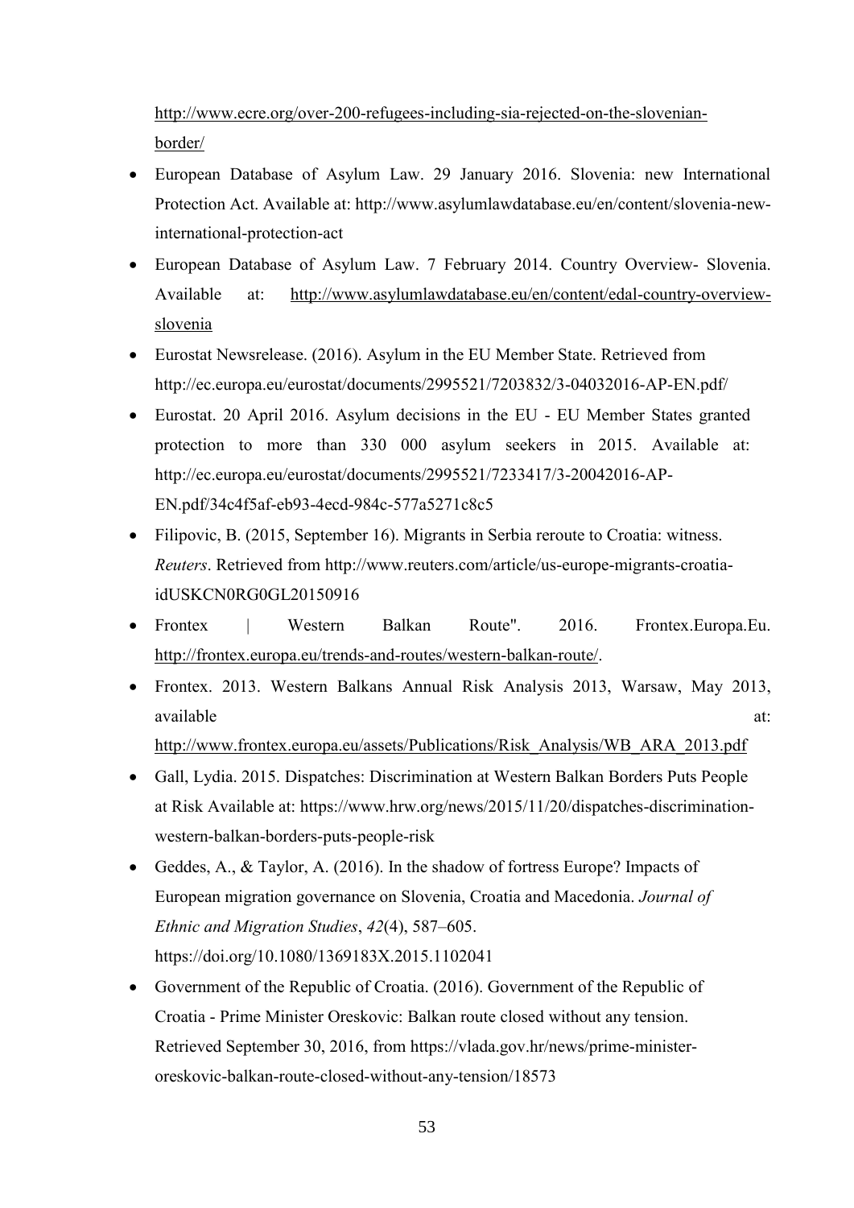http://www.ecre.org/over-200-refugees-including-sia-rejected-on-the-slovenian-border/

- European Database of Asylum Law. 29 January 2016. Slovenia: new International Protection Act. Available at: http://www.asylumlawdatabase.eu/en/content/slovenia-new-international-protection-act
- European Database of Asylum Law. 7 February 2014. Country Overview- Slovenia. Available at: http://www.asylumlawdatabase.eu/en/content/edal-country-overview-slovenia
- Eurostat Newsrelease. (2016). Asylum in the EU Member State. Retrieved from http://ec.europa.eu/eurostat/documents/2995521/7203832/3-04032016-AP-EN.pdf/
- Eurostat. 20 April 2016. Asylum decisions in the EU - EU Member States granted protection to more than 330 000 asylum seekers in 2015. Available at: http://ec.europa.eu/eurostat/documents/2995521/7233417/3-20042016-AP-EN.pdf/34c4f5af-eb93-4ecd-984c-577a5271c8c5
- Filipovic, B. (2015, September 16). Migrants in Serbia reroute to Croatia: witness. *Reuters*. Retrieved from http://www.reuters.com/article/us-europe-migrants-croatia-idUSKCN0RG0GL20150916
- Frontex | Western Balkan Route". 2016. Frontex.Europa.Eu. http://frontex.europa.eu/trends-and-routes/western-balkan-route/.
- Frontex. 2013. Western Balkans Annual Risk Analysis 2013, Warsaw, May 2013, available at: http://www.frontex.europa.eu/assets/Publications/Risk_Analysis/WB_ARA_2013.pdf
- Gall, Lydia. 2015. Dispatches: Discrimination at Western Balkan Borders Puts People at Risk Available at: https://www.hrw.org/news/2015/11/20/dispatches-discrimination-western-balkan-borders-puts-people-risk
- Geddes, A., & Taylor, A. (2016). In the shadow of fortress Europe? Impacts of European migration governance on Slovenia, Croatia and Macedonia. *Journal of Ethnic and Migration Studies*, *42*(4), 587–605. https://doi.org/10.1080/1369183X.2015.1102041
- Government of the Republic of Croatia. (2016). Government of the Republic of Croatia - Prime Minister Oreskovic: Balkan route closed without any tension. Retrieved September 30, 2016, from https://vlada.gov.hr/news/prime-minister-oreskovic-balkan-route-closed-without-any-tension/18573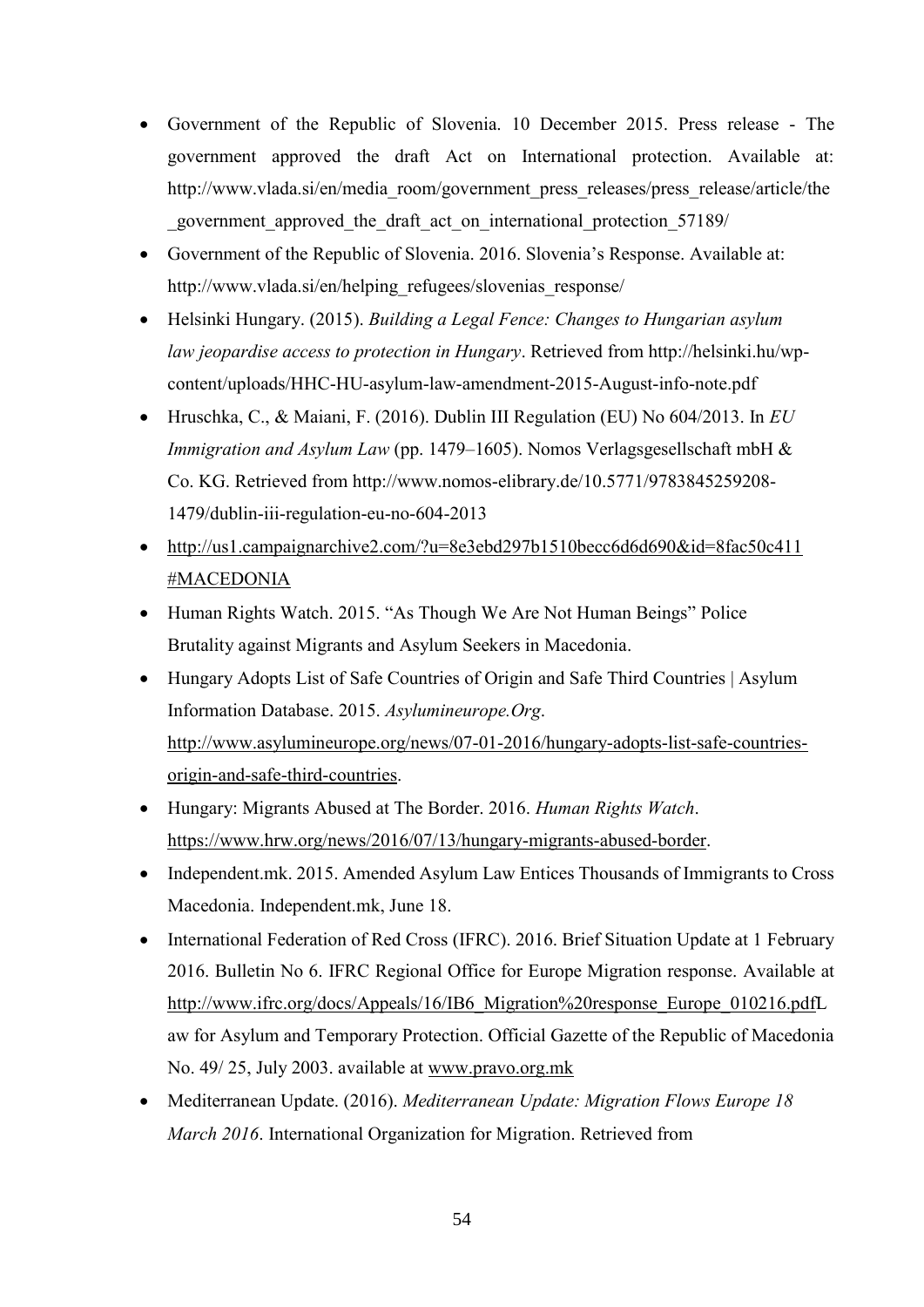- Government of the Republic of Slovenia. 10 December 2015. Press release - The government approved the draft Act on International protection. Available at: http://www.vlada.si/en/media_room/government_press_releases/press_release/article/the_government_approved_the_draft_act_on_international_protection_57189/
- Government of the Republic of Slovenia. 2016. Slovenia's Response. Available at: http://www.vlada.si/en/helping_refugees/slovenias_response/
- Helsinki Hungary. (2015). *Building a Legal Fence: Changes to Hungarian asylum law jeopardise access to protection in Hungary*. Retrieved from http://helsinki.hu/wp-content/uploads/HHC-HU-asylum-law-amendment-2015-August-info-note.pdf
- Hruschka, C., & Maiani, F. (2016). Dublin III Regulation (EU) No 604/2013. In *EU Immigration and Asylum Law* (pp. 1479–1605). Nomos Verlagsgesellschaft mbH & Co. KG. Retrieved from http://www.nomos-elibrary.de/10.5771/9783845259208-1479/dublin-iii-regulation-eu-no-604-2013
- http://us1.campaignarchive2.com/?u=8e3ebd297b1510becc6d6d690&id=8fac50c411#MACEDONIA
- Human Rights Watch. 2015. "As Though We Are Not Human Beings" Police Brutality against Migrants and Asylum Seekers in Macedonia.
- Hungary Adopts List of Safe Countries of Origin and Safe Third Countries | Asylum Information Database. 2015. *Asylumineurope.Org*. http://www.asylumineurope.org/news/07-01-2016/hungary-adopts-list-safe-countries-origin-and-safe-third-countries.
- Hungary: Migrants Abused at The Border. 2016. *Human Rights Watch*. https://www.hrw.org/news/2016/07/13/hungary-migrants-abused-border.
- Independent.mk. 2015. Amended Asylum Law Entices Thousands of Immigrants to Cross Macedonia. Independent.mk, June 18.
- International Federation of Red Cross (IFRC). 2016. Brief Situation Update at 1 February 2016. Bulletin No 6. IFRC Regional Office for Europe Migration response. Available at http://www.ifrc.org/docs/Appeals/16/IB6_Migration%20response_Europe_010216.pdfLaw for Asylum and Temporary Protection. Official Gazette of the Republic of Macedonia No. 49/ 25, July 2003. available at www.pravo.org.mk
- Mediterranean Update. (2016). *Mediterranean Update: Migration Flows Europe 18 March 2016*. International Organization for Migration. Retrieved from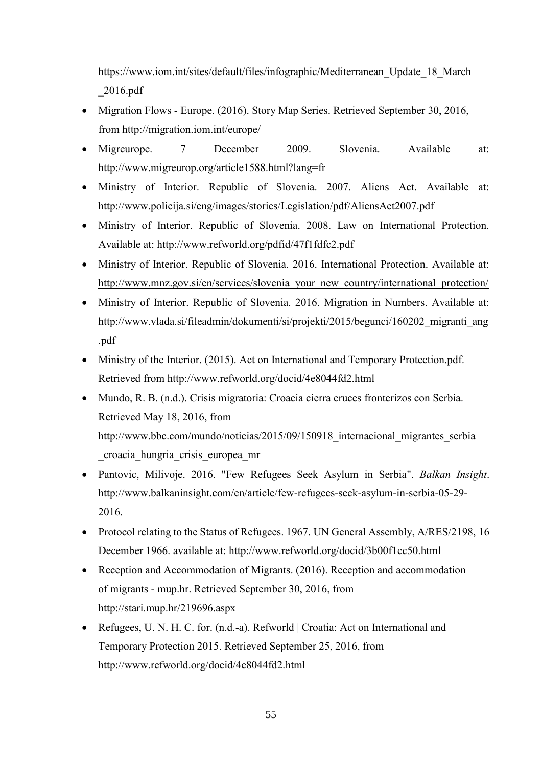https://www.iom.int/sites/default/files/infographic/Mediterranean_Update_18_March_2016.pdf

- Migration Flows - Europe. (2016). Story Map Series. Retrieved September 30, 2016, from http://migration.iom.int/europe/
- Migreurope. 7 December 2009. Slovenia. Available at: http://www.migreurop.org/article1588.html?lang=fr
- Ministry of Interior. Republic of Slovenia. 2007. Aliens Act. Available at: http://www.policija.si/eng/images/stories/Legislation/pdf/AliensAct2007.pdf
- Ministry of Interior. Republic of Slovenia. 2008. Law on International Protection. Available at: http://www.refworld.org/pdfid/47f1fdfc2.pdf
- Ministry of Interior. Republic of Slovenia. 2016. International Protection. Available at: http://www.mnz.gov.si/en/services/slovenia_your_new_country/international_protection/
- Ministry of Interior. Republic of Slovenia. 2016. Migration in Numbers. Available at: http://www.vlada.si/fileadmin/dokumenti/si/projekti/2015/begunci/160202_migranti_ang.pdf
- Ministry of the Interior. (2015). Act on International and Temporary Protection.pdf. Retrieved from http://www.refworld.org/docid/4e8044fd2.html
- Mundo, R. B. (n.d.). Crisis migratoria: Croacia cierra cruces fronterizos con Serbia. Retrieved May 18, 2016, from http://www.bbc.com/mundo/noticias/2015/09/150918_internacional_migrantes_serbia_croacia_hungria_crisis_europea_mr
- Pantovic, Milivoje. 2016. "Few Refugees Seek Asylum in Serbia". *Balkan Insight*. http://www.balkaninsight.com/en/article/few-refugees-seek-asylum-in-serbia-05-29-2016.
- Protocol relating to the Status of Refugees. 1967. UN General Assembly, A/RES/2198, 16 December 1966. available at: http://www.refworld.org/docid/3b00f1cc50.html
- Reception and Accommodation of Migrants. (2016). Reception and accommodation of migrants - mup.hr. Retrieved September 30, 2016, from http://stari.mup.hr/219696.aspx
- Refugees, U. N. H. C. for. (n.d.-a). Refworld | Croatia: Act on International and Temporary Protection 2015. Retrieved September 25, 2016, from http://www.refworld.org/docid/4e8044fd2.html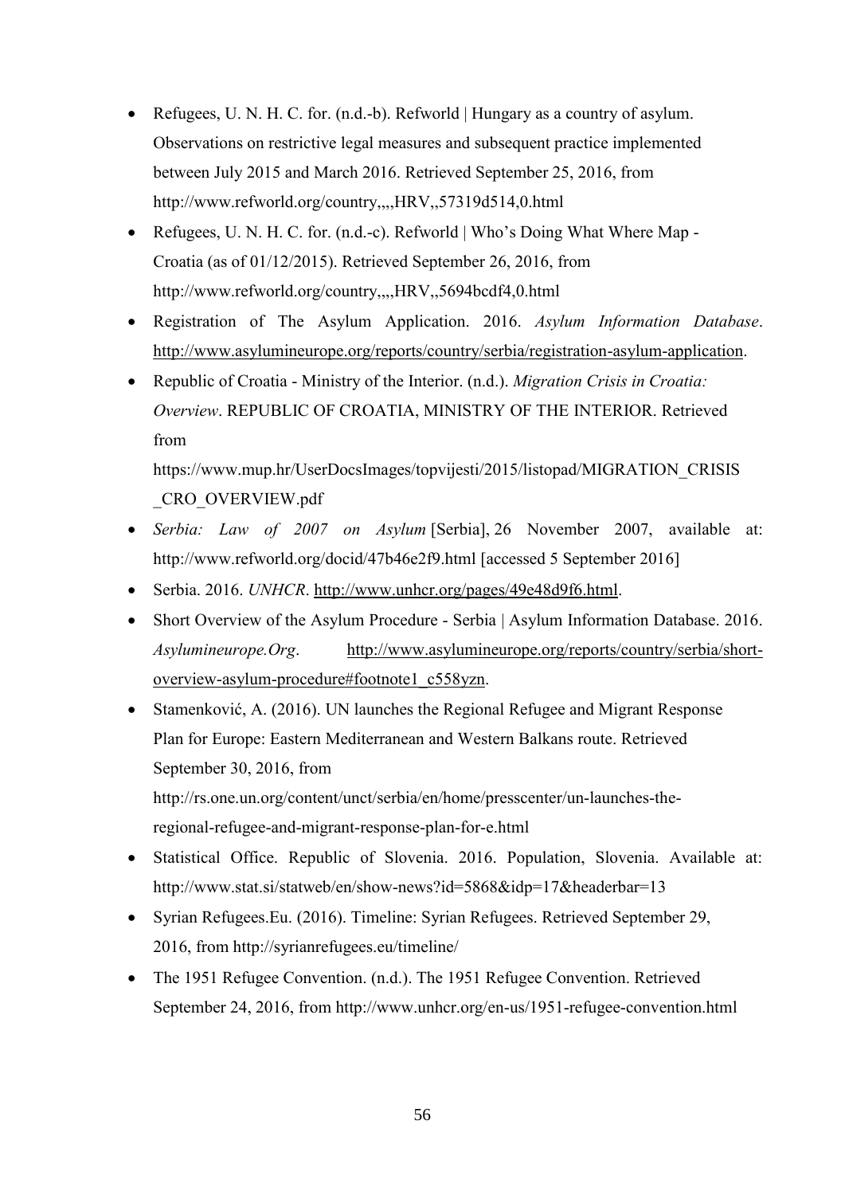- Refugees, U. N. H. C. for. (n.d.-b). Refworld | Hungary as a country of asylum. Observations on restrictive legal measures and subsequent practice implemented between July 2015 and March 2016. Retrieved September 25, 2016, from http://www.refworld.org/country,,,,HRV,,57319d514,0.html
- Refugees, U. N. H. C. for. (n.d.-c). Refworld | Who's Doing What Where Map - Croatia (as of 01/12/2015). Retrieved September 26, 2016, from http://www.refworld.org/country,,,,HRV,,5694bcdf4,0.html
- Registration of The Asylum Application. 2016. *Asylum Information Database*. http://www.asylumineurope.org/reports/country/serbia/registration-asylum-application.
- Republic of Croatia - Ministry of the Interior. (n.d.). *Migration Crisis in Croatia: Overview*. REPUBLIC OF CROATIA, MINISTRY OF THE INTERIOR. Retrieved from https://www.mup.hr/UserDocsImages/topvijesti/2015/listopad/MIGRATION_CRISIS_CRO_OVERVIEW.pdf
- *Serbia: Law of 2007 on Asylum* [Serbia], 26 November 2007, available at: http://www.refworld.org/docid/47b46e2f9.html [accessed 5 September 2016]
- Serbia. 2016. *UNHCR*. http://www.unhcr.org/pages/49e48d9f6.html.
- Short Overview of the Asylum Procedure - Serbia | Asylum Information Database. 2016. *Asylumineurope.Org*. http://www.asylumineurope.org/reports/country/serbia/short-overview-asylum-procedure#footnote1_c558yzn.
- Stamenković, A. (2016). UN launches the Regional Refugee and Migrant Response Plan for Europe: Eastern Mediterranean and Western Balkans route. Retrieved September 30, 2016, from http://rs.one.un.org/content/unct/serbia/en/home/presscenter/un-launches-the-regional-refugee-and-migrant-response-plan-for-e.html
- Statistical Office. Republic of Slovenia. 2016. Population, Slovenia. Available at: http://www.stat.si/statweb/en/show-news?id=5868&idp=17&headerbar=13
- Syrian Refugees.Eu. (2016). Timeline: Syrian Refugees. Retrieved September 29, 2016, from http://syrianrefugees.eu/timeline/
- The 1951 Refugee Convention. (n.d.). The 1951 Refugee Convention. Retrieved September 24, 2016, from http://www.unhcr.org/en-us/1951-refugee-convention.html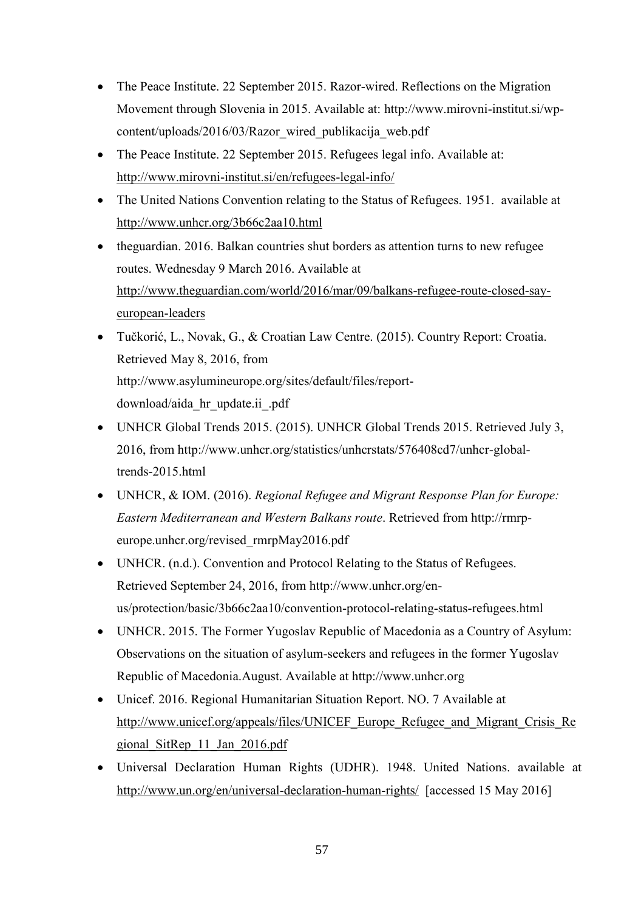- The Peace Institute. 22 September 2015. Razor-wired. Reflections on the Migration Movement through Slovenia in 2015. Available at: http://www.mirovni-institut.si/wp-content/uploads/2016/03/Razor_wired_publikacija_web.pdf
- The Peace Institute. 22 September 2015. Refugees legal info. Available at: http://www.mirovni-institut.si/en/refugees-legal-info/
- The United Nations Convention relating to the Status of Refugees. 1951. available at http://www.unhcr.org/3b66c2aa10.html
- theguardian. 2016. Balkan countries shut borders as attention turns to new refugee routes. Wednesday 9 March 2016. Available at http://www.theguardian.com/world/2016/mar/09/balkans-refugee-route-closed-say-european-leaders
- Tučkorić, L., Novak, G., & Croatian Law Centre. (2015). Country Report: Croatia. Retrieved May 8, 2016, from http://www.asylumineurope.org/sites/default/files/report-download/aida_hr_update.ii_.pdf
- UNHCR Global Trends 2015. (2015). UNHCR Global Trends 2015. Retrieved July 3, 2016, from http://www.unhcr.org/statistics/unhcrstats/576408cd7/unhcr-global-trends-2015.html
- UNHCR, & IOM. (2016). *Regional Refugee and Migrant Response Plan for Europe: Eastern Mediterranean and Western Balkans route*. Retrieved from http://rmrp-europe.unhcr.org/revised_rmrpMay2016.pdf
- UNHCR. (n.d.). Convention and Protocol Relating to the Status of Refugees. Retrieved September 24, 2016, from http://www.unhcr.org/en-us/protection/basic/3b66c2aa10/convention-protocol-relating-status-refugees.html
- UNHCR. 2015. The Former Yugoslav Republic of Macedonia as a Country of Asylum: Observations on the situation of asylum-seekers and refugees in the former Yugoslav Republic of Macedonia.August. Available at http://www.unhcr.org
- Unicef. 2016. Regional Humanitarian Situation Report. NO. 7 Available at http://www.unicef.org/appeals/files/UNICEF_Europe_Refugee_and_Migrant_Crisis_Regional_SitRep_11_Jan_2016.pdf
- Universal Declaration Human Rights (UDHR). 1948. United Nations. available at http://www.un.org/en/universal-declaration-human-rights/ [accessed 15 May 2016]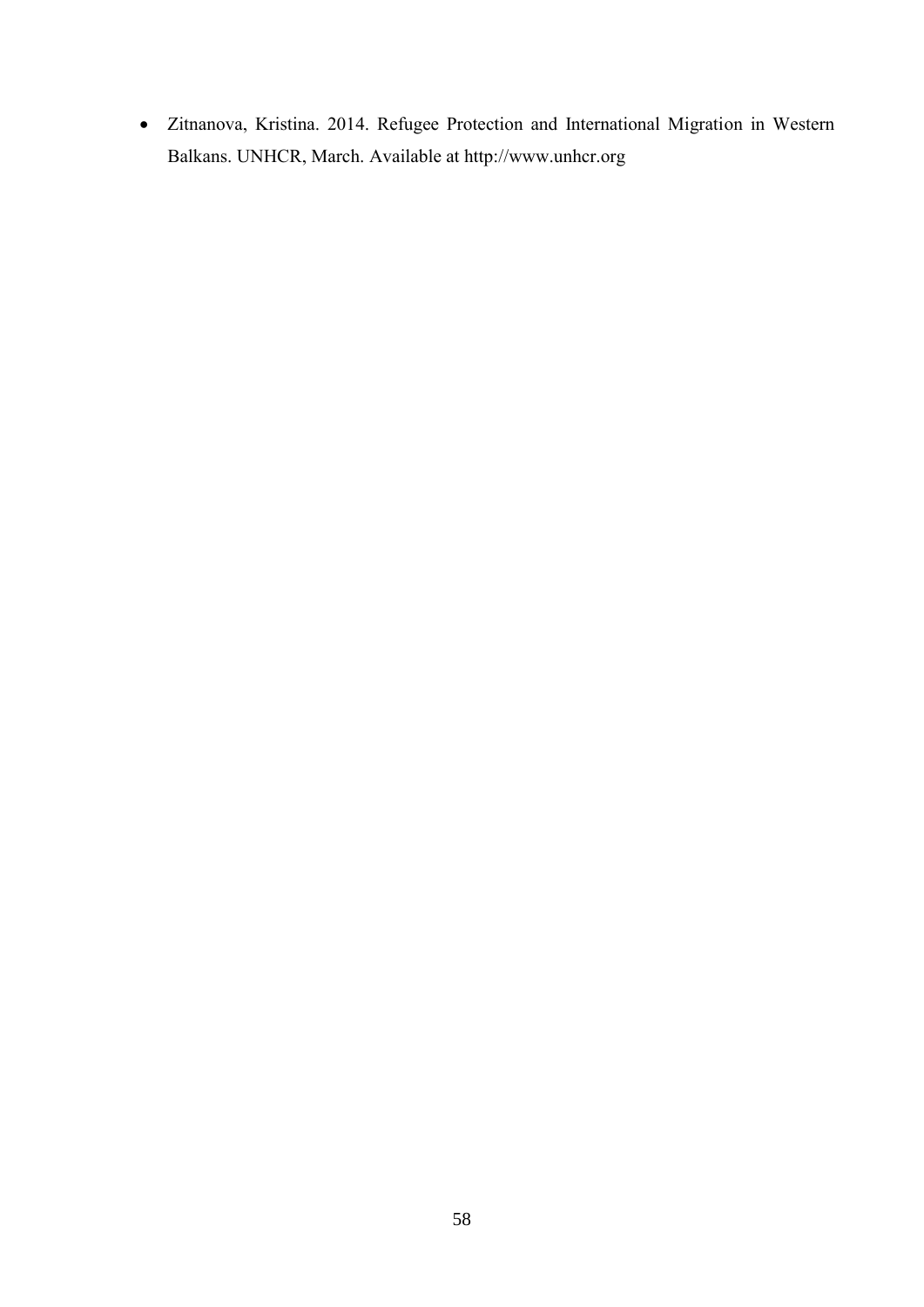- Zitnanova, Kristina. 2014. Refugee Protection and International Migration in Western Balkans. UNHCR, March. Available at http://www.unhcr.org